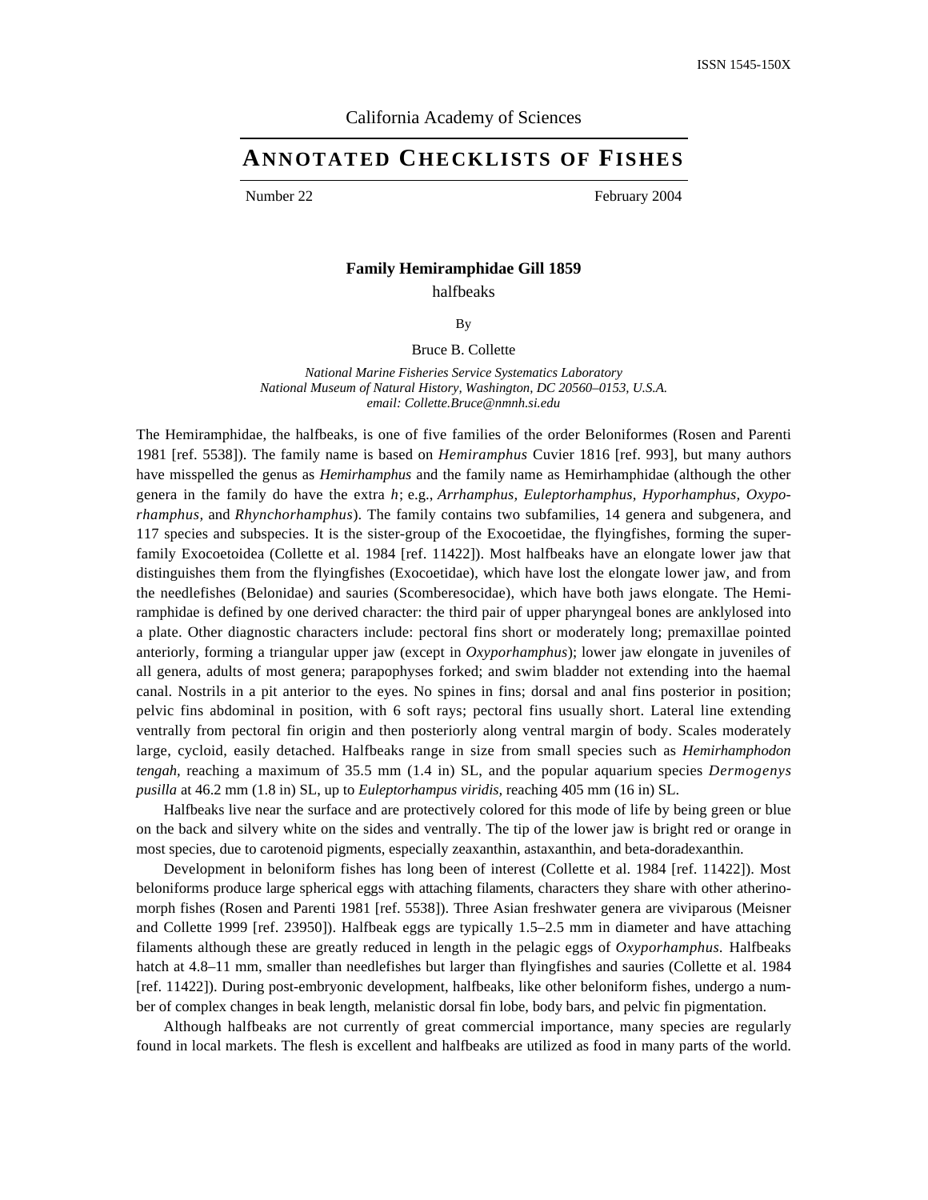ISSN 1545-150X

California Academy of Sciences

# ANNOTATED CHECKLISTS OF FISHES

Number 22 February 2004

## Family Hemiramphidae Gill 1859

halfbeaks

By

Bruce B. Collette

*National Marine Fisheries Service Systematics Laboratory*
*National Museum of Natural History, Washington, DC 20560–0153, U.S.A.*
*email: Collette.Bruce@nmnh.si.edu*

The Hemiramphidae, the halfbeaks, is one of five families of the order Beloniformes (Rosen and Parenti 1981 [ref. 5538]). The family name is based on *Hemiramphus* Cuvier 1816 [ref. 993], but many authors have misspelled the genus as *Hemirhamphus* and the family name as Hemirhamphidae (although the other genera in the family do have the extra *h*; e.g., *Arrhamphus, Euleptorhamphus, Hyporhamphus, Oxyporhamphus,* and *Rhynchorhamphus*). The family contains two subfamilies, 14 genera and subgenera, and 117 species and subspecies. It is the sister-group of the Exocoetidae, the flyingfishes, forming the superfamily Exocoetoidea (Collette et al. 1984 [ref. 11422]). Most halfbeaks have an elongate lower jaw that distinguishes them from the flyingfishes (Exocoetidae), which have lost the elongate lower jaw, and from the needlefishes (Belonidae) and sauries (Scomberesocidae), which have both jaws elongate. The Hemiramphidae is defined by one derived character: the third pair of upper pharyngeal bones are anklylosed into a plate. Other diagnostic characters include: pectoral fins short or moderately long; premaxillae pointed anteriorly, forming a triangular upper jaw (except in *Oxyporhamphus*); lower jaw elongate in juveniles of all genera, adults of most genera; parapophyses forked; and swim bladder not extending into the haemal canal. Nostrils in a pit anterior to the eyes. No spines in fins; dorsal and anal fins posterior in position; pelvic fins abdominal in position, with 6 soft rays; pectoral fins usually short. Lateral line extending ventrally from pectoral fin origin and then posteriorly along ventral margin of body. Scales moderately large, cycloid, easily detached. Halfbeaks range in size from small species such as *Hemirhamphodon tengah*, reaching a maximum of 35.5 mm (1.4 in) SL, and the popular aquarium species *Dermogenys pusilla* at 46.2 mm (1.8 in) SL, up to *Euleptorhampus viridis*, reaching 405 mm (16 in) SL.

Halfbeaks live near the surface and are protectively colored for this mode of life by being green or blue on the back and silvery white on the sides and ventrally. The tip of the lower jaw is bright red or orange in most species, due to carotenoid pigments, especially zeaxanthin, astaxanthin, and beta-doradexanthin.

Development in beloniform fishes has long been of interest (Collette et al. 1984 [ref. 11422]). Most beloniforms produce large spherical eggs with attaching filaments, characters they share with other atherinomorph fishes (Rosen and Parenti 1981 [ref. 5538]). Three Asian freshwater genera are viviparous (Meisner and Collette 1999 [ref. 23950]). Halfbeak eggs are typically 1.5–2.5 mm in diameter and have attaching filaments although these are greatly reduced in length in the pelagic eggs of *Oxyporhamphus.* Halfbeaks hatch at 4.8–11 mm, smaller than needlefishes but larger than flyingfishes and sauries (Collette et al. 1984 [ref. 11422]). During post-embryonic development, halfbeaks, like other beloniform fishes, undergo a number of complex changes in beak length, melanistic dorsal fin lobe, body bars, and pelvic fin pigmentation.

Although halfbeaks are not currently of great commercial importance, many species are regularly found in local markets. The flesh is excellent and halfbeaks are utilized as food in many parts of the world.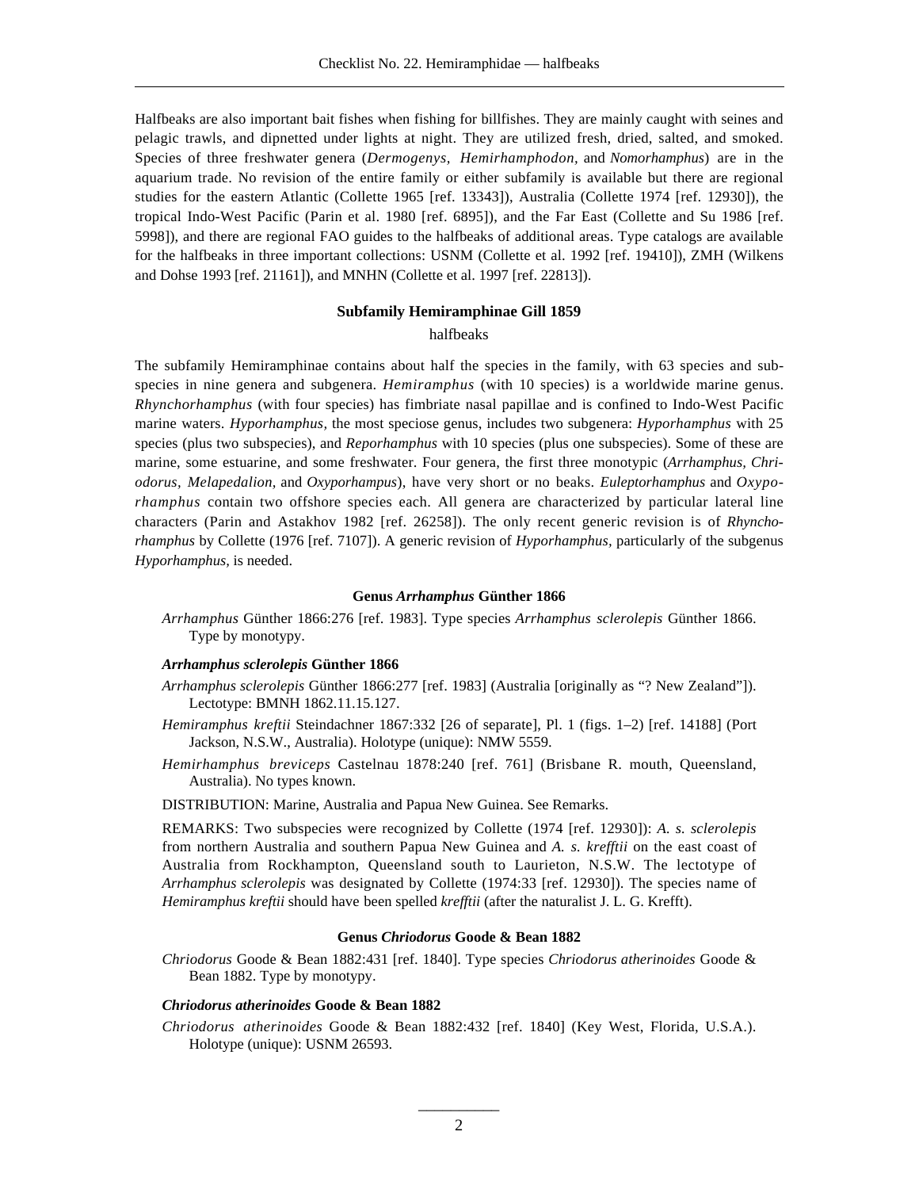Halfbeaks are also important bait fishes when fishing for billfishes. They are mainly caught with seines and pelagic trawls, and dipnetted under lights at night. They are utilized fresh, dried, salted, and smoked. Species of three freshwater genera (*Dermogenys, Hemirhamphodon,* and *Nomorhamphus*) are in the aquarium trade. No revision of the entire family or either subfamily is available but there are regional studies for the eastern Atlantic (Collette 1965 [ref. 13343]), Australia (Collette 1974 [ref. 12930]), the tropical Indo-West Pacific (Parin et al. 1980 [ref. 6895]), and the Far East (Collette and Su 1986 [ref. 5998]), and there are regional FAO guides to the halfbeaks of additional areas. Type catalogs are available for the halfbeaks in three important collections: USNM (Collette et al. 1992 [ref. 19410]), ZMH (Wilkens and Dohse 1993 [ref. 21161]), and MNHN (Collette et al. 1997 [ref. 22813]).

## Subfamily Hemiramphinae Gill 1859

halfbeaks

The subfamily Hemiramphinae contains about half the species in the family, with 63 species and subspecies in nine genera and subgenera. *Hemiramphus* (with 10 species) is a worldwide marine genus. *Rhynchorhamphus* (with four species) has fimbriate nasal papillae and is confined to Indo-West Pacific marine waters. *Hyporhamphus,* the most speciose genus, includes two subgenera: *Hyporhamphus* with 25 species (plus two subspecies), and *Reporhamphus* with 10 species (plus one subspecies). Some of these are marine, some estuarine, and some freshwater. Four genera, the first three monotypic (*Arrhamphus, Chriodorus, Melapedalion,* and *Oxyporhampus*), have very short or no beaks. *Euleptorhamphus* and *Oxyporhamphus* contain two offshore species each. All genera are characterized by particular lateral line characters (Parin and Astakhov 1982 [ref. 26258]). The only recent generic revision is of *Rhynchorhamphus* by Collette (1976 [ref. 7107]). A generic revision of *Hyporhamphus,* particularly of the subgenus *Hyporhamphus,* is needed.

### Genus *Arrhamphus* Günther 1866

*Arrhamphus* Günther 1866:276 [ref. 1983]. Type species *Arrhamphus sclerolepis* Günther 1866. Type by monotypy.

#### *Arrhamphus sclerolepis* Günther 1866

*Arrhamphus sclerolepis* Günther 1866:277 [ref. 1983] (Australia [originally as "? New Zealand"]). Lectotype: BMNH 1862.11.15.127.

*Hemiramphus kreftii* Steindachner 1867:332 [26 of separate], Pl. 1 (figs. 1–2) [ref. 14188] (Port Jackson, N.S.W., Australia). Holotype (unique): NMW 5559.

*Hemirhamphus breviceps* Castelnau 1878:240 [ref. 761] (Brisbane R. mouth, Queensland, Australia). No types known.

DISTRIBUTION: Marine, Australia and Papua New Guinea. See Remarks.

REMARKS: Two subspecies were recognized by Collette (1974 [ref. 12930]): *A. s. sclerolepis* from northern Australia and southern Papua New Guinea and *A. s. krefftii* on the east coast of Australia from Rockhampton, Queensland south to Laurieton, N.S.W. The lectotype of *Arrhamphus sclerolepis* was designated by Collette (1974:33 [ref. 12930]). The species name of *Hemiramphus kreftii* should have been spelled *krefftii* (after the naturalist J. L. G. Krefft).

### Genus *Chriodorus* Goode & Bean 1882

*Chriodorus* Goode & Bean 1882:431 [ref. 1840]. Type species *Chriodorus atherinoides* Goode & Bean 1882. Type by monotypy.

#### *Chriodorus atherinoides* Goode & Bean 1882

*Chriodorus atherinoides* Goode & Bean 1882:432 [ref. 1840] (Key West, Florida, U.S.A.). Holotype (unique): USNM 26593.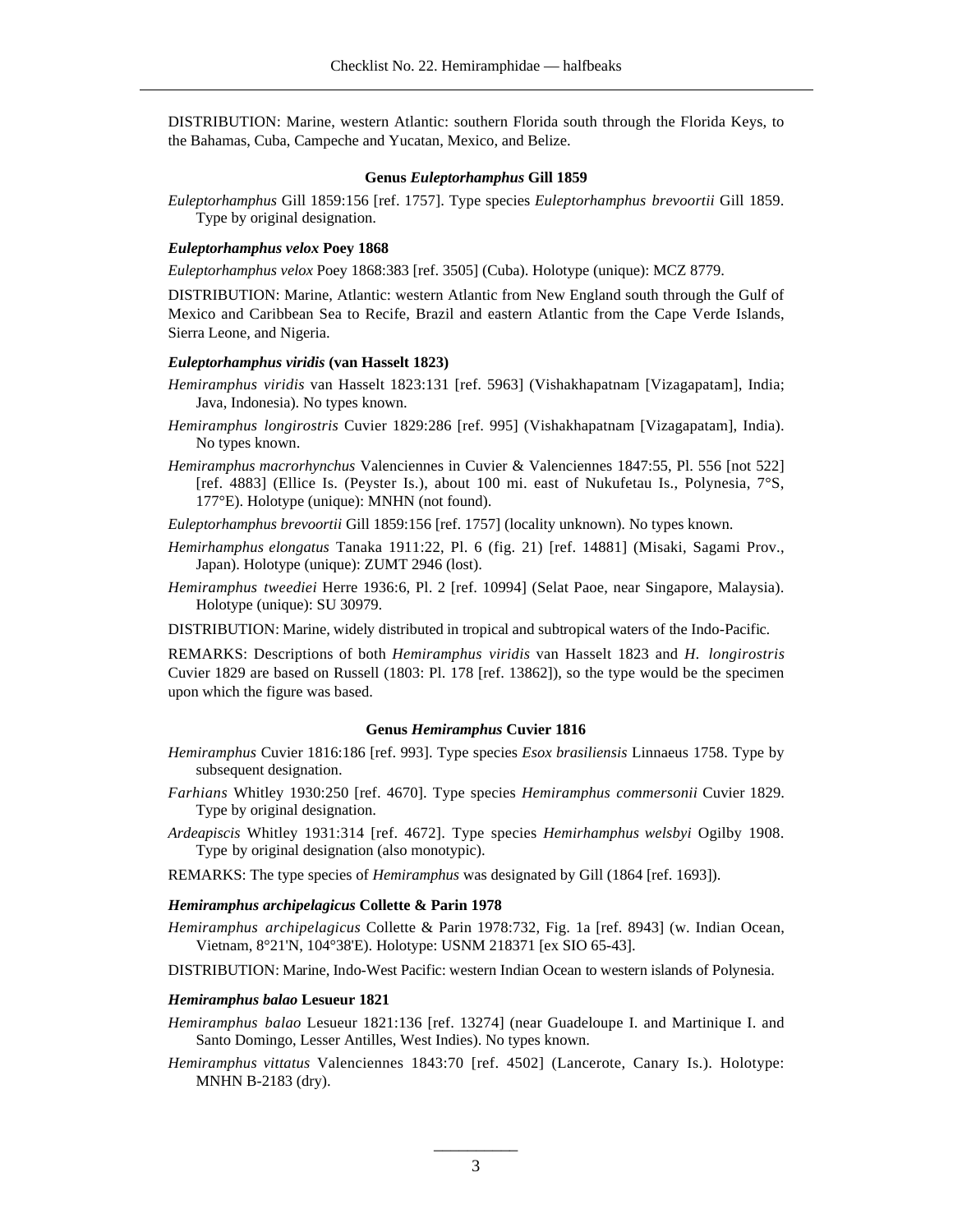DISTRIBUTION: Marine, western Atlantic: southern Florida south through the Florida Keys, to the Bahamas, Cuba, Campeche and Yucatan, Mexico, and Belize.

### Genus *Euleptorhamphus* Gill 1859

*Euleptorhamphus* Gill 1859:156 [ref. 1757]. Type species *Euleptorhamphus brevoortii* Gill 1859. Type by original designation.

#### *Euleptorhamphus velox* Poey 1868

*Euleptorhamphus velox* Poey 1868:383 [ref. 3505] (Cuba). Holotype (unique): MCZ 8779.

DISTRIBUTION: Marine, Atlantic: western Atlantic from New England south through the Gulf of Mexico and Caribbean Sea to Recife, Brazil and eastern Atlantic from the Cape Verde Islands, Sierra Leone, and Nigeria.

#### *Euleptorhamphus viridis* (van Hasselt 1823)

*Hemiramphus viridis* van Hasselt 1823:131 [ref. 5963] (Vishakhapatnam [Vizagapatam], India; Java, Indonesia). No types known.

*Hemiramphus longirostris* Cuvier 1829:286 [ref. 995] (Vishakhapatnam [Vizagapatam], India). No types known.

*Hemiramphus macrorhynchus* Valenciennes in Cuvier & Valenciennes 1847:55, Pl. 556 [not 522] [ref. 4883] (Ellice Is. (Peyster Is.), about 100 mi. east of Nukufetau Is., Polynesia, 7°S, 177°E). Holotype (unique): MNHN (not found).

*Euleptorhamphus brevoortii* Gill 1859:156 [ref. 1757] (locality unknown). No types known.

*Hemirhamphus elongatus* Tanaka 1911:22, Pl. 6 (fig. 21) [ref. 14881] (Misaki, Sagami Prov., Japan). Holotype (unique): ZUMT 2946 (lost).

*Hemiramphus tweediei* Herre 1936:6, Pl. 2 [ref. 10994] (Selat Paoe, near Singapore, Malaysia). Holotype (unique): SU 30979.

DISTRIBUTION: Marine, widely distributed in tropical and subtropical waters of the Indo-Pacific.

REMARKS: Descriptions of both *Hemiramphus viridis* van Hasselt 1823 and *H. longirostris* Cuvier 1829 are based on Russell (1803: Pl. 178 [ref. 13862]), so the type would be the specimen upon which the figure was based.

### Genus *Hemiramphus* Cuvier 1816

*Hemiramphus* Cuvier 1816:186 [ref. 993]. Type species *Esox brasiliensis* Linnaeus 1758. Type by subsequent designation.

*Farhians* Whitley 1930:250 [ref. 4670]. Type species *Hemiramphus commersonii* Cuvier 1829. Type by original designation.

*Ardeapiscis* Whitley 1931:314 [ref. 4672]. Type species *Hemirhamphus welsbyi* Ogilby 1908. Type by original designation (also monotypic).

REMARKS: The type species of *Hemiramphus* was designated by Gill (1864 [ref. 1693]).

#### *Hemiramphus archipelagicus* Collette & Parin 1978

*Hemiramphus archipelagicus* Collette & Parin 1978:732, Fig. 1a [ref. 8943] (w. Indian Ocean, Vietnam, 8°21'N, 104°38'E). Holotype: USNM 218371 [ex SIO 65-43].

DISTRIBUTION: Marine, Indo-West Pacific: western Indian Ocean to western islands of Polynesia.

#### *Hemiramphus balao* Lesueur 1821

*Hemiramphus balao* Lesueur 1821:136 [ref. 13274] (near Guadeloupe I. and Martinique I. and Santo Domingo, Lesser Antilles, West Indies). No types known.

*Hemiramphus vittatus* Valenciennes 1843:70 [ref. 4502] (Lancerote, Canary Is.). Holotype: MNHN B-2183 (dry).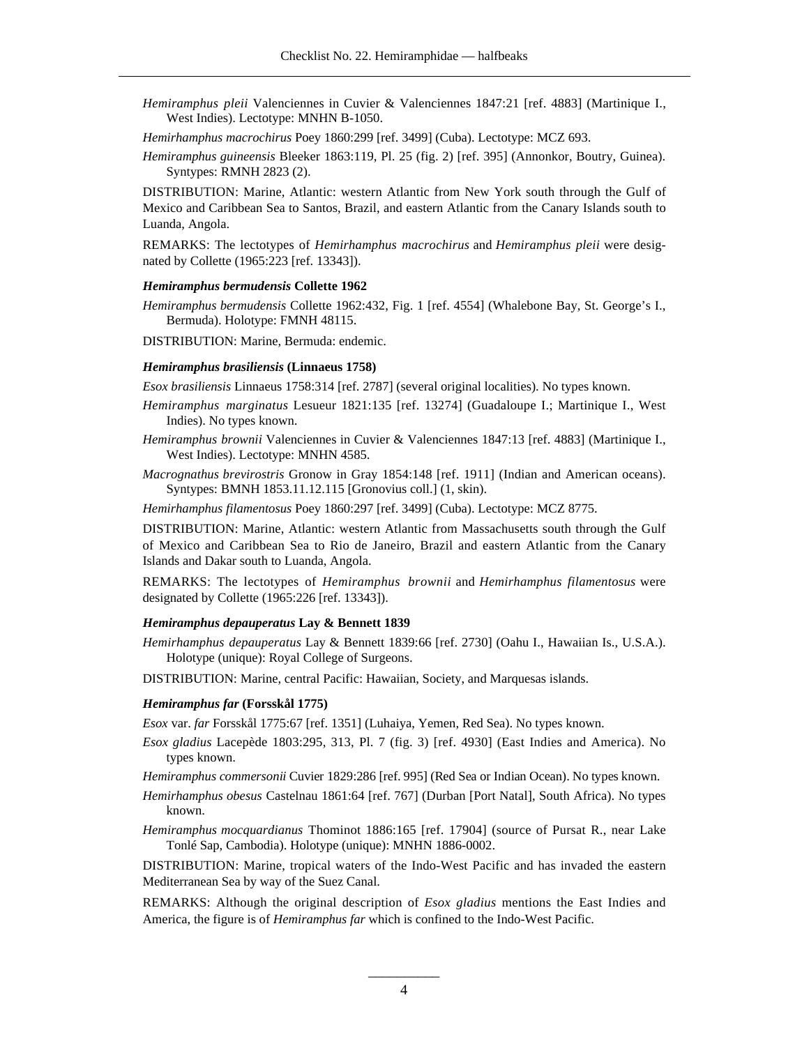*Hemiramphus pleii* Valenciennes in Cuvier & Valenciennes 1847:21 [ref. 4883] (Martinique I., West Indies). Lectotype: MNHN B-1050.

*Hemirhamphus macrochirus* Poey 1860:299 [ref. 3499] (Cuba). Lectotype: MCZ 693.

*Hemiramphus guineensis* Bleeker 1863:119, Pl. 25 (fig. 2) [ref. 395] (Annonkor, Boutry, Guinea). Syntypes: RMNH 2823 (2).

DISTRIBUTION: Marine, Atlantic: western Atlantic from New York south through the Gulf of Mexico and Caribbean Sea to Santos, Brazil, and eastern Atlantic from the Canary Islands south to Luanda, Angola.

REMARKS: The lectotypes of *Hemirhamphus macrochirus* and *Hemiramphus pleii* were designated by Collette (1965:223 [ref. 13343]).

#### *Hemiramphus bermudensis* Collette 1962

*Hemiramphus bermudensis* Collette 1962:432, Fig. 1 [ref. 4554] (Whalebone Bay, St. George's I., Bermuda). Holotype: FMNH 48115.

DISTRIBUTION: Marine, Bermuda: endemic.

#### *Hemiramphus brasiliensis* (Linnaeus 1758)

*Esox brasiliensis* Linnaeus 1758:314 [ref. 2787] (several original localities). No types known.

*Hemiramphus marginatus* Lesueur 1821:135 [ref. 13274] (Guadaloupe I.; Martinique I., West Indies). No types known.

*Hemiramphus brownii* Valenciennes in Cuvier & Valenciennes 1847:13 [ref. 4883] (Martinique I., West Indies). Lectotype: MNHN 4585.

*Macrognathus brevirostris* Gronow in Gray 1854:148 [ref. 1911] (Indian and American oceans). Syntypes: BMNH 1853.11.12.115 [Gronovius coll.] (1, skin).

*Hemirhamphus filamentosus* Poey 1860:297 [ref. 3499] (Cuba). Lectotype: MCZ 8775.

DISTRIBUTION: Marine, Atlantic: western Atlantic from Massachusetts south through the Gulf of Mexico and Caribbean Sea to Rio de Janeiro, Brazil and eastern Atlantic from the Canary Islands and Dakar south to Luanda, Angola.

REMARKS: The lectotypes of *Hemiramphus brownii* and *Hemirhamphus filamentosus* were designated by Collette (1965:226 [ref. 13343]).

#### *Hemiramphus depauperatus* Lay & Bennett 1839

*Hemirhamphus depauperatus* Lay & Bennett 1839:66 [ref. 2730] (Oahu I., Hawaiian Is., U.S.A.). Holotype (unique): Royal College of Surgeons.

DISTRIBUTION: Marine, central Pacific: Hawaiian, Society, and Marquesas islands.

#### *Hemiramphus far* (Forsskål 1775)

*Esox* var. *far* Forsskål 1775:67 [ref. 1351] (Luhaiya, Yemen, Red Sea). No types known.

*Esox gladius* Lacepède 1803:295, 313, Pl. 7 (fig. 3) [ref. 4930] (East Indies and America). No types known.

*Hemiramphus commersonii* Cuvier 1829:286 [ref. 995] (Red Sea or Indian Ocean). No types known.

*Hemirhamphus obesus* Castelnau 1861:64 [ref. 767] (Durban [Port Natal], South Africa). No types known.

*Hemiramphus mocquardianus* Thominot 1886:165 [ref. 17904] (source of Pursat R., near Lake Tonlé Sap, Cambodia). Holotype (unique): MNHN 1886-0002.

DISTRIBUTION: Marine, tropical waters of the Indo-West Pacific and has invaded the eastern Mediterranean Sea by way of the Suez Canal.

REMARKS: Although the original description of *Esox gladius* mentions the East Indies and America, the figure is of *Hemiramphus far* which is confined to the Indo-West Pacific.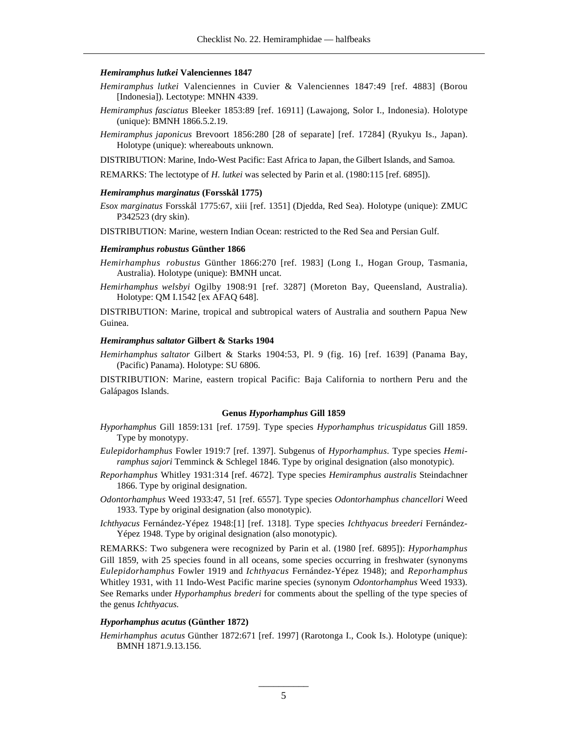### *Hemiramphus lutkei* Valenciennes 1847

*Hemiramphus lutkei* Valenciennes in Cuvier & Valenciennes 1847:49 [ref. 4883] (Borou [Indonesia]). Lectotype: MNHN 4339.

*Hemiramphus fasciatus* Bleeker 1853:89 [ref. 16911] (Lawajong, Solor I., Indonesia). Holotype (unique): BMNH 1866.5.2.19.

*Hemiramphus japonicus* Brevoort 1856:280 [28 of separate] [ref. 17284] (Ryukyu Is., Japan). Holotype (unique): whereabouts unknown.

DISTRIBUTION: Marine, Indo-West Pacific: East Africa to Japan, the Gilbert Islands, and Samoa.

REMARKS: The lectotype of *H. lutkei* was selected by Parin et al. (1980:115 [ref. 6895]).

### *Hemiramphus marginatus* (Forsskål 1775)

*Esox marginatus* Forsskål 1775:67, xiii [ref. 1351] (Djedda, Red Sea). Holotype (unique): ZMUC P342523 (dry skin).

DISTRIBUTION: Marine, western Indian Ocean: restricted to the Red Sea and Persian Gulf.

### *Hemiramphus robustus* Günther 1866

*Hemirhamphus robustus* Günther 1866:270 [ref. 1983] (Long I., Hogan Group, Tasmania, Australia). Holotype (unique): BMNH uncat.

*Hemirhamphus welsbyi* Ogilby 1908:91 [ref. 3287] (Moreton Bay, Queensland, Australia). Holotype: QM I.1542 [ex AFAQ 648].

DISTRIBUTION: Marine, tropical and subtropical waters of Australia and southern Papua New Guinea.

### *Hemiramphus saltator* Gilbert & Starks 1904

*Hemirhamphus saltator* Gilbert & Starks 1904:53, Pl. 9 (fig. 16) [ref. 1639] (Panama Bay, (Pacific) Panama). Holotype: SU 6806.

DISTRIBUTION: Marine, eastern tropical Pacific: Baja California to northern Peru and the Galápagos Islands.

## Genus *Hyporhamphus* Gill 1859

*Hyporhamphus* Gill 1859:131 [ref. 1759]. Type species *Hyporhamphus tricuspidatus* Gill 1859. Type by monotypy.

*Eulepidorhamphus* Fowler 1919:7 [ref. 1397]. Subgenus of *Hyporhamphus*. Type species *Hemiramphus sajori* Temminck & Schlegel 1846. Type by original designation (also monotypic).

*Reporhamphus* Whitley 1931:314 [ref. 4672]. Type species *Hemiramphus australis* Steindachner 1866. Type by original designation.

*Odontorhamphus* Weed 1933:47, 51 [ref. 6557]. Type species *Odontorhamphus chancellori* Weed 1933. Type by original designation (also monotypic).

*Ichthyacus* Fernández-Yépez 1948:[1] [ref. 1318]. Type species *Ichthyacus breederi* Fernández-Yépez 1948. Type by original designation (also monotypic).

REMARKS: Two subgenera were recognized by Parin et al. (1980 [ref. 6895]): *Hyporhamphus* Gill 1859, with 25 species found in all oceans, some species occurring in freshwater (synonyms *Eulepidorhamphus* Fowler 1919 and *Ichthyacus* Fernández-Yépez 1948); and *Reporhamphus* Whitley 1931, with 11 Indo-West Pacific marine species (synonym *Odontorhamphus* Weed 1933). See Remarks under *Hyporhamphus brederi* for comments about the spelling of the type species of the genus *Ichthyacus.*

### *Hyporhamphus acutus* (Günther 1872)

*Hemirhamphus acutus* Günther 1872:671 [ref. 1997] (Rarotonga I., Cook Is.). Holotype (unique): BMNH 1871.9.13.156.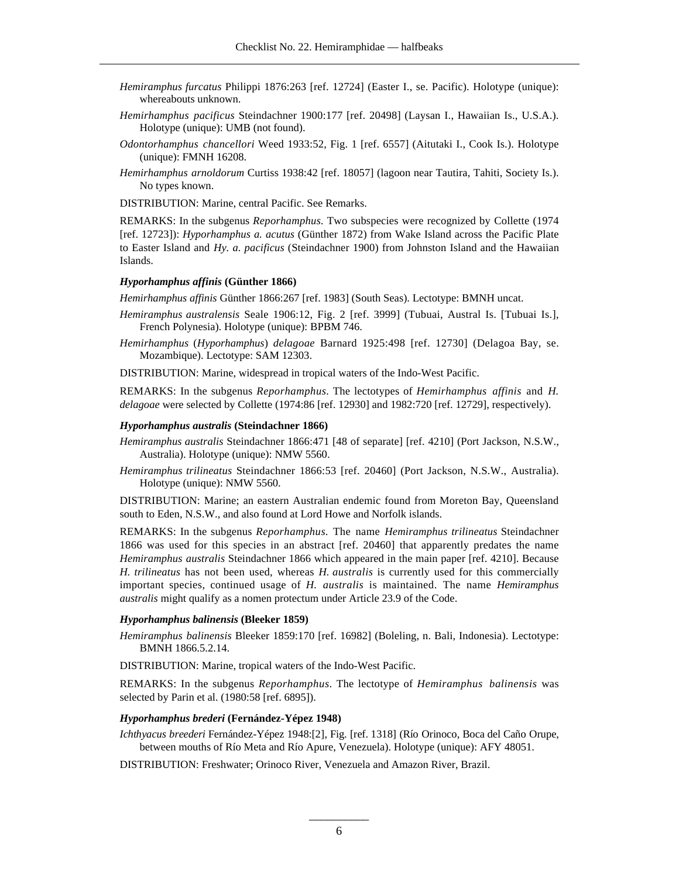*Hemiramphus furcatus* Philippi 1876:263 [ref. 12724] (Easter I., se. Pacific). Holotype (unique): whereabouts unknown.

*Hemirhamphus pacificus* Steindachner 1900:177 [ref. 20498] (Laysan I., Hawaiian Is., U.S.A.). Holotype (unique): UMB (not found).

*Odontorhamphus chancellori* Weed 1933:52, Fig. 1 [ref. 6557] (Aitutaki I., Cook Is.). Holotype (unique): FMNH 16208.

*Hemirhamphus arnoldorum* Curtiss 1938:42 [ref. 18057] (lagoon near Tautira, Tahiti, Society Is.). No types known.

DISTRIBUTION: Marine, central Pacific. See Remarks.

REMARKS: In the subgenus *Reporhamphus.* Two subspecies were recognized by Collette (1974 [ref. 12723]): *Hyporhamphus a. acutus* (Günther 1872) from Wake Island across the Pacific Plate to Easter Island and *Hy. a. pacificus* (Steindachner 1900) from Johnston Island and the Hawaiian Islands.

#### *Hyporhamphus affinis* (Günther 1866)

*Hemirhamphus affinis* Günther 1866:267 [ref. 1983] (South Seas). Lectotype: BMNH uncat.

*Hemiramphus australensis* Seale 1906:12, Fig. 2 [ref. 3999] (Tubuai, Austral Is. [Tubuai Is.], French Polynesia). Holotype (unique): BPBM 746.

*Hemirhamphus* (*Hyporhamphus*) *delagoae* Barnard 1925:498 [ref. 12730] (Delagoa Bay, se. Mozambique). Lectotype: SAM 12303.

DISTRIBUTION: Marine, widespread in tropical waters of the Indo-West Pacific.

REMARKS: In the subgenus *Reporhamphus*. The lectotypes of *Hemirhamphus affinis* and *H. delagoae* were selected by Collette (1974:86 [ref. 12930] and 1982:720 [ref. 12729], respectively).

#### *Hyporhamphus australis* (Steindachner 1866)

*Hemiramphus australis* Steindachner 1866:471 [48 of separate] [ref. 4210] (Port Jackson, N.S.W., Australia). Holotype (unique): NMW 5560.

*Hemiramphus trilineatus* Steindachner 1866:53 [ref. 20460] (Port Jackson, N.S.W., Australia). Holotype (unique): NMW 5560.

DISTRIBUTION: Marine; an eastern Australian endemic found from Moreton Bay, Queensland south to Eden, N.S.W., and also found at Lord Howe and Norfolk islands.

REMARKS: In the subgenus *Reporhamphus*. The name *Hemiramphus trilineatus* Steindachner 1866 was used for this species in an abstract [ref. 20460] that apparently predates the name *Hemiramphus australis* Steindachner 1866 which appeared in the main paper [ref. 4210]. Because *H. trilineatus* has not been used, whereas *H. australis* is currently used for this commercially important species, continued usage of *H. australis* is maintained. The name *Hemiramphus australis* might qualify as a nomen protectum under Article 23.9 of the Code.

#### *Hyporhamphus balinensis* (Bleeker 1859)

*Hemiramphus balinensis* Bleeker 1859:170 [ref. 16982] (Boleling, n. Bali, Indonesia). Lectotype: BMNH 1866.5.2.14.

DISTRIBUTION: Marine, tropical waters of the Indo-West Pacific.

REMARKS: In the subgenus *Reporhamphus*. The lectotype of *Hemiramphus balinensis* was selected by Parin et al. (1980:58 [ref. 6895]).

#### *Hyporhamphus brederi* (Fernández-Yépez 1948)

*Ichthyacus breederi* Fernández-Yépez 1948:[2], Fig. [ref. 1318] (Río Orinoco, Boca del Caño Orupe, between mouths of Río Meta and Río Apure, Venezuela). Holotype (unique): AFY 48051.

DISTRIBUTION: Freshwater; Orinoco River, Venezuela and Amazon River, Brazil.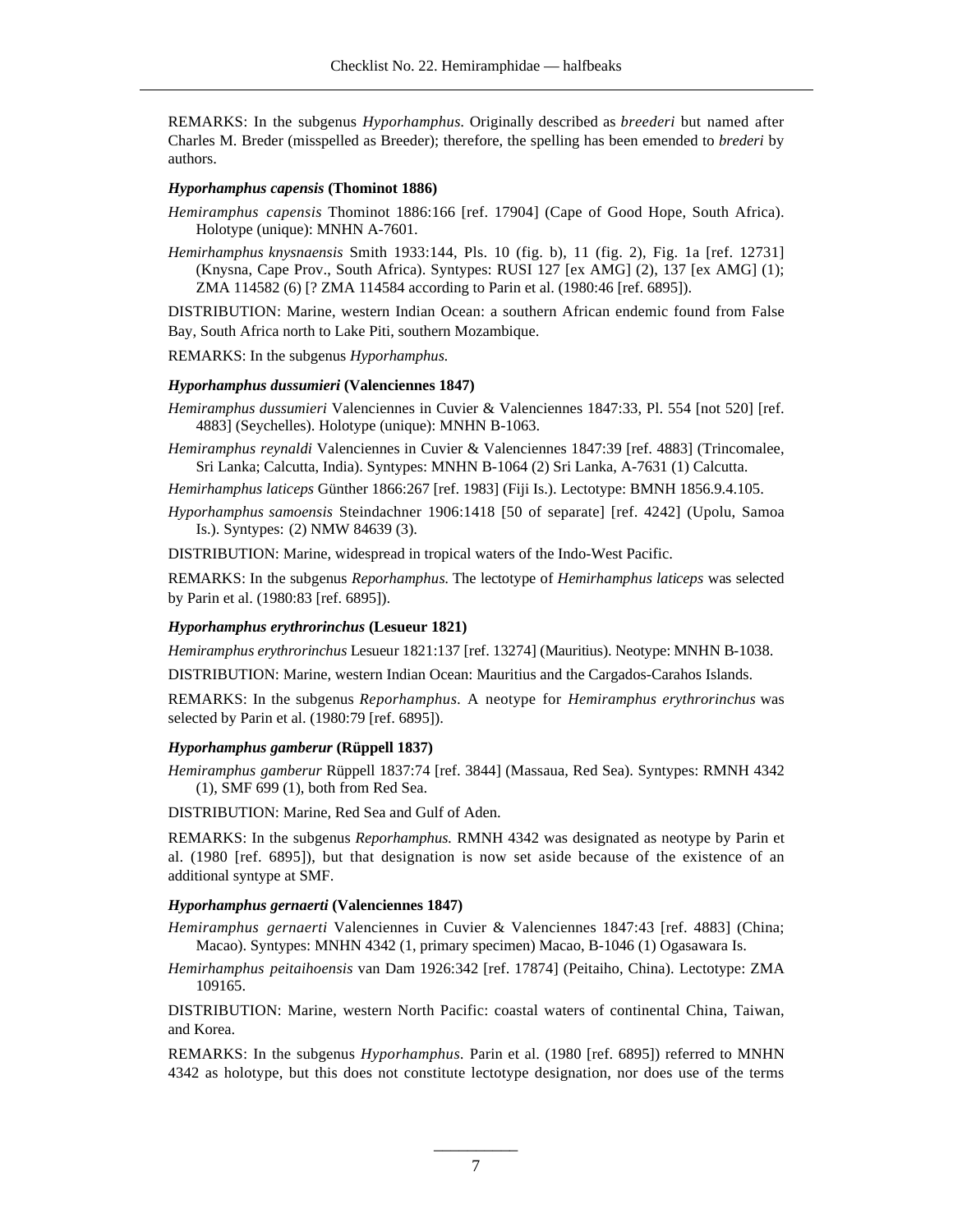REMARKS: In the subgenus *Hyporhamphus*. Originally described as *breederi* but named after Charles M. Breder (misspelled as Breeder); therefore, the spelling has been emended to *brederi* by authors.

#### *Hyporhamphus capensis* (Thominot 1886)

*Hemiramphus capensis* Thominot 1886:166 [ref. 17904] (Cape of Good Hope, South Africa). Holotype (unique): MNHN A-7601.

*Hemirhamphus knysnaensis* Smith 1933:144, Pls. 10 (fig. b), 11 (fig. 2), Fig. 1a [ref. 12731] (Knysna, Cape Prov., South Africa). Syntypes: RUSI 127 [ex AMG] (2), 137 [ex AMG] (1); ZMA 114582 (6) [? ZMA 114584 according to Parin et al. (1980:46 [ref. 6895]).

DISTRIBUTION: Marine, western Indian Ocean: a southern African endemic found from False Bay, South Africa north to Lake Piti, southern Mozambique.

REMARKS: In the subgenus *Hyporhamphus.*

#### *Hyporhamphus dussumieri* (Valenciennes 1847)

*Hemiramphus dussumieri* Valenciennes in Cuvier & Valenciennes 1847:33, Pl. 554 [not 520] [ref. 4883] (Seychelles). Holotype (unique): MNHN B-1063.

*Hemiramphus reynaldi* Valenciennes in Cuvier & Valenciennes 1847:39 [ref. 4883] (Trincomalee, Sri Lanka; Calcutta, India). Syntypes: MNHN B-1064 (2) Sri Lanka, A-7631 (1) Calcutta.

*Hemirhamphus laticeps* Günther 1866:267 [ref. 1983] (Fiji Is.). Lectotype: BMNH 1856.9.4.105.

*Hyporhamphus samoensis* Steindachner 1906:1418 [50 of separate] [ref. 4242] (Upolu, Samoa Is.). Syntypes: (2) NMW 84639 (3).

DISTRIBUTION: Marine, widespread in tropical waters of the Indo-West Pacific.

REMARKS: In the subgenus *Reporhamphus.* The lectotype of *Hemirhamphus laticeps* was selected by Parin et al. (1980:83 [ref. 6895]).

#### *Hyporhamphus erythrorinchus* (Lesueur 1821)

*Hemiramphus erythrorinchus* Lesueur 1821:137 [ref. 13274] (Mauritius). Neotype: MNHN B-1038.

DISTRIBUTION: Marine, western Indian Ocean: Mauritius and the Cargados-Carahos Islands.

REMARKS: In the subgenus *Reporhamphus*. A neotype for *Hemiramphus erythrorinchus* was selected by Parin et al. (1980:79 [ref. 6895]).

#### *Hyporhamphus gamberur* (Rüppell 1837)

*Hemiramphus gamberur* Rüppell 1837:74 [ref. 3844] (Massaua, Red Sea). Syntypes: RMNH 4342 (1), SMF 699 (1), both from Red Sea.

DISTRIBUTION: Marine, Red Sea and Gulf of Aden.

REMARKS: In the subgenus *Reporhamphus.* RMNH 4342 was designated as neotype by Parin et al. (1980 [ref. 6895]), but that designation is now set aside because of the existence of an additional syntype at SMF.

#### *Hyporhamphus gernaerti* (Valenciennes 1847)

*Hemiramphus gernaerti* Valenciennes in Cuvier & Valenciennes 1847:43 [ref. 4883] (China; Macao). Syntypes: MNHN 4342 (1, primary specimen) Macao, B-1046 (1) Ogasawara Is.

*Hemirhamphus peitaihoensis* van Dam 1926:342 [ref. 17874] (Peitaiho, China). Lectotype: ZMA 109165.

DISTRIBUTION: Marine, western North Pacific: coastal waters of continental China, Taiwan, and Korea.

REMARKS: In the subgenus *Hyporhamphus.* Parin et al. (1980 [ref. 6895]) referred to MNHN 4342 as holotype, but this does not constitute lectotype designation, nor does use of the terms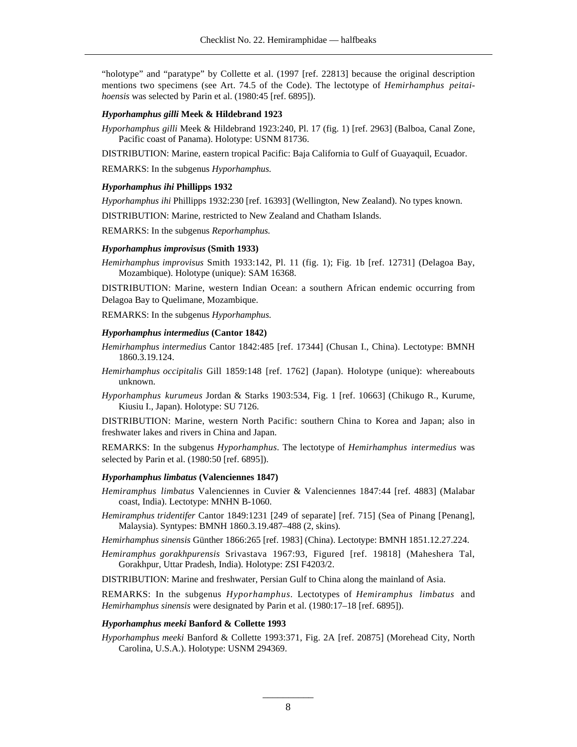"holotype" and "paratype" by Collette et al. (1997 [ref. 22813] because the original description mentions two specimens (see Art. 74.5 of the Code). The lectotype of *Hemirhamphus peitai-hoensis* was selected by Parin et al. (1980:45 [ref. 6895]).

### *Hyporhamphus gilli* Meek & Hildebrand 1923

*Hyporhamphus gilli* Meek & Hildebrand 1923:240, Pl. 17 (fig. 1) [ref. 2963] (Balboa, Canal Zone, Pacific coast of Panama). Holotype: USNM 81736.

DISTRIBUTION: Marine, eastern tropical Pacific: Baja California to Gulf of Guayaquil, Ecuador.

REMARKS: In the subgenus *Hyporhamphus.*

### *Hyporhamphus ihi* Phillipps 1932

*Hyporhamphus ihi* Phillipps 1932:230 [ref. 16393] (Wellington, New Zealand). No types known.

DISTRIBUTION: Marine, restricted to New Zealand and Chatham Islands.

REMARKS: In the subgenus *Reporhamphus.*

### *Hyporhamphus improvisus* (Smith 1933)

*Hemirhamphus improvisus* Smith 1933:142, Pl. 11 (fig. 1); Fig. 1b [ref. 12731] (Delagoa Bay, Mozambique). Holotype (unique): SAM 16368.

DISTRIBUTION: Marine, western Indian Ocean: a southern African endemic occurring from Delagoa Bay to Quelimane, Mozambique.

REMARKS: In the subgenus *Hyporhamphus.*

### *Hyporhamphus intermedius* (Cantor 1842)

*Hemirhamphus intermedius* Cantor 1842:485 [ref. 17344] (Chusan I., China). Lectotype: BMNH 1860.3.19.124.

*Hemirhamphus occipitalis* Gill 1859:148 [ref. 1762] (Japan). Holotype (unique): whereabouts unknown.

*Hyporhamphus kurumeus* Jordan & Starks 1903:534, Fig. 1 [ref. 10663] (Chikugo R., Kurume, Kiusiu I., Japan). Holotype: SU 7126.

DISTRIBUTION: Marine, western North Pacific: southern China to Korea and Japan; also in freshwater lakes and rivers in China and Japan.

REMARKS: In the subgenus *Hyporhamphus*. The lectotype of *Hemirhamphus intermedius* was selected by Parin et al. (1980:50 [ref. 6895]).

### *Hyporhamphus limbatus* (Valenciennes 1847)

*Hemiramphus limbatus* Valenciennes in Cuvier & Valenciennes 1847:44 [ref. 4883] (Malabar coast, India). Lectotype: MNHN B-1060.

*Hemiramphus tridentifer* Cantor 1849:1231 [249 of separate] [ref. 715] (Sea of Pinang [Penang], Malaysia). Syntypes: BMNH 1860.3.19.487–488 (2, skins).

*Hemirhamphus sinensis* Günther 1866:265 [ref. 1983] (China). Lectotype: BMNH 1851.12.27.224.

*Hemiramphus gorakhpurensis* Srivastava 1967:93, Figured [ref. 19818] (Maheshera Tal, Gorakhpur, Uttar Pradesh, India). Holotype: ZSI F4203/2.

DISTRIBUTION: Marine and freshwater, Persian Gulf to China along the mainland of Asia.

REMARKS: In the subgenus *Hyporhamphus*. Lectotypes of *Hemiramphus limbatus* and *Hemirhamphus sinensis* were designated by Parin et al. (1980:17–18 [ref. 6895]).

### *Hyporhamphus meeki* Banford & Collette 1993

*Hyporhamphus meeki* Banford & Collette 1993:371, Fig. 2A [ref. 20875] (Morehead City, North Carolina, U.S.A.). Holotype: USNM 294369.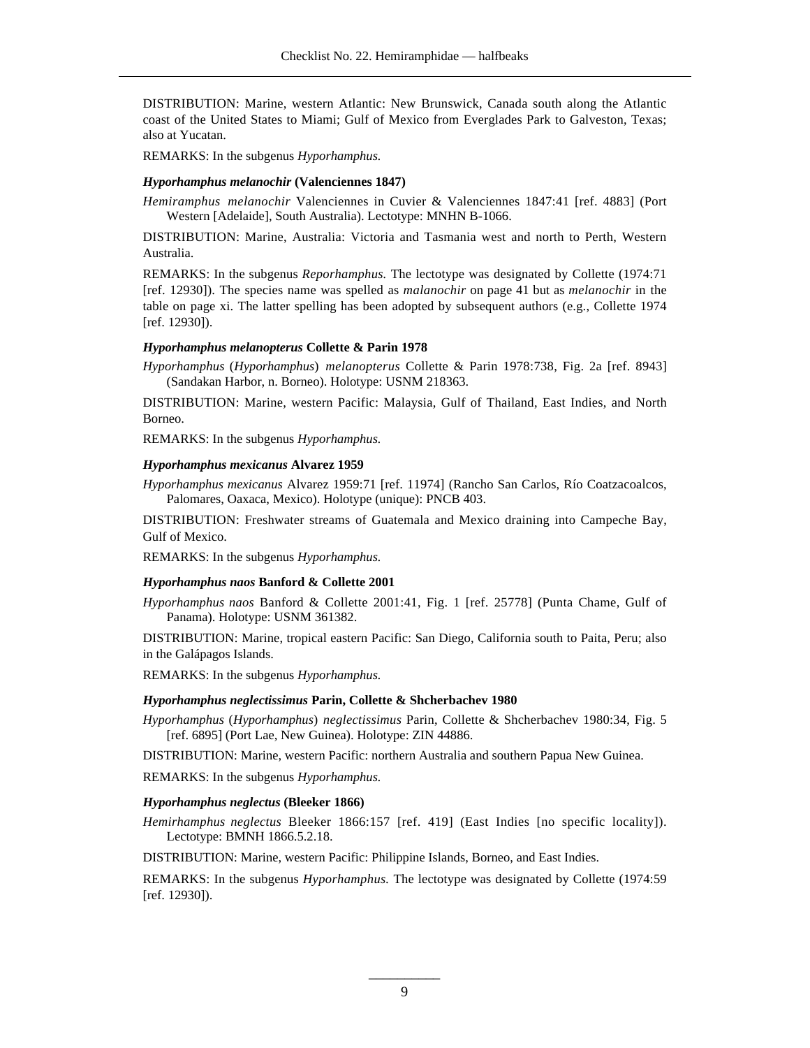DISTRIBUTION: Marine, western Atlantic: New Brunswick, Canada south along the Atlantic coast of the United States to Miami; Gulf of Mexico from Everglades Park to Galveston, Texas; also at Yucatan.

REMARKS: In the subgenus *Hyporhamphus.*

### *Hyporhamphus melanochir* (Valenciennes 1847)

*Hemiramphus melanochir* Valenciennes in Cuvier & Valenciennes 1847:41 [ref. 4883] (Port Western [Adelaide], South Australia). Lectotype: MNHN B-1066.

DISTRIBUTION: Marine, Australia: Victoria and Tasmania west and north to Perth, Western Australia.

REMARKS: In the subgenus *Reporhamphus.* The lectotype was designated by Collette (1974:71 [ref. 12930]). The species name was spelled as *malanochir* on page 41 but as *melanochir* in the table on page xi. The latter spelling has been adopted by subsequent authors (e.g., Collette 1974 [ref. 12930]).

### *Hyporhamphus melanopterus* Collette & Parin 1978

*Hyporhamphus* (*Hyporhamphus*) *melanopterus* Collette & Parin 1978:738, Fig. 2a [ref. 8943] (Sandakan Harbor, n. Borneo). Holotype: USNM 218363.

DISTRIBUTION: Marine, western Pacific: Malaysia, Gulf of Thailand, East Indies, and North Borneo.

REMARKS: In the subgenus *Hyporhamphus.*

### *Hyporhamphus mexicanus* Alvarez 1959

*Hyporhamphus mexicanus* Alvarez 1959:71 [ref. 11974] (Rancho San Carlos, Río Coatzacoalcos, Palomares, Oaxaca, Mexico). Holotype (unique): PNCB 403.

DISTRIBUTION: Freshwater streams of Guatemala and Mexico draining into Campeche Bay, Gulf of Mexico.

REMARKS: In the subgenus *Hyporhamphus.*

### *Hyporhamphus naos* Banford & Collette 2001

*Hyporhamphus naos* Banford & Collette 2001:41, Fig. 1 [ref. 25778] (Punta Chame, Gulf of Panama). Holotype: USNM 361382.

DISTRIBUTION: Marine, tropical eastern Pacific: San Diego, California south to Paita, Peru; also in the Galápagos Islands.

REMARKS: In the subgenus *Hyporhamphus.*

### *Hyporhamphus neglectissimus* Parin, Collette & Shcherbachev 1980

*Hyporhamphus* (*Hyporhamphus*) *neglectissimus* Parin, Collette & Shcherbachev 1980:34, Fig. 5 [ref. 6895] (Port Lae, New Guinea). Holotype: ZIN 44886.

DISTRIBUTION: Marine, western Pacific: northern Australia and southern Papua New Guinea.

REMARKS: In the subgenus *Hyporhamphus.*

### *Hyporhamphus neglectus* (Bleeker 1866)

*Hemirhamphus neglectus* Bleeker 1866:157 [ref. 419] (East Indies [no specific locality]). Lectotype: BMNH 1866.5.2.18.

DISTRIBUTION: Marine, western Pacific: Philippine Islands, Borneo, and East Indies.

REMARKS: In the subgenus *Hyporhamphus.* The lectotype was designated by Collette (1974:59 [ref. 12930]).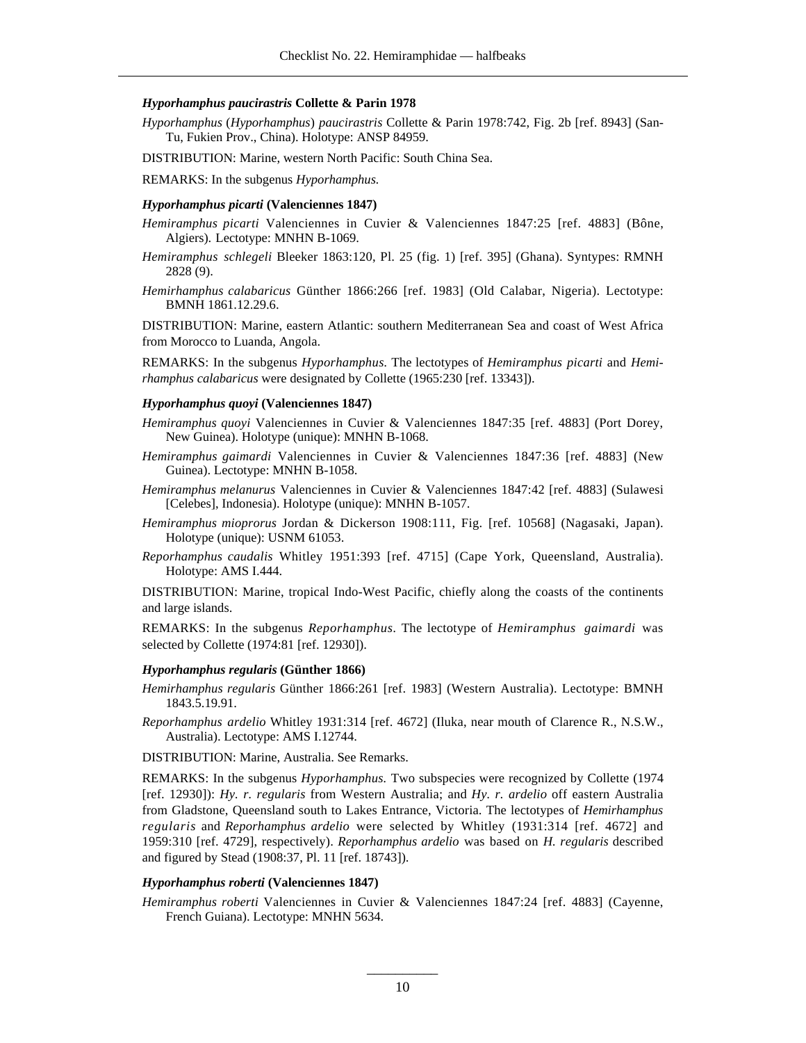### *Hyporhamphus paucirastris* Collette & Parin 1978

*Hyporhamphus* (*Hyporhamphus*) *paucirastris* Collette & Parin 1978:742, Fig. 2b [ref. 8943] (San-Tu, Fukien Prov., China). Holotype: ANSP 84959.

DISTRIBUTION: Marine, western North Pacific: South China Sea.

REMARKS: In the subgenus *Hyporhamphus.*

### *Hyporhamphus picarti* (Valenciennes 1847)

*Hemiramphus picarti* Valenciennes in Cuvier & Valenciennes 1847:25 [ref. 4883] (Bône, Algiers). Lectotype: MNHN B-1069.

*Hemiramphus schlegeli* Bleeker 1863:120, Pl. 25 (fig. 1) [ref. 395] (Ghana). Syntypes: RMNH 2828 (9).

*Hemirhamphus calabaricus* Günther 1866:266 [ref. 1983] (Old Calabar, Nigeria). Lectotype: BMNH 1861.12.29.6.

DISTRIBUTION: Marine, eastern Atlantic: southern Mediterranean Sea and coast of West Africa from Morocco to Luanda, Angola.

REMARKS: In the subgenus *Hyporhamphus.* The lectotypes of *Hemiramphus picarti* and *Hemirhamphus calabaricus* were designated by Collette (1965:230 [ref. 13343]).

### *Hyporhamphus quoyi* (Valenciennes 1847)

*Hemiramphus quoyi* Valenciennes in Cuvier & Valenciennes 1847:35 [ref. 4883] (Port Dorey, New Guinea). Holotype (unique): MNHN B-1068.

*Hemiramphus gaimardi* Valenciennes in Cuvier & Valenciennes 1847:36 [ref. 4883] (New Guinea). Lectotype: MNHN B-1058.

*Hemiramphus melanurus* Valenciennes in Cuvier & Valenciennes 1847:42 [ref. 4883] (Sulawesi [Celebes], Indonesia). Holotype (unique): MNHN B-1057.

*Hemiramphus mioprorus* Jordan & Dickerson 1908:111, Fig. [ref. 10568] (Nagasaki, Japan). Holotype (unique): USNM 61053.

*Reporhamphus caudalis* Whitley 1951:393 [ref. 4715] (Cape York, Queensland, Australia). Holotype: AMS I.444.

DISTRIBUTION: Marine, tropical Indo-West Pacific, chiefly along the coasts of the continents and large islands.

REMARKS: In the subgenus *Reporhamphus*. The lectotype of *Hemiramphus gaimardi* was selected by Collette (1974:81 [ref. 12930]).

### *Hyporhamphus regularis* (Günther 1866)

*Hemirhamphus regularis* Günther 1866:261 [ref. 1983] (Western Australia). Lectotype: BMNH 1843.5.19.91.

*Reporhamphus ardelio* Whitley 1931:314 [ref. 4672] (Iluka, near mouth of Clarence R., N.S.W., Australia). Lectotype: AMS I.12744.

DISTRIBUTION: Marine, Australia. See Remarks.

REMARKS: In the subgenus *Hyporhamphus.* Two subspecies were recognized by Collette (1974 [ref. 12930]): *Hy. r. regularis* from Western Australia; and *Hy. r. ardelio* off eastern Australia from Gladstone, Queensland south to Lakes Entrance, Victoria. The lectotypes of *Hemirhamphus regularis* and *Reporhamphus ardelio* were selected by Whitley (1931:314 [ref. 4672] and 1959:310 [ref. 4729], respectively). *Reporhamphus ardelio* was based on *H. regularis* described and figured by Stead (1908:37, Pl. 11 [ref. 18743]).

### *Hyporhamphus roberti* (Valenciennes 1847)

*Hemiramphus roberti* Valenciennes in Cuvier & Valenciennes 1847:24 [ref. 4883] (Cayenne, French Guiana). Lectotype: MNHN 5634.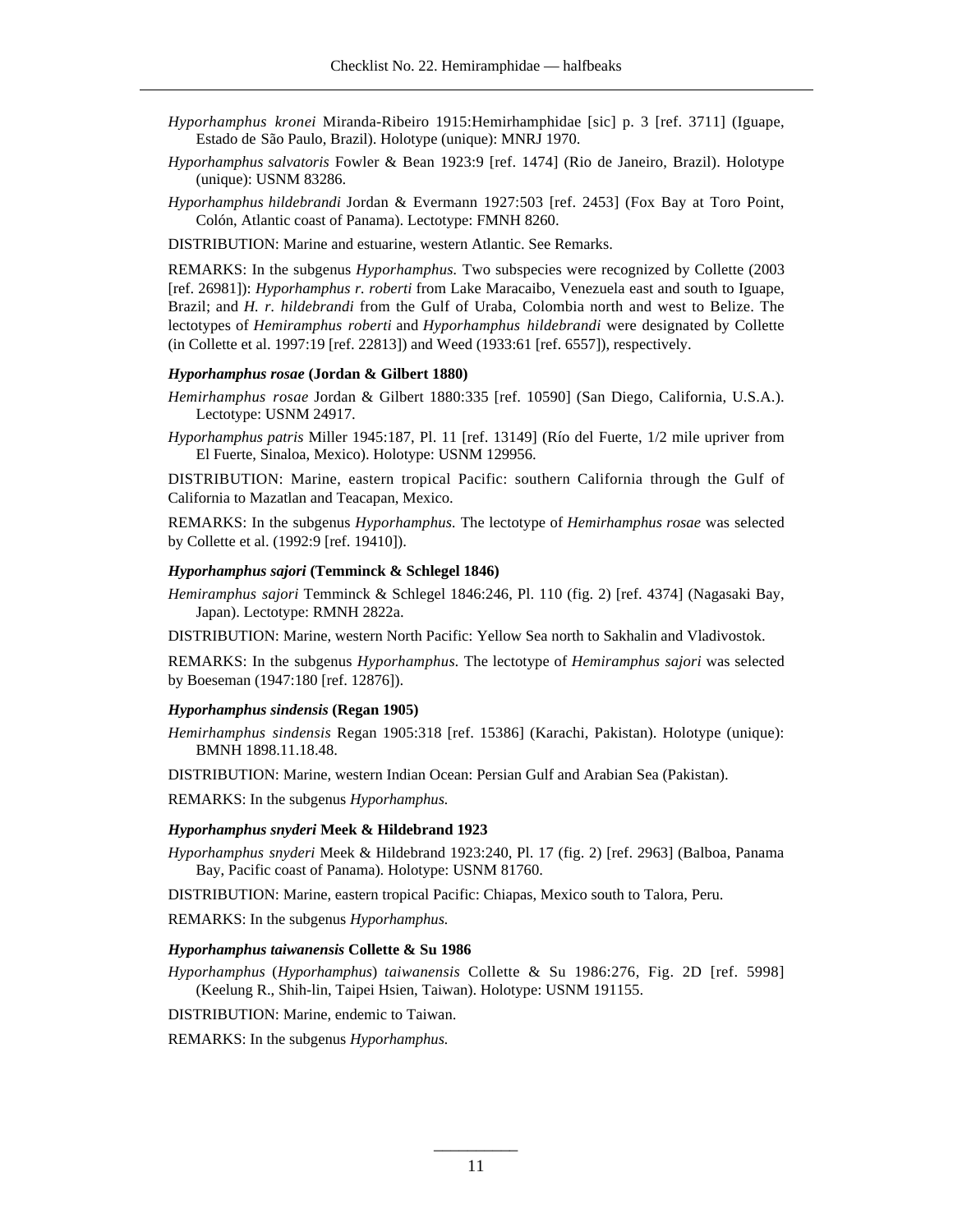*Hyporhamphus kronei* Miranda-Ribeiro 1915:Hemirhamphidae [sic] p. 3 [ref. 3711] (Iguape, Estado de São Paulo, Brazil). Holotype (unique): MNRJ 1970.

*Hyporhamphus salvatoris* Fowler & Bean 1923:9 [ref. 1474] (Rio de Janeiro, Brazil). Holotype (unique): USNM 83286.

*Hyporhamphus hildebrandi* Jordan & Evermann 1927:503 [ref. 2453] (Fox Bay at Toro Point, Colón, Atlantic coast of Panama). Lectotype: FMNH 8260.

DISTRIBUTION: Marine and estuarine, western Atlantic. See Remarks.

REMARKS: In the subgenus *Hyporhamphus.* Two subspecies were recognized by Collette (2003 [ref. 26981]): *Hyporhamphus r. roberti* from Lake Maracaibo, Venezuela east and south to Iguape, Brazil; and *H. r. hildebrandi* from the Gulf of Uraba, Colombia north and west to Belize. The lectotypes of *Hemiramphus roberti* and *Hyporhamphus hildebrandi* were designated by Collette (in Collette et al. 1997:19 [ref. 22813]) and Weed (1933:61 [ref. 6557]), respectively.

**_Hyporhamphus rosae_ (Jordan & Gilbert 1880)**

*Hemirhamphus rosae* Jordan & Gilbert 1880:335 [ref. 10590] (San Diego, California, U.S.A.). Lectotype: USNM 24917.

*Hyporhamphus patris* Miller 1945:187, Pl. 11 [ref. 13149] (Río del Fuerte, 1/2 mile upriver from El Fuerte, Sinaloa, Mexico). Holotype: USNM 129956.

DISTRIBUTION: Marine, eastern tropical Pacific: southern California through the Gulf of California to Mazatlan and Teacapan, Mexico.

REMARKS: In the subgenus *Hyporhamphus.* The lectotype of *Hemirhamphus rosae* was selected by Collette et al. (1992:9 [ref. 19410]).

**_Hyporhamphus sajori_ (Temminck & Schlegel 1846)**

*Hemiramphus sajori* Temminck & Schlegel 1846:246, Pl. 110 (fig. 2) [ref. 4374] (Nagasaki Bay, Japan). Lectotype: RMNH 2822a.

DISTRIBUTION: Marine, western North Pacific: Yellow Sea north to Sakhalin and Vladivostok.

REMARKS: In the subgenus *Hyporhamphus*. The lectotype of *Hemiramphus sajori* was selected by Boeseman (1947:180 [ref. 12876]).

**_Hyporhamphus sindensis_ (Regan 1905)**

*Hemirhamphus sindensis* Regan 1905:318 [ref. 15386] (Karachi, Pakistan). Holotype (unique): BMNH 1898.11.18.48.

DISTRIBUTION: Marine, western Indian Ocean: Persian Gulf and Arabian Sea (Pakistan).

REMARKS: In the subgenus *Hyporhamphus.*

**_Hyporhamphus snyderi_ Meek & Hildebrand 1923**

*Hyporhamphus snyderi* Meek & Hildebrand 1923:240, Pl. 17 (fig. 2) [ref. 2963] (Balboa, Panama Bay, Pacific coast of Panama). Holotype: USNM 81760.

DISTRIBUTION: Marine, eastern tropical Pacific: Chiapas, Mexico south to Talora, Peru.

REMARKS: In the subgenus *Hyporhamphus.*

**_Hyporhamphus taiwanensis_ Collette & Su 1986**

*Hyporhamphus* (*Hyporhamphus*) *taiwanensis* Collette & Su 1986:276, Fig. 2D [ref. 5998] (Keelung R., Shih-lin, Taipei Hsien, Taiwan). Holotype: USNM 191155.

DISTRIBUTION: Marine, endemic to Taiwan.

REMARKS: In the subgenus *Hyporhamphus.*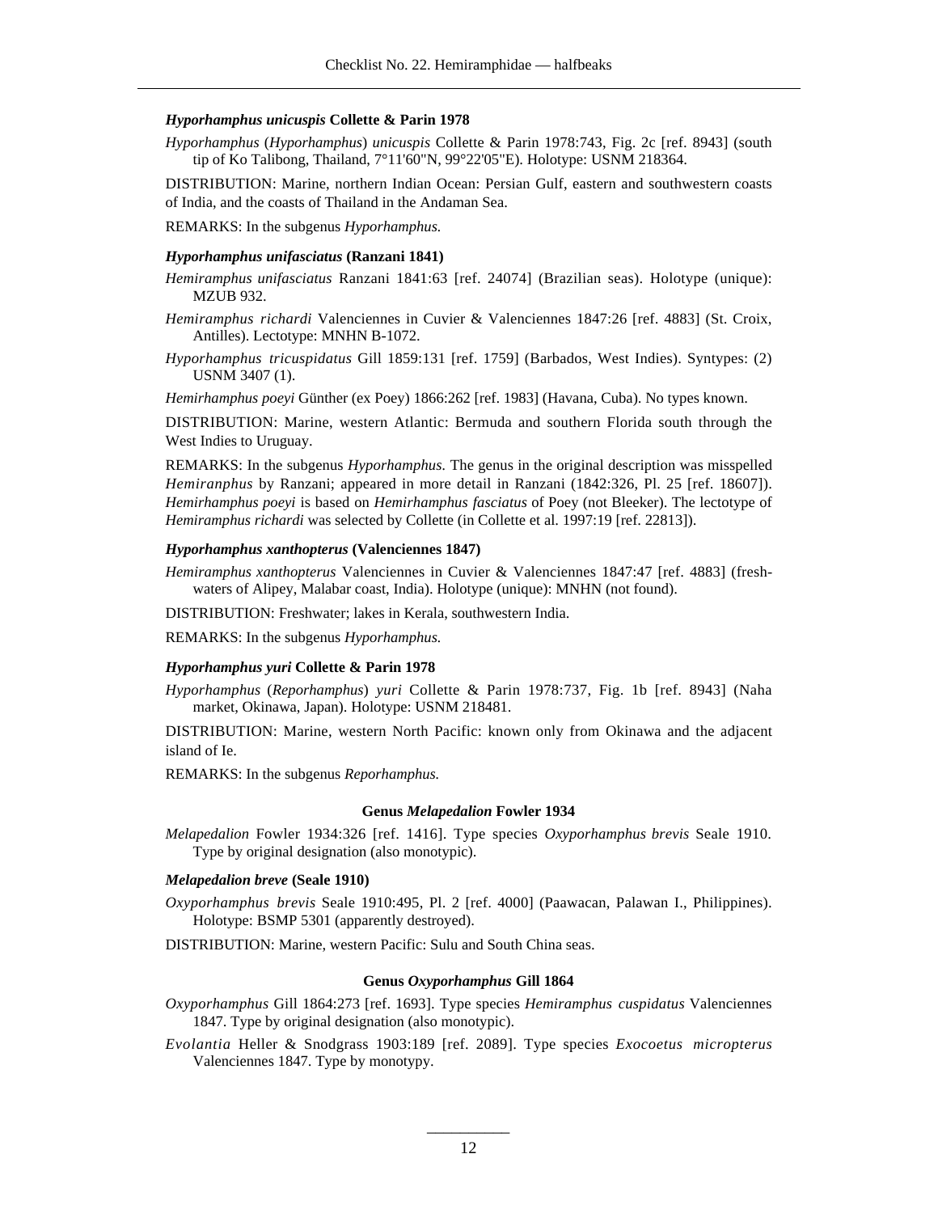### *Hyporhamphus unicuspis* Collette & Parin 1978

*Hyporhamphus* (*Hyporhamphus*) *unicuspis* Collette & Parin 1978:743, Fig. 2c [ref. 8943] (south tip of Ko Talibong, Thailand, 7°11'60"N, 99°22'05"E). Holotype: USNM 218364.

DISTRIBUTION: Marine, northern Indian Ocean: Persian Gulf, eastern and southwestern coasts of India, and the coasts of Thailand in the Andaman Sea.

REMARKS: In the subgenus *Hyporhamphus.*

### *Hyporhamphus unifasciatus* (Ranzani 1841)

*Hemiramphus unifasciatus* Ranzani 1841:63 [ref. 24074] (Brazilian seas). Holotype (unique): MZUB 932.

*Hemiramphus richardi* Valenciennes in Cuvier & Valenciennes 1847:26 [ref. 4883] (St. Croix, Antilles). Lectotype: MNHN B-1072.

*Hyporhamphus tricuspidatus* Gill 1859:131 [ref. 1759] (Barbados, West Indies). Syntypes: (2) USNM 3407 (1).

*Hemirhamphus poeyi* Günther (ex Poey) 1866:262 [ref. 1983] (Havana, Cuba). No types known.

DISTRIBUTION: Marine, western Atlantic: Bermuda and southern Florida south through the West Indies to Uruguay.

REMARKS: In the subgenus *Hyporhamphus.* The genus in the original description was misspelled *Hemiranphus* by Ranzani; appeared in more detail in Ranzani (1842:326, Pl. 25 [ref. 18607]). *Hemirhamphus poeyi* is based on *Hemirhamphus fasciatus* of Poey (not Bleeker). The lectotype of *Hemiramphus richardi* was selected by Collette (in Collette et al. 1997:19 [ref. 22813]).

### *Hyporhamphus xanthopterus* (Valenciennes 1847)

*Hemiramphus xanthopterus* Valenciennes in Cuvier & Valenciennes 1847:47 [ref. 4883] (freshwaters of Alipey, Malabar coast, India). Holotype (unique): MNHN (not found).

DISTRIBUTION: Freshwater; lakes in Kerala, southwestern India.

REMARKS: In the subgenus *Hyporhamphus.*

### *Hyporhamphus yuri* Collette & Parin 1978

*Hyporhamphus* (*Reporhamphus*) *yuri* Collette & Parin 1978:737, Fig. 1b [ref. 8943] (Naha market, Okinawa, Japan). Holotype: USNM 218481.

DISTRIBUTION: Marine, western North Pacific: known only from Okinawa and the adjacent island of Ie.

REMARKS: In the subgenus *Reporhamphus.*

## Genus *Melapedalion* Fowler 1934

*Melapedalion* Fowler 1934:326 [ref. 1416]. Type species *Oxyporhamphus brevis* Seale 1910. Type by original designation (also monotypic).

### *Melapedalion breve* (Seale 1910)

*Oxyporhamphus brevis* Seale 1910:495, Pl. 2 [ref. 4000] (Paawacan, Palawan I., Philippines). Holotype: BSMP 5301 (apparently destroyed).

DISTRIBUTION: Marine, western Pacific: Sulu and South China seas.

## Genus *Oxyporhamphus* Gill 1864

*Oxyporhamphus* Gill 1864:273 [ref. 1693]. Type species *Hemiramphus cuspidatus* Valenciennes 1847. Type by original designation (also monotypic).

*Evolantia* Heller & Snodgrass 1903:189 [ref. 2089]. Type species *Exocoetus micropterus* Valenciennes 1847. Type by monotypy.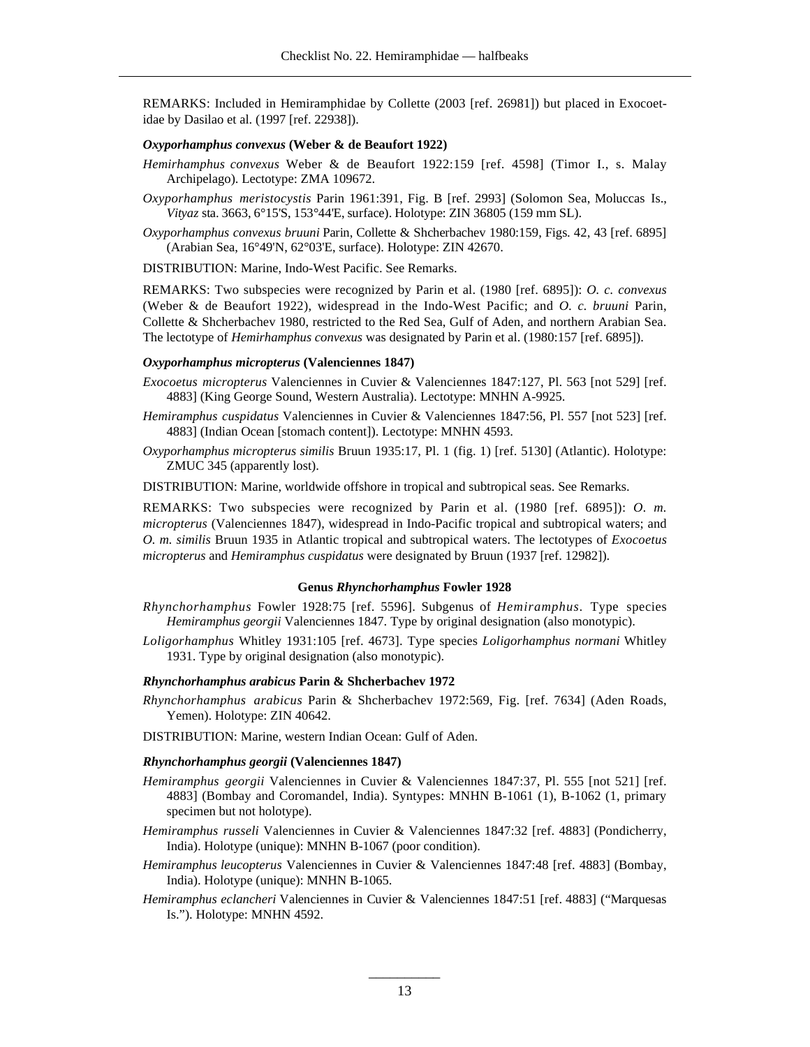REMARKS: Included in Hemiramphidae by Collette (2003 [ref. 26981]) but placed in Exocoetidae by Dasilao et al. (1997 [ref. 22938]).

#### *Oxyporhamphus convexus* (Weber & de Beaufort 1922)

*Hemirhamphus convexus* Weber & de Beaufort 1922:159 [ref. 4598] (Timor I., s. Malay Archipelago). Lectotype: ZMA 109672.

*Oxyporhamphus meristocystis* Parin 1961:391, Fig. B [ref. 2993] (Solomon Sea, Moluccas Is., *Vityaz* sta. 3663, 6°15'S, 153°44'E, surface). Holotype: ZIN 36805 (159 mm SL).

*Oxyporhamphus convexus bruuni* Parin, Collette & Shcherbachev 1980:159, Figs. 42, 43 [ref. 6895] (Arabian Sea, 16°49'N, 62°03'E, surface). Holotype: ZIN 42670.

DISTRIBUTION: Marine, Indo-West Pacific. See Remarks.

REMARKS: Two subspecies were recognized by Parin et al. (1980 [ref. 6895]): *O. c. convexus* (Weber & de Beaufort 1922), widespread in the Indo-West Pacific; and *O. c. bruuni* Parin, Collette & Shcherbachev 1980, restricted to the Red Sea, Gulf of Aden, and northern Arabian Sea. The lectotype of *Hemirhamphus convexus* was designated by Parin et al. (1980:157 [ref. 6895]).

#### *Oxyporhamphus micropterus* (Valenciennes 1847)

*Exocoetus micropterus* Valenciennes in Cuvier & Valenciennes 1847:127, Pl. 563 [not 529] [ref. 4883] (King George Sound, Western Australia). Lectotype: MNHN A-9925.

*Hemiramphus cuspidatus* Valenciennes in Cuvier & Valenciennes 1847:56, Pl. 557 [not 523] [ref. 4883] (Indian Ocean [stomach content]). Lectotype: MNHN 4593.

*Oxyporhamphus micropterus similis* Bruun 1935:17, Pl. 1 (fig. 1) [ref. 5130] (Atlantic). Holotype: ZMUC 345 (apparently lost).

DISTRIBUTION: Marine, worldwide offshore in tropical and subtropical seas. See Remarks.

REMARKS: Two subspecies were recognized by Parin et al. (1980 [ref. 6895]): *O. m. micropterus* (Valenciennes 1847), widespread in Indo-Pacific tropical and subtropical waters; and *O. m. similis* Bruun 1935 in Atlantic tropical and subtropical waters. The lectotypes of *Exocoetus micropterus* and *Hemiramphus cuspidatus* were designated by Bruun (1937 [ref. 12982]).

### Genus *Rhynchorhamphus* Fowler 1928

*Rhynchorhamphus* Fowler 1928:75 [ref. 5596]. Subgenus of *Hemiramphus*. Type species *Hemiramphus georgii* Valenciennes 1847. Type by original designation (also monotypic).

*Loligorhamphus* Whitley 1931:105 [ref. 4673]. Type species *Loligorhamphus normani* Whitley 1931. Type by original designation (also monotypic).

#### *Rhynchorhamphus arabicus* Parin & Shcherbachev 1972

*Rhynchorhamphus arabicus* Parin & Shcherbachev 1972:569, Fig. [ref. 7634] (Aden Roads, Yemen). Holotype: ZIN 40642.

DISTRIBUTION: Marine, western Indian Ocean: Gulf of Aden.

#### *Rhynchorhamphus georgii* (Valenciennes 1847)

*Hemiramphus georgii* Valenciennes in Cuvier & Valenciennes 1847:37, Pl. 555 [not 521] [ref. 4883] (Bombay and Coromandel, India). Syntypes: MNHN B-1061 (1), B-1062 (1, primary specimen but not holotype).

*Hemiramphus russeli* Valenciennes in Cuvier & Valenciennes 1847:32 [ref. 4883] (Pondicherry, India). Holotype (unique): MNHN B-1067 (poor condition).

*Hemiramphus leucopterus* Valenciennes in Cuvier & Valenciennes 1847:48 [ref. 4883] (Bombay, India). Holotype (unique): MNHN B-1065.

*Hemiramphus eclancheri* Valenciennes in Cuvier & Valenciennes 1847:51 [ref. 4883] ("Marquesas Is."). Holotype: MNHN 4592.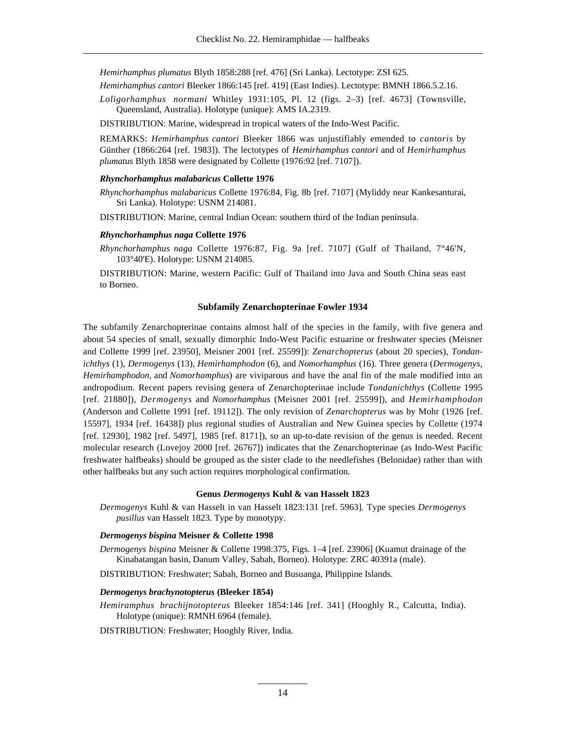*Hemirhamphus plumatus* Blyth 1858:288 [ref. 476] (Sri Lanka). Lectotype: ZSI 625.

*Hemirhamphus cantori* Bleeker 1866:145 [ref. 419] (East Indies). Lectotype: BMNH 1866.5.2.16.

*Loligorhamphus normani* Whitley 1931:105, Pl. 12 (figs. 2–3) [ref. 4673] (Townsville, Queensland, Australia). Holotype (unique): AMS IA.2319.

DISTRIBUTION: Marine, widespread in tropical waters of the Indo-West Pacific.

REMARKS: *Hemirhamphus cantori* Bleeker 1866 was unjustifiably emended to *cantoris* by Günther (1866:264 [ref. 1983]). The lectotypes of *Hemirhamphus cantori* and of *Hemirhamphus plumatus* Blyth 1858 were designated by Collette (1976:92 [ref. 7107]).

#### ***Rhynchorhamphus malabaricus* Collette 1976**

*Rhynchorhamphus malabaricus* Collette 1976:84, Fig. 8b [ref. 7107] (Myliddy near Kankesanturai, Sri Lanka). Holotype: USNM 214081.

DISTRIBUTION: Marine, central Indian Ocean: southern third of the Indian peninsula.

#### ***Rhynchorhamphus naga* Collette 1976**

*Rhynchorhamphus naga* Collette 1976:87, Fig. 9a [ref. 7107] (Gulf of Thailand, 7°46'N, 103°40'E). Holotype: USNM 214085.

DISTRIBUTION: Marine, western Pacific: Gulf of Thailand into Java and South China seas east to Borneo.

## Subfamily Zenarchopterinae Fowler 1934

The subfamily Zenarchopterinae contains almost half of the species in the family, with five genera and about 54 species of small, sexually dimorphic Indo-West Pacific estuarine or freshwater species (Meisner and Collette 1999 [ref. 23950], Meisner 2001 [ref. 25599]): *Zenarchopterus* (about 20 species), *Tondanichthys* (1), *Dermogenys* (13), *Hemirhamphodon* (6), and *Nomorhamphus* (16). Three genera (*Dermogenys, Hemirhamphodon,* and *Nomorhamphus*) are viviparous and have the anal fin of the male modified into an andropodium. Recent papers revising genera of Zenarchopterinae include *Tondanichthys* (Collette 1995 [ref. 21880]), *Dermogenys* and *Nomorhamphus* (Meisner 2001 [ref. 25599]), and *Hemirhamphodon* (Anderson and Collette 1991 [ref. 19112]). The only revision of *Zenarchopterus* was by Mohr (1926 [ref. 15597], 1934 [ref. 16438]) plus regional studies of Australian and New Guinea species by Collette (1974 [ref. 12930], 1982 [ref. 5497], 1985 [ref. 8171]), so an up-to-date revision of the genus is needed. Recent molecular research (Lovejoy 2000 [ref. 26767]) indicates that the Zenarchopterinae (as Indo-West Pacific freshwater halfbeaks) should be grouped as the sister clade to the needlefishes (Belonidae) rather than with other halfbeaks but any such action requires morphological confirmation.

### Genus *Dermogenys* Kuhl & van Hasselt 1823

*Dermogenys* Kuhl & van Hasselt in van Hasselt 1823:131 [ref. 5963]. Type species *Dermogenys pusillus* van Hasselt 1823. Type by monotypy.

#### ***Dermogenys bispina* Meisner & Collette 1998**

*Dermogenys bispina* Meisner & Collette 1998:375, Figs. 1–4 [ref. 23906] (Kuamut drainage of the Kinabatangan basin, Danum Valley, Sabah, Borneo). Holotype: ZRC 40391a (male).

DISTRIBUTION: Freshwater; Sabah, Borneo and Busuanga, Philippine Islands.

#### ***Dermogenys brachynotopterus* (Bleeker 1854)**

*Hemiramphus brachijnotopterus* Bleeker 1854:146 [ref. 341] (Hooghly R., Calcutta, India). Holotype (unique): RMNH 6964 (female).

DISTRIBUTION: Freshwater; Hooghly River, India.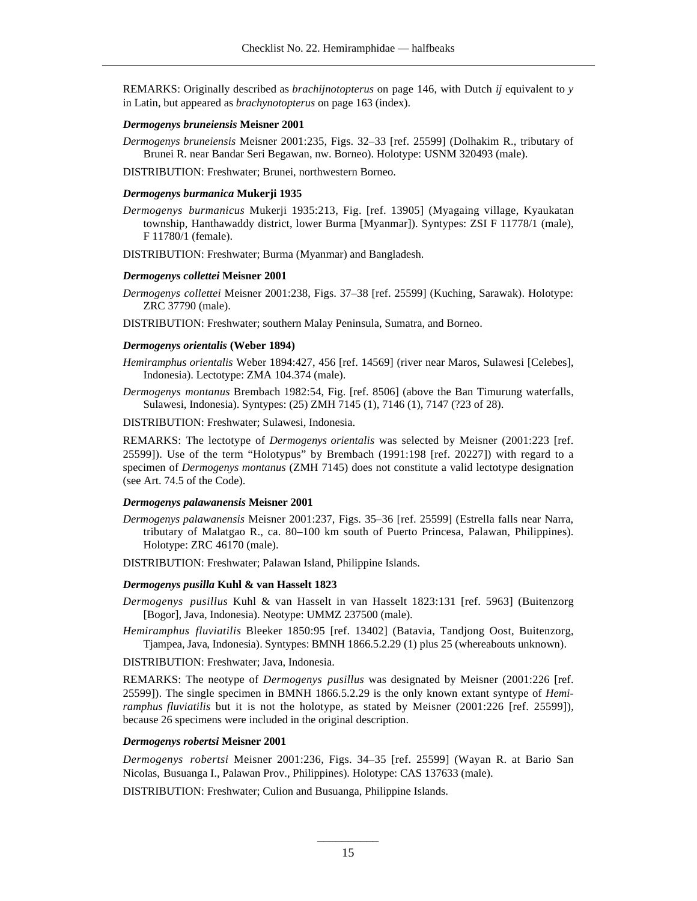REMARKS: Originally described as *brachijnotopterus* on page 146, with Dutch *ij* equivalent to *y* in Latin, but appeared as *brachynotopterus* on page 163 (index).

#### *Dermogenys bruneiensis* Meisner 2001

*Dermogenys bruneiensis* Meisner 2001:235, Figs. 32–33 [ref. 25599] (Dolhakim R., tributary of Brunei R. near Bandar Seri Begawan, nw. Borneo). Holotype: USNM 320493 (male).

DISTRIBUTION: Freshwater; Brunei, northwestern Borneo.

#### *Dermogenys burmanica* Mukerji 1935

*Dermogenys burmanicus* Mukerji 1935:213, Fig. [ref. 13905] (Myagaing village, Kyaukatan township, Hanthawaddy district, lower Burma [Myanmar]). Syntypes: ZSI F 11778/1 (male), F 11780/1 (female).

DISTRIBUTION: Freshwater; Burma (Myanmar) and Bangladesh.

#### *Dermogenys collettei* Meisner 2001

*Dermogenys collettei* Meisner 2001:238, Figs. 37–38 [ref. 25599] (Kuching, Sarawak). Holotype: ZRC 37790 (male).

DISTRIBUTION: Freshwater; southern Malay Peninsula, Sumatra, and Borneo.

#### *Dermogenys orientalis* (Weber 1894)

*Hemiramphus orientalis* Weber 1894:427, 456 [ref. 14569] (river near Maros, Sulawesi [Celebes], Indonesia). Lectotype: ZMA 104.374 (male).

*Dermogenys montanus* Brembach 1982:54, Fig. [ref. 8506] (above the Ban Timurung waterfalls, Sulawesi, Indonesia). Syntypes: (25) ZMH 7145 (1), 7146 (1), 7147 (?23 of 28).

DISTRIBUTION: Freshwater; Sulawesi, Indonesia.

REMARKS: The lectotype of *Dermogenys orientalis* was selected by Meisner (2001:223 [ref. 25599]). Use of the term "Holotypus" by Brembach (1991:198 [ref. 20227]) with regard to a specimen of *Dermogenys montanus* (ZMH 7145) does not constitute a valid lectotype designation (see Art. 74.5 of the Code).

#### *Dermogenys palawanensis* Meisner 2001

*Dermogenys palawanensis* Meisner 2001:237, Figs. 35–36 [ref. 25599] (Estrella falls near Narra, tributary of Malatgao R., ca. 80–100 km south of Puerto Princesa, Palawan, Philippines). Holotype: ZRC 46170 (male).

DISTRIBUTION: Freshwater; Palawan Island, Philippine Islands.

#### *Dermogenys pusilla* Kuhl & van Hasselt 1823

*Dermogenys pusillus* Kuhl & van Hasselt in van Hasselt 1823:131 [ref. 5963] (Buitenzorg [Bogor], Java, Indonesia). Neotype: UMMZ 237500 (male).

*Hemiramphus fluviatilis* Bleeker 1850:95 [ref. 13402] (Batavia, Tandjong Oost, Buitenzorg, Tjampea, Java, Indonesia). Syntypes: BMNH 1866.5.2.29 (1) plus 25 (whereabouts unknown).

DISTRIBUTION: Freshwater; Java, Indonesia.

REMARKS: The neotype of *Dermogenys pusillus* was designated by Meisner (2001:226 [ref. 25599]). The single specimen in BMNH 1866.5.2.29 is the only known extant syntype of *Hemiramphus fluviatilis* but it is not the holotype, as stated by Meisner (2001:226 [ref. 25599]), because 26 specimens were included in the original description.

#### *Dermogenys robertsi* Meisner 2001

*Dermogenys robertsi* Meisner 2001:236, Figs. 34–35 [ref. 25599] (Wayan R. at Bario San Nicolas, Busuanga I., Palawan Prov., Philippines). Holotype: CAS 137633 (male).

DISTRIBUTION: Freshwater; Culion and Busuanga, Philippine Islands.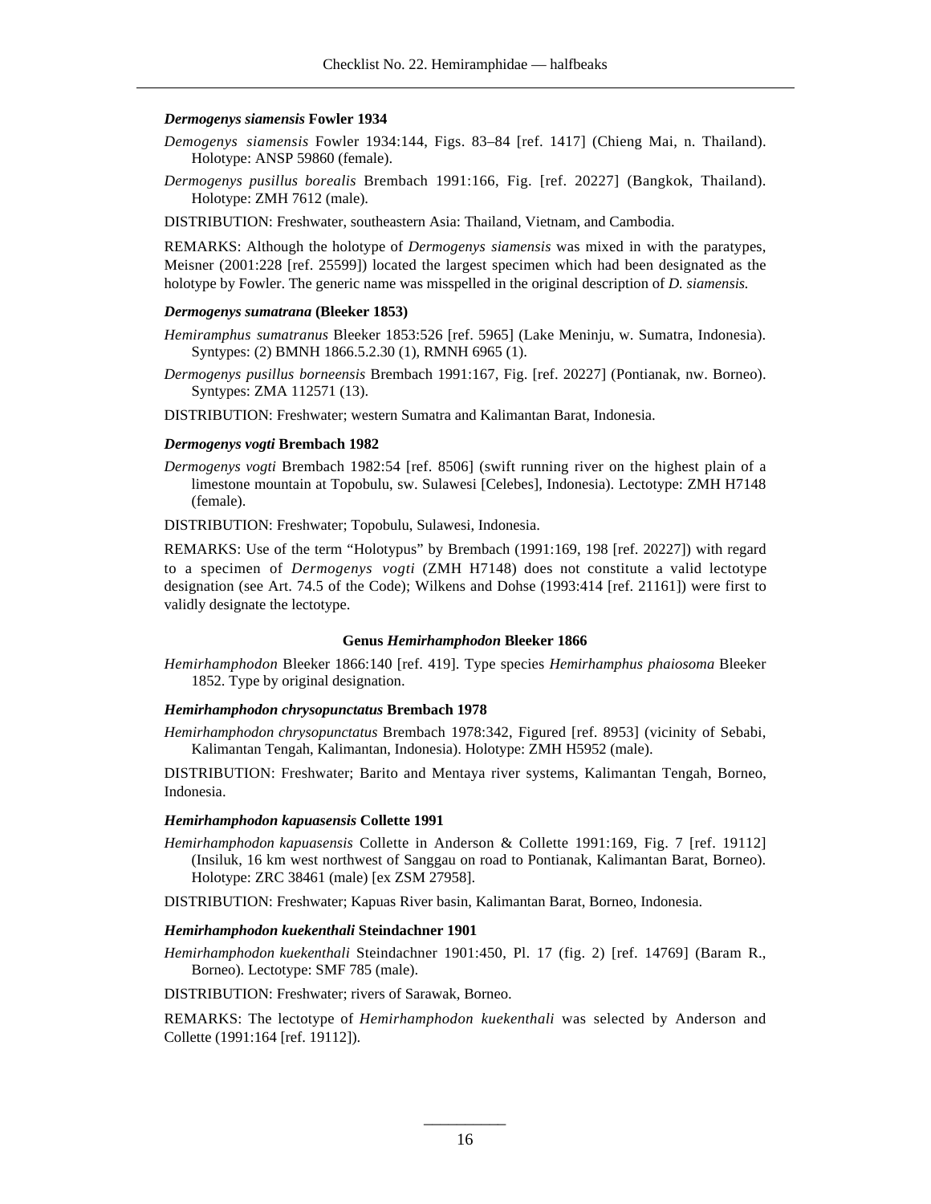***Dermogenys siamensis* Fowler 1934**

*Demogenys siamensis* Fowler 1934:144, Figs. 83–84 [ref. 1417] (Chieng Mai, n. Thailand). Holotype: ANSP 59860 (female).

*Dermogenys pusillus borealis* Brembach 1991:166, Fig. [ref. 20227] (Bangkok, Thailand). Holotype: ZMH 7612 (male).

DISTRIBUTION: Freshwater, southeastern Asia: Thailand, Vietnam, and Cambodia.

REMARKS: Although the holotype of *Dermogenys siamensis* was mixed in with the paratypes, Meisner (2001:228 [ref. 25599]) located the largest specimen which had been designated as the holotype by Fowler. The generic name was misspelled in the original description of *D. siamensis.*

***Dermogenys sumatrana* (Bleeker 1853)**

*Hemiramphus sumatranus* Bleeker 1853:526 [ref. 5965] (Lake Meninju, w. Sumatra, Indonesia). Syntypes: (2) BMNH 1866.5.2.30 (1), RMNH 6965 (1).

*Dermogenys pusillus borneensis* Brembach 1991:167, Fig. [ref. 20227] (Pontianak, nw. Borneo). Syntypes: ZMA 112571 (13).

DISTRIBUTION: Freshwater; western Sumatra and Kalimantan Barat, Indonesia.

***Dermogenys vogti* Brembach 1982**

*Dermogenys vogti* Brembach 1982:54 [ref. 8506] (swift running river on the highest plain of a limestone mountain at Topobulu, sw. Sulawesi [Celebes], Indonesia). Lectotype: ZMH H7148 (female).

DISTRIBUTION: Freshwater; Topobulu, Sulawesi, Indonesia.

REMARKS: Use of the term "Holotypus" by Brembach (1991:169, 198 [ref. 20227]) with regard to a specimen of *Dermogenys vogti* (ZMH H7148) does not constitute a valid lectotype designation (see Art. 74.5 of the Code); Wilkens and Dohse (1993:414 [ref. 21161]) were first to validly designate the lectotype.

## Genus *Hemirhamphodon* Bleeker 1866

*Hemirhamphodon* Bleeker 1866:140 [ref. 419]. Type species *Hemirhamphus phaiosoma* Bleeker 1852. Type by original designation.

***Hemirhamphodon chrysopunctatus* Brembach 1978**

*Hemirhamphodon chrysopunctatus* Brembach 1978:342, Figured [ref. 8953] (vicinity of Sebabi, Kalimantan Tengah, Kalimantan, Indonesia). Holotype: ZMH H5952 (male).

DISTRIBUTION: Freshwater; Barito and Mentaya river systems, Kalimantan Tengah, Borneo, Indonesia.

***Hemirhamphodon kapuasensis* Collette 1991**

*Hemirhamphodon kapuasensis* Collette in Anderson & Collette 1991:169, Fig. 7 [ref. 19112] (Insiluk, 16 km west northwest of Sanggau on road to Pontianak, Kalimantan Barat, Borneo). Holotype: ZRC 38461 (male) [ex ZSM 27958].

DISTRIBUTION: Freshwater; Kapuas River basin, Kalimantan Barat, Borneo, Indonesia.

***Hemirhamphodon kuekenthali* Steindachner 1901**

*Hemirhamphodon kuekenthali* Steindachner 1901:450, Pl. 17 (fig. 2) [ref. 14769] (Baram R., Borneo). Lectotype: SMF 785 (male).

DISTRIBUTION: Freshwater; rivers of Sarawak, Borneo.

REMARKS: The lectotype of *Hemirhamphodon kuekenthali* was selected by Anderson and Collette (1991:164 [ref. 19112]).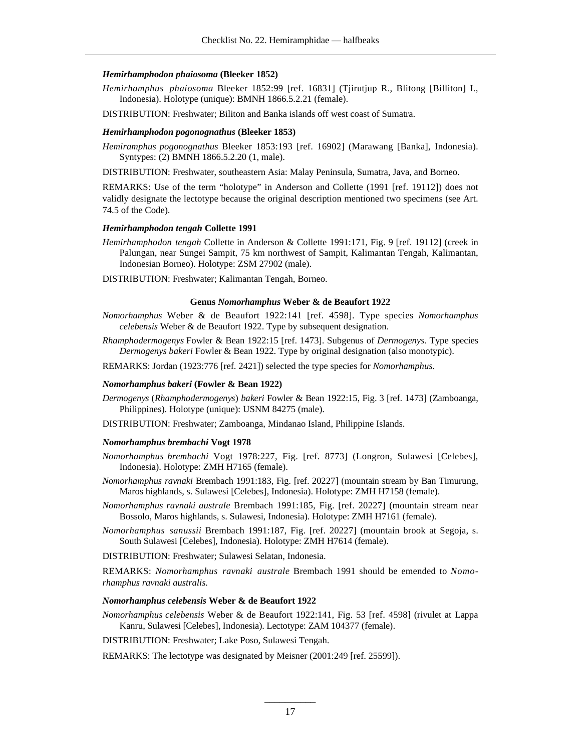#### *Hemirhamphodon phaiosoma* (Bleeker 1852)

*Hemirhamphus phaiosoma* Bleeker 1852:99 [ref. 16831] (Tjirutjup R., Blitong [Billiton] I., Indonesia). Holotype (unique): BMNH 1866.5.2.21 (female).

DISTRIBUTION: Freshwater; Biliton and Banka islands off west coast of Sumatra.

#### *Hemirhamphodon pogonognathus* (Bleeker 1853)

*Hemiramphus pogonognathus* Bleeker 1853:193 [ref. 16902] (Marawang [Banka], Indonesia). Syntypes: (2) BMNH 1866.5.2.20 (1, male).

DISTRIBUTION: Freshwater, southeastern Asia: Malay Peninsula, Sumatra, Java, and Borneo.

REMARKS: Use of the term "holotype" in Anderson and Collette (1991 [ref. 19112]) does not validly designate the lectotype because the original description mentioned two specimens (see Art. 74.5 of the Code).

#### *Hemirhamphodon tengah* Collette 1991

*Hemirhamphodon tengah* Collette in Anderson & Collette 1991:171, Fig. 9 [ref. 19112] (creek in Palungan, near Sungei Sampit, 75 km northwest of Sampit, Kalimantan Tengah, Kalimantan, Indonesian Borneo). Holotype: ZSM 27902 (male).

DISTRIBUTION: Freshwater; Kalimantan Tengah, Borneo.

### Genus *Nomorhamphus* Weber & de Beaufort 1922

*Nomorhamphus* Weber & de Beaufort 1922:141 [ref. 4598]. Type species *Nomorhamphus celebensis* Weber & de Beaufort 1922. Type by subsequent designation.

*Rhamphodermogenys* Fowler & Bean 1922:15 [ref. 1473]. Subgenus of *Dermogenys.* Type species *Dermogenys bakeri* Fowler & Bean 1922. Type by original designation (also monotypic).

REMARKS: Jordan (1923:776 [ref. 2421]) selected the type species for *Nomorhamphus.*

#### *Nomorhamphus bakeri* (Fowler & Bean 1922)

*Dermogenys* (*Rhamphodermogenys*) *bakeri* Fowler & Bean 1922:15, Fig. 3 [ref. 1473] (Zamboanga, Philippines). Holotype (unique): USNM 84275 (male).

DISTRIBUTION: Freshwater; Zamboanga, Mindanao Island, Philippine Islands.

#### *Nomorhamphus brembachi* Vogt 1978

*Nomorhamphus brembachi* Vogt 1978:227, Fig. [ref. 8773] (Longron, Sulawesi [Celebes], Indonesia). Holotype: ZMH H7165 (female).

*Nomorhamphus ravnaki* Brembach 1991:183, Fig. [ref. 20227] (mountain stream by Ban Timurung, Maros highlands, s. Sulawesi [Celebes], Indonesia). Holotype: ZMH H7158 (female).

*Nomorhamphus ravnaki australe* Brembach 1991:185, Fig. [ref. 20227] (mountain stream near Bossolo, Maros highlands, s. Sulawesi, Indonesia). Holotype: ZMH H7161 (female).

*Nomorhamphus sanussii* Brembach 1991:187, Fig. [ref. 20227] (mountain brook at Segoja, s. South Sulawesi [Celebes], Indonesia). Holotype: ZMH H7614 (female).

DISTRIBUTION: Freshwater; Sulawesi Selatan, Indonesia.

REMARKS: *Nomorhamphus ravnaki australe* Brembach 1991 should be emended to *Nomorhamphus ravnaki australis.*

#### *Nomorhamphus celebensis* Weber & de Beaufort 1922

*Nomorhamphus celebensis* Weber & de Beaufort 1922:141, Fig. 53 [ref. 4598] (rivulet at Lappa Kanru, Sulawesi [Celebes], Indonesia). Lectotype: ZAM 104377 (female).

DISTRIBUTION: Freshwater; Lake Poso, Sulawesi Tengah.

REMARKS: The lectotype was designated by Meisner (2001:249 [ref. 25599]).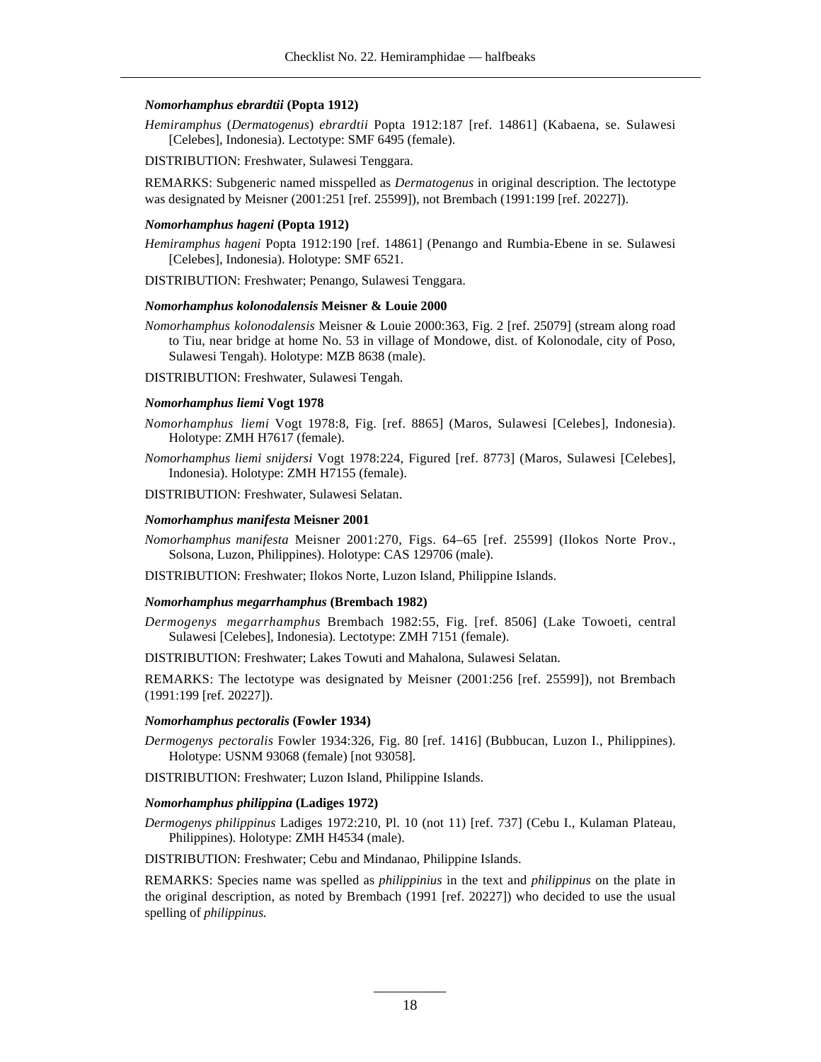***Nomorhamphus ebrardtii* (Popta 1912)**

*Hemiramphus* (*Dermatogenus*) *ebrardtii* Popta 1912:187 [ref. 14861] (Kabaena, se. Sulawesi [Celebes], Indonesia). Lectotype: SMF 6495 (female).

DISTRIBUTION: Freshwater, Sulawesi Tenggara.

REMARKS: Subgeneric named misspelled as *Dermatogenus* in original description. The lectotype was designated by Meisner (2001:251 [ref. 25599]), not Brembach (1991:199 [ref. 20227]).

***Nomorhamphus hageni* (Popta 1912)**

*Hemiramphus hageni* Popta 1912:190 [ref. 14861] (Penango and Rumbia-Ebene in se. Sulawesi [Celebes], Indonesia). Holotype: SMF 6521.

DISTRIBUTION: Freshwater; Penango, Sulawesi Tenggara.

***Nomorhamphus kolonodalensis* Meisner & Louie 2000**

*Nomorhamphus kolonodalensis* Meisner & Louie 2000:363, Fig. 2 [ref. 25079] (stream along road to Tiu, near bridge at home No. 53 in village of Mondowe, dist. of Kolonodale, city of Poso, Sulawesi Tengah). Holotype: MZB 8638 (male).

DISTRIBUTION: Freshwater, Sulawesi Tengah.

***Nomorhamphus liemi* Vogt 1978**

*Nomorhamphus liemi* Vogt 1978:8, Fig. [ref. 8865] (Maros, Sulawesi [Celebes], Indonesia). Holotype: ZMH H7617 (female).

*Nomorhamphus liemi snijdersi* Vogt 1978:224, Figured [ref. 8773] (Maros, Sulawesi [Celebes], Indonesia). Holotype: ZMH H7155 (female).

DISTRIBUTION: Freshwater, Sulawesi Selatan.

***Nomorhamphus manifesta* Meisner 2001**

*Nomorhamphus manifesta* Meisner 2001:270, Figs. 64–65 [ref. 25599] (Ilokos Norte Prov., Solsona, Luzon, Philippines). Holotype: CAS 129706 (male).

DISTRIBUTION: Freshwater; Ilokos Norte, Luzon Island, Philippine Islands.

***Nomorhamphus megarrhamphus* (Brembach 1982)**

*Dermogenys megarrhamphus* Brembach 1982:55, Fig. [ref. 8506] (Lake Towoeti, central Sulawesi [Celebes], Indonesia). Lectotype: ZMH 7151 (female).

DISTRIBUTION: Freshwater; Lakes Towuti and Mahalona, Sulawesi Selatan.

REMARKS: The lectotype was designated by Meisner (2001:256 [ref. 25599]), not Brembach (1991:199 [ref. 20227]).

***Nomorhamphus pectoralis* (Fowler 1934)**

*Dermogenys pectoralis* Fowler 1934:326, Fig. 80 [ref. 1416] (Bubbucan, Luzon I., Philippines). Holotype: USNM 93068 (female) [not 93058].

DISTRIBUTION: Freshwater; Luzon Island, Philippine Islands.

***Nomorhamphus philippina* (Ladiges 1972)**

*Dermogenys philippinus* Ladiges 1972:210, Pl. 10 (not 11) [ref. 737] (Cebu I., Kulaman Plateau, Philippines). Holotype: ZMH H4534 (male).

DISTRIBUTION: Freshwater; Cebu and Mindanao, Philippine Islands.

REMARKS: Species name was spelled as *philippinius* in the text and *philippinus* on the plate in the original description, as noted by Brembach (1991 [ref. 20227]) who decided to use the usual spelling of *philippinus.*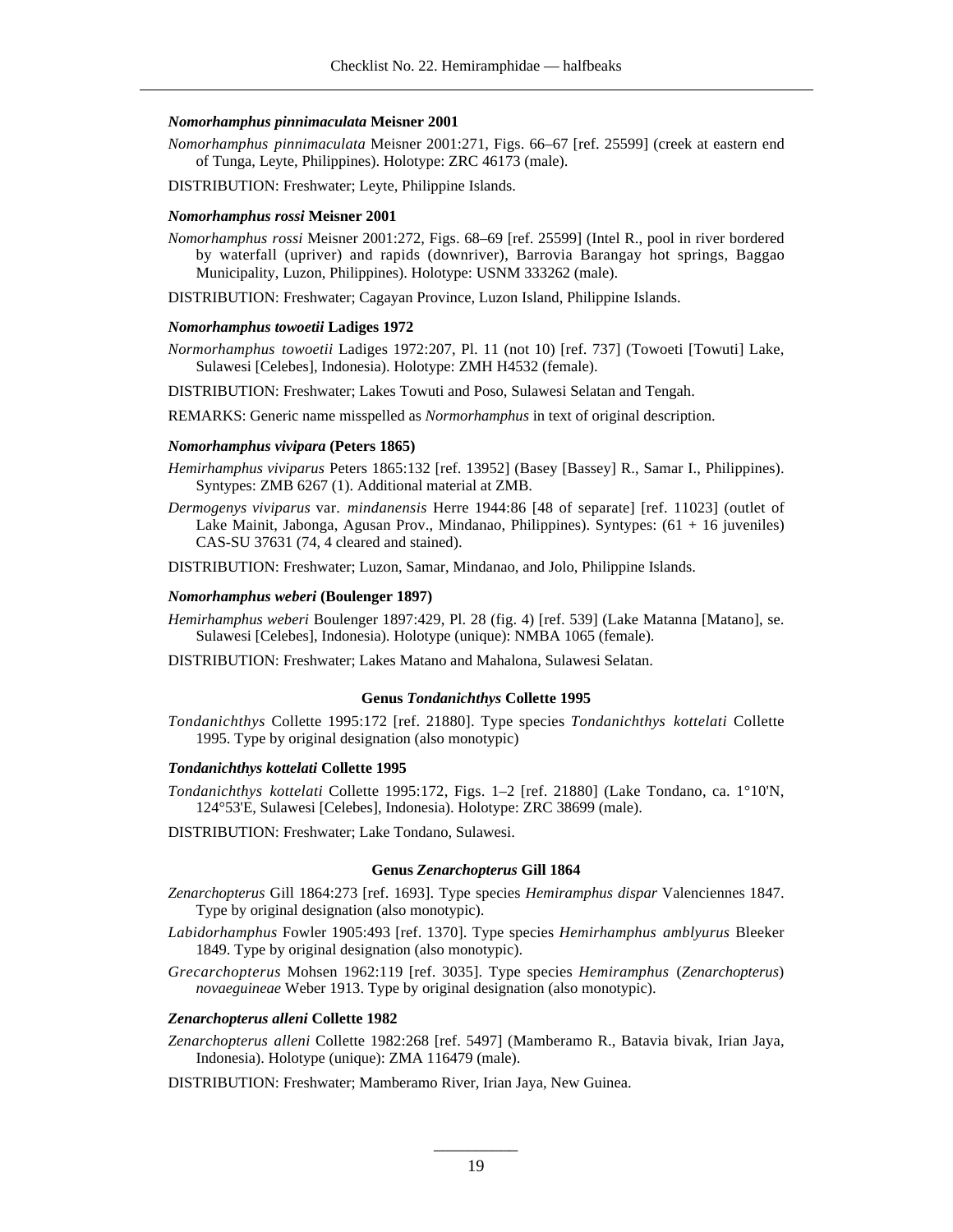#### *Nomorhamphus pinnimaculata* Meisner 2001

*Nomorhamphus pinnimaculata* Meisner 2001:271, Figs. 66–67 [ref. 25599] (creek at eastern end of Tunga, Leyte, Philippines). Holotype: ZRC 46173 (male).

DISTRIBUTION: Freshwater; Leyte, Philippine Islands.

#### *Nomorhamphus rossi* Meisner 2001

*Nomorhamphus rossi* Meisner 2001:272, Figs. 68–69 [ref. 25599] (Intel R., pool in river bordered by waterfall (upriver) and rapids (downriver), Barrovia Barangay hot springs, Baggao Municipality, Luzon, Philippines). Holotype: USNM 333262 (male).

DISTRIBUTION: Freshwater; Cagayan Province, Luzon Island, Philippine Islands.

#### *Nomorhamphus towoetii* Ladiges 1972

*Normorhamphus towoetii* Ladiges 1972:207, Pl. 11 (not 10) [ref. 737] (Towoeti [Towuti] Lake, Sulawesi [Celebes], Indonesia). Holotype: ZMH H4532 (female).

DISTRIBUTION: Freshwater; Lakes Towuti and Poso, Sulawesi Selatan and Tengah.

REMARKS: Generic name misspelled as *Normorhamphus* in text of original description.

#### *Nomorhamphus vivipara* (Peters 1865)

*Hemirhamphus viviparus* Peters 1865:132 [ref. 13952] (Basey [Bassey] R., Samar I., Philippines). Syntypes: ZMB 6267 (1). Additional material at ZMB.

*Dermogenys viviparus* var. *mindanensis* Herre 1944:86 [48 of separate] [ref. 11023] (outlet of Lake Mainit, Jabonga, Agusan Prov., Mindanao, Philippines). Syntypes: (61 + 16 juveniles) CAS-SU 37631 (74, 4 cleared and stained).

DISTRIBUTION: Freshwater; Luzon, Samar, Mindanao, and Jolo, Philippine Islands.

#### *Nomorhamphus weberi* (Boulenger 1897)

*Hemirhamphus weberi* Boulenger 1897:429, Pl. 28 (fig. 4) [ref. 539] (Lake Matanna [Matano], se. Sulawesi [Celebes], Indonesia). Holotype (unique): NMBA 1065 (female).

DISTRIBUTION: Freshwater; Lakes Matano and Mahalona, Sulawesi Selatan.

### Genus *Tondanichthys* Collette 1995

*Tondanichthys* Collette 1995:172 [ref. 21880]. Type species *Tondanichthys kottelati* Collette 1995. Type by original designation (also monotypic)

#### *Tondanichthys kottelati* Collette 1995

*Tondanichthys kottelati* Collette 1995:172, Figs. 1–2 [ref. 21880] (Lake Tondano, ca. 1°10'N, 124°53'E, Sulawesi [Celebes], Indonesia). Holotype: ZRC 38699 (male).

DISTRIBUTION: Freshwater; Lake Tondano, Sulawesi.

### Genus *Zenarchopterus* Gill 1864

*Zenarchopterus* Gill 1864:273 [ref. 1693]. Type species *Hemiramphus dispar* Valenciennes 1847. Type by original designation (also monotypic).

*Labidorhamphus* Fowler 1905:493 [ref. 1370]. Type species *Hemirhamphus amblyurus* Bleeker 1849. Type by original designation (also monotypic).

*Grecarchopterus* Mohsen 1962:119 [ref. 3035]. Type species *Hemiramphus* (*Zenarchopterus*) *novaeguineae* Weber 1913. Type by original designation (also monotypic).

#### *Zenarchopterus alleni* Collette 1982

*Zenarchopterus alleni* Collette 1982:268 [ref. 5497] (Mamberamo R., Batavia bivak, Irian Jaya, Indonesia). Holotype (unique): ZMA 116479 (male).

DISTRIBUTION: Freshwater; Mamberamo River, Irian Jaya, New Guinea.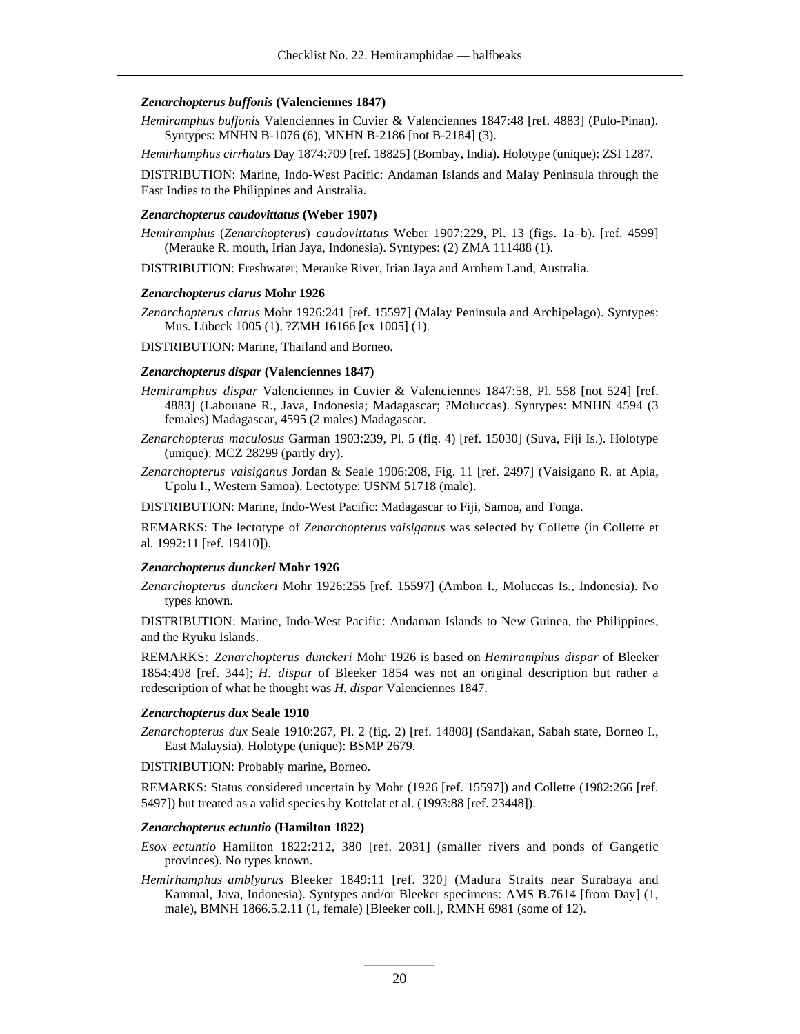**_Zenarchopterus buffonis_ (Valenciennes 1847)**

*Hemiramphus buffonis* Valenciennes in Cuvier & Valenciennes 1847:48 [ref. 4883] (Pulo-Pinan). Syntypes: MNHN B-1076 (6), MNHN B-2186 [not B-2184] (3).

*Hemirhamphus cirrhatus* Day 1874:709 [ref. 18825] (Bombay, India). Holotype (unique): ZSI 1287.

DISTRIBUTION: Marine, Indo-West Pacific: Andaman Islands and Malay Peninsula through the East Indies to the Philippines and Australia.

**_Zenarchopterus caudovittatus_ (Weber 1907)**

*Hemiramphus* (*Zenarchopterus*) *caudovittatus* Weber 1907:229, Pl. 13 (figs. 1a–b). [ref. 4599] (Merauke R. mouth, Irian Jaya, Indonesia). Syntypes: (2) ZMA 111488 (1).

DISTRIBUTION: Freshwater; Merauke River, Irian Jaya and Arnhem Land, Australia.

**_Zenarchopterus clarus_ Mohr 1926**

*Zenarchopterus clarus* Mohr 1926:241 [ref. 15597] (Malay Peninsula and Archipelago). Syntypes: Mus. Lübeck 1005 (1), ?ZMH 16166 [ex 1005] (1).

DISTRIBUTION: Marine, Thailand and Borneo.

**_Zenarchopterus dispar_ (Valenciennes 1847)**

*Hemiramphus dispar* Valenciennes in Cuvier & Valenciennes 1847:58, Pl. 558 [not 524] [ref. 4883] (Labouane R., Java, Indonesia; Madagascar; ?Moluccas). Syntypes: MNHN 4594 (3 females) Madagascar, 4595 (2 males) Madagascar.

*Zenarchopterus maculosus* Garman 1903:239, Pl. 5 (fig. 4) [ref. 15030] (Suva, Fiji Is.). Holotype (unique): MCZ 28299 (partly dry).

*Zenarchopterus vaisiganus* Jordan & Seale 1906:208, Fig. 11 [ref. 2497] (Vaisigano R. at Apia, Upolu I., Western Samoa). Lectotype: USNM 51718 (male).

DISTRIBUTION: Marine, Indo-West Pacific: Madagascar to Fiji, Samoa, and Tonga.

REMARKS: The lectotype of *Zenarchopterus vaisiganus* was selected by Collette (in Collette et al. 1992:11 [ref. 19410]).

**_Zenarchopterus dunckeri_ Mohr 1926**

*Zenarchopterus dunckeri* Mohr 1926:255 [ref. 15597] (Ambon I., Moluccas Is., Indonesia). No types known.

DISTRIBUTION: Marine, Indo-West Pacific: Andaman Islands to New Guinea, the Philippines, and the Ryuku Islands.

REMARKS: *Zenarchopterus dunckeri* Mohr 1926 is based on *Hemiramphus dispar* of Bleeker 1854:498 [ref. 344]; *H. dispar* of Bleeker 1854 was not an original description but rather a redescription of what he thought was *H. dispar* Valenciennes 1847.

**_Zenarchopterus dux_ Seale 1910**

*Zenarchopterus dux* Seale 1910:267, Pl. 2 (fig. 2) [ref. 14808] (Sandakan, Sabah state, Borneo I., East Malaysia). Holotype (unique): BSMP 2679.

DISTRIBUTION: Probably marine, Borneo.

REMARKS: Status considered uncertain by Mohr (1926 [ref. 15597]) and Collette (1982:266 [ref. 5497]) but treated as a valid species by Kottelat et al. (1993:88 [ref. 23448]).

**_Zenarchopterus ectuntio_ (Hamilton 1822)**

*Esox ectuntio* Hamilton 1822:212, 380 [ref. 2031] (smaller rivers and ponds of Gangetic provinces). No types known.

*Hemirhamphus amblyurus* Bleeker 1849:11 [ref. 320] (Madura Straits near Surabaya and Kammal, Java, Indonesia). Syntypes and/or Bleeker specimens: AMS B.7614 [from Day] (1, male), BMNH 1866.5.2.11 (1, female) [Bleeker coll.], RMNH 6981 (some of 12).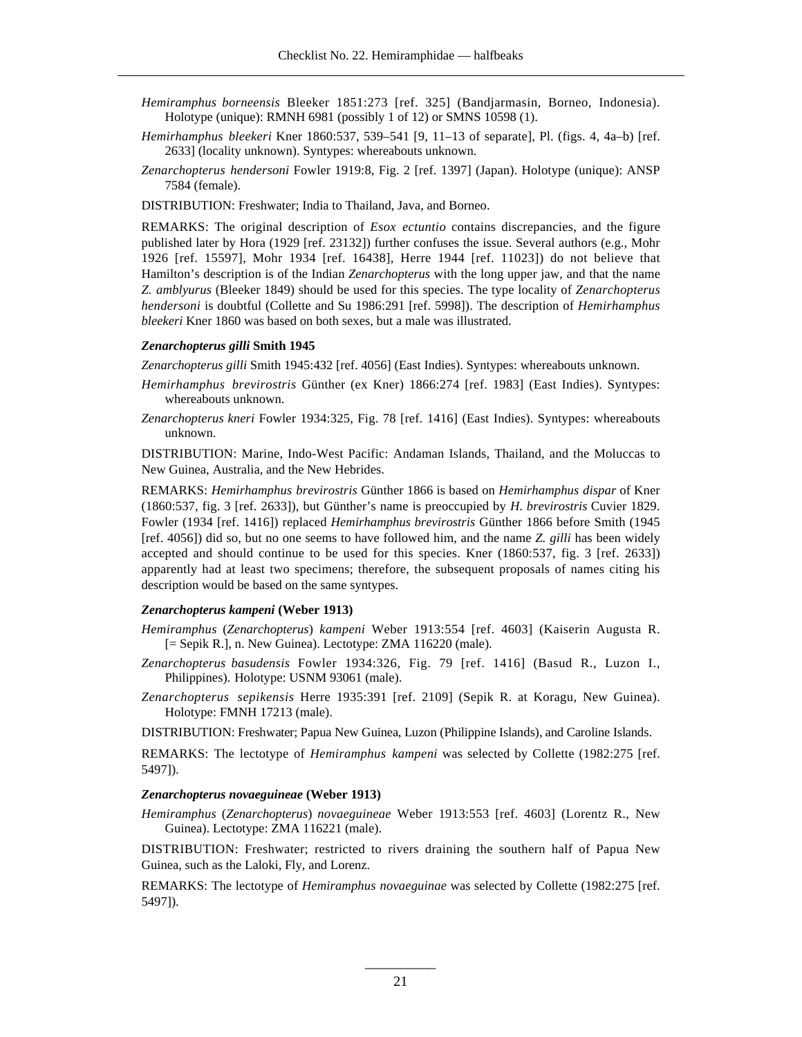*Hemiramphus borneensis* Bleeker 1851:273 [ref. 325] (Bandjarmasin, Borneo, Indonesia). Holotype (unique): RMNH 6981 (possibly 1 of 12) or SMNS 10598 (1).

*Hemirhamphus bleekeri* Kner 1860:537, 539–541 [9, 11–13 of separate], Pl. (figs. 4, 4a–b) [ref. 2633] (locality unknown). Syntypes: whereabouts unknown.

*Zenarchopterus hendersoni* Fowler 1919:8, Fig. 2 [ref. 1397] (Japan). Holotype (unique): ANSP 7584 (female).

DISTRIBUTION: Freshwater; India to Thailand, Java, and Borneo.

REMARKS: The original description of *Esox ectuntio* contains discrepancies, and the figure published later by Hora (1929 [ref. 23132]) further confuses the issue. Several authors (e.g., Mohr 1926 [ref. 15597], Mohr 1934 [ref. 16438], Herre 1944 [ref. 11023]) do not believe that Hamilton's description is of the Indian *Zenarchopterus* with the long upper jaw, and that the name *Z. amblyurus* (Bleeker 1849) should be used for this species. The type locality of *Zenarchopterus hendersoni* is doubtful (Collette and Su 1986:291 [ref. 5998]). The description of *Hemirhamphus bleekeri* Kner 1860 was based on both sexes, but a male was illustrated.

#### *Zenarchopterus gilli* Smith 1945

*Zenarchopterus gilli* Smith 1945:432 [ref. 4056] (East Indies). Syntypes: whereabouts unknown.

*Hemirhamphus brevirostris* Günther (ex Kner) 1866:274 [ref. 1983] (East Indies). Syntypes: whereabouts unknown.

*Zenarchopterus kneri* Fowler 1934:325, Fig. 78 [ref. 1416] (East Indies). Syntypes: whereabouts unknown.

DISTRIBUTION: Marine, Indo-West Pacific: Andaman Islands, Thailand, and the Moluccas to New Guinea, Australia, and the New Hebrides.

REMARKS: *Hemirhamphus brevirostris* Günther 1866 is based on *Hemirhamphus dispar* of Kner (1860:537, fig. 3 [ref. 2633]), but Günther's name is preoccupied by *H. brevirostris* Cuvier 1829. Fowler (1934 [ref. 1416]) replaced *Hemirhamphus brevirostris* Günther 1866 before Smith (1945 [ref. 4056]) did so, but no one seems to have followed him, and the name *Z. gilli* has been widely accepted and should continue to be used for this species. Kner (1860:537, fig. 3 [ref. 2633]) apparently had at least two specimens; therefore, the subsequent proposals of names citing his description would be based on the same syntypes.

#### *Zenarchopterus kampeni* (Weber 1913)

*Hemiramphus* (*Zenarchopterus*) *kampeni* Weber 1913:554 [ref. 4603] (Kaiserin Augusta R. [= Sepik R.], n. New Guinea). Lectotype: ZMA 116220 (male).

*Zenarchopterus basudensis* Fowler 1934:326, Fig. 79 [ref. 1416] (Basud R., Luzon I., Philippines). Holotype: USNM 93061 (male).

*Zenarchopterus sepikensis* Herre 1935:391 [ref. 2109] (Sepik R. at Koragu, New Guinea). Holotype: FMNH 17213 (male).

DISTRIBUTION: Freshwater; Papua New Guinea, Luzon (Philippine Islands), and Caroline Islands.

REMARKS: The lectotype of *Hemiramphus kampeni* was selected by Collette (1982:275 [ref. 5497]).

#### *Zenarchopterus novaeguineae* (Weber 1913)

*Hemiramphus* (*Zenarchopterus*) *novaeguineae* Weber 1913:553 [ref. 4603] (Lorentz R., New Guinea). Lectotype: ZMA 116221 (male).

DISTRIBUTION: Freshwater; restricted to rivers draining the southern half of Papua New Guinea, such as the Laloki, Fly, and Lorenz.

REMARKS: The lectotype of *Hemiramphus novaeguinae* was selected by Collette (1982:275 [ref. 5497]).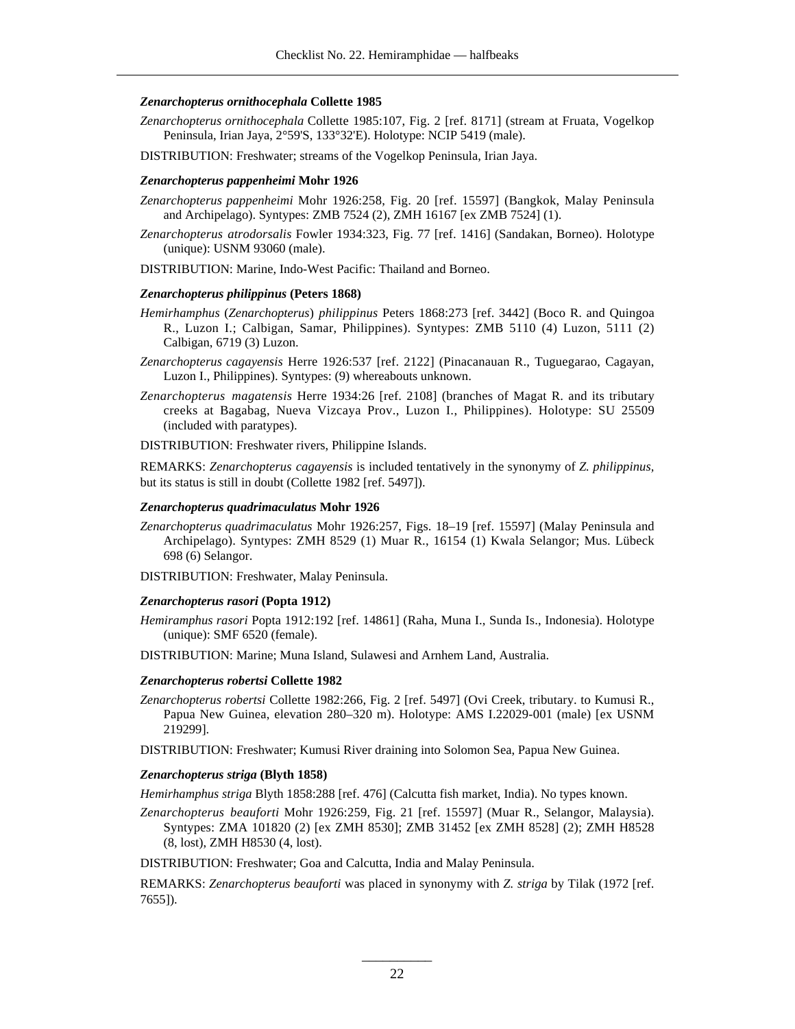***Zenarchopterus ornithocephala* Collette 1985**

*Zenarchopterus ornithocephala* Collette 1985:107, Fig. 2 [ref. 8171] (stream at Fruata, Vogelkop Peninsula, Irian Jaya, 2°59'S, 133°32'E). Holotype: NCIP 5419 (male).

DISTRIBUTION: Freshwater; streams of the Vogelkop Peninsula, Irian Jaya.

***Zenarchopterus pappenheimi* Mohr 1926**

*Zenarchopterus pappenheimi* Mohr 1926:258, Fig. 20 [ref. 15597] (Bangkok, Malay Peninsula and Archipelago). Syntypes: ZMB 7524 (2), ZMH 16167 [ex ZMB 7524] (1).

*Zenarchopterus atrodorsalis* Fowler 1934:323, Fig. 77 [ref. 1416] (Sandakan, Borneo). Holotype (unique): USNM 93060 (male).

DISTRIBUTION: Marine, Indo-West Pacific: Thailand and Borneo.

***Zenarchopterus philippinus* (Peters 1868)**

*Hemirhamphus* (*Zenarchopterus*) *philippinus* Peters 1868:273 [ref. 3442] (Boco R. and Quingoa R., Luzon I.; Calbigan, Samar, Philippines). Syntypes: ZMB 5110 (4) Luzon, 5111 (2) Calbigan, 6719 (3) Luzon.

*Zenarchopterus cagayensis* Herre 1926:537 [ref. 2122] (Pinacanauan R., Tuguegarao, Cagayan, Luzon I., Philippines). Syntypes: (9) whereabouts unknown.

*Zenarchopterus magatensis* Herre 1934:26 [ref. 2108] (branches of Magat R. and its tributary creeks at Bagabag, Nueva Vizcaya Prov., Luzon I., Philippines). Holotype: SU 25509 (included with paratypes).

DISTRIBUTION: Freshwater rivers, Philippine Islands.

REMARKS: *Zenarchopterus cagayensis* is included tentatively in the synonymy of *Z. philippinus*, but its status is still in doubt (Collette 1982 [ref. 5497]).

***Zenarchopterus quadrimaculatus* Mohr 1926**

*Zenarchopterus quadrimaculatus* Mohr 1926:257, Figs. 18–19 [ref. 15597] (Malay Peninsula and Archipelago). Syntypes: ZMH 8529 (1) Muar R., 16154 (1) Kwala Selangor; Mus. Lübeck 698 (6) Selangor.

DISTRIBUTION: Freshwater, Malay Peninsula.

***Zenarchopterus rasori* (Popta 1912)**

*Hemiramphus rasori* Popta 1912:192 [ref. 14861] (Raha, Muna I., Sunda Is., Indonesia). Holotype (unique): SMF 6520 (female).

DISTRIBUTION: Marine; Muna Island, Sulawesi and Arnhem Land, Australia.

***Zenarchopterus robertsi* Collette 1982**

*Zenarchopterus robertsi* Collette 1982:266, Fig. 2 [ref. 5497] (Ovi Creek, tributary. to Kumusi R., Papua New Guinea, elevation 280–320 m). Holotype: AMS I.22029-001 (male) [ex USNM 219299].

DISTRIBUTION: Freshwater; Kumusi River draining into Solomon Sea, Papua New Guinea.

***Zenarchopterus striga* (Blyth 1858)**

*Hemirhamphus striga* Blyth 1858:288 [ref. 476] (Calcutta fish market, India). No types known.

*Zenarchopterus beauforti* Mohr 1926:259, Fig. 21 [ref. 15597] (Muar R., Selangor, Malaysia). Syntypes: ZMA 101820 (2) [ex ZMH 8530]; ZMB 31452 [ex ZMH 8528] (2); ZMH H8528 (8, lost), ZMH H8530 (4, lost).

DISTRIBUTION: Freshwater; Goa and Calcutta, India and Malay Peninsula.

REMARKS: *Zenarchopterus beauforti* was placed in synonymy with *Z. striga* by Tilak (1972 [ref. 7655]).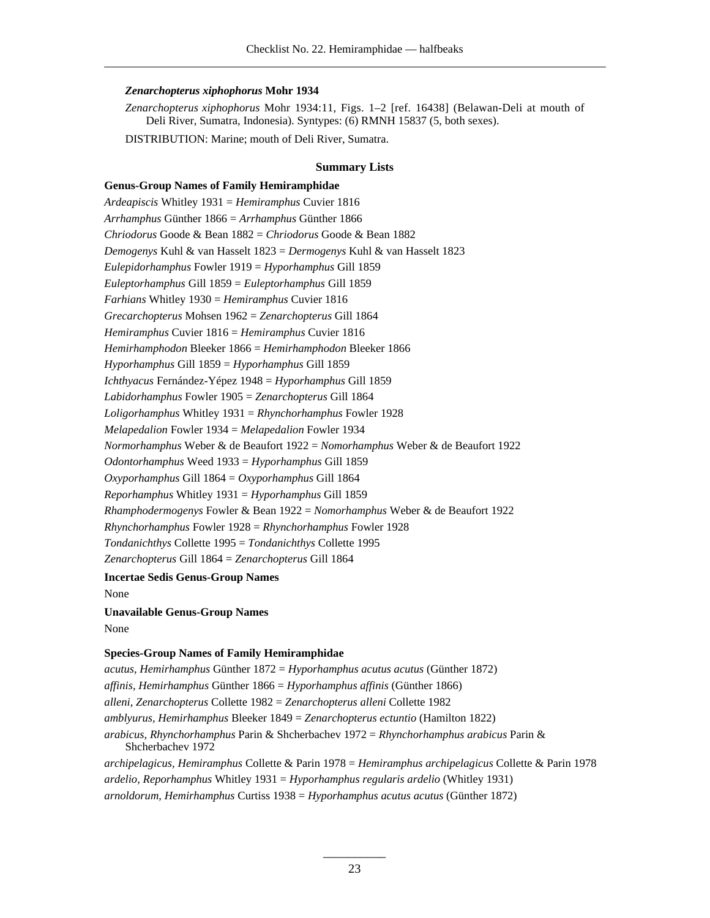***Zenarchopterus xiphophorus* Mohr 1934**

*Zenarchopterus xiphophorus* Mohr 1934:11, Figs. 1–2 [ref. 16438] (Belawan-Deli at mouth of Deli River, Sumatra, Indonesia). Syntypes: (6) RMNH 15837 (5, both sexes).

DISTRIBUTION: Marine; mouth of Deli River, Sumatra.

## Summary Lists

### Genus-Group Names of Family Hemiramphidae

*Ardeapiscis* Whitley 1931 = *Hemiramphus* Cuvier 1816
*Arrhamphus* Günther 1866 = *Arrhamphus* Günther 1866
*Chriodorus* Goode & Bean 1882 = *Chriodorus* Goode & Bean 1882
*Demogenys* Kuhl & van Hasselt 1823 = *Dermogenys* Kuhl & van Hasselt 1823
*Eulepidorhamphus* Fowler 1919 = *Hyporhamphus* Gill 1859
*Euleptorhamphus* Gill 1859 = *Euleptorhamphus* Gill 1859
*Farhians* Whitley 1930 = *Hemiramphus* Cuvier 1816
*Grecarchopterus* Mohsen 1962 = *Zenarchopterus* Gill 1864
*Hemiramphus* Cuvier 1816 = *Hemiramphus* Cuvier 1816
*Hemirhamphodon* Bleeker 1866 = *Hemirhamphodon* Bleeker 1866
*Hyporhamphus* Gill 1859 = *Hyporhamphus* Gill 1859
*Ichthyacus* Fernández-Yépez 1948 = *Hyporhamphus* Gill 1859
*Labidorhamphus* Fowler 1905 = *Zenarchopterus* Gill 1864
*Loligorhamphus* Whitley 1931 = *Rhynchorhamphus* Fowler 1928
*Melapedalion* Fowler 1934 = *Melapedalion* Fowler 1934
*Normorhamphus* Weber & de Beaufort 1922 = *Nomorhamphus* Weber & de Beaufort 1922
*Odontorhamphus* Weed 1933 = *Hyporhamphus* Gill 1859
*Oxyporhamphus* Gill 1864 = *Oxyporhamphus* Gill 1864
*Reporhamphus* Whitley 1931 = *Hyporhamphus* Gill 1859
*Rhamphodermogenys* Fowler & Bean 1922 = *Nomorhamphus* Weber & de Beaufort 1922
*Rhynchorhamphus* Fowler 1928 = *Rhynchorhamphus* Fowler 1928
*Tondanichthys* Collette 1995 = *Tondanichthys* Collette 1995
*Zenarchopterus* Gill 1864 = *Zenarchopterus* Gill 1864

### Incertae Sedis Genus-Group Names

None

### Unavailable Genus-Group Names

None

### Species-Group Names of Family Hemiramphidae

*acutus, Hemirhamphus* Günther 1872 = *Hyporhamphus acutus acutus* (Günther 1872)
*affinis, Hemirhamphus* Günther 1866 = *Hyporhamphus affinis* (Günther 1866)
*alleni, Zenarchopterus* Collette 1982 = *Zenarchopterus alleni* Collette 1982
*amblyurus, Hemirhamphus* Bleeker 1849 = *Zenarchopterus ectuntio* (Hamilton 1822)
*arabicus, Rhynchorhamphus* Parin & Shcherbachev 1972 = *Rhynchorhamphus arabicus* Parin & Shcherbachev 1972
*archipelagicus, Hemiramphus* Collette & Parin 1978 = *Hemiramphus archipelagicus* Collette & Parin 1978
*ardelio, Reporhamphus* Whitley 1931 = *Hyporhamphus regularis ardelio* (Whitley 1931)
*arnoldorum, Hemirhamphus* Curtiss 1938 = *Hyporhamphus acutus acutus* (Günther 1872)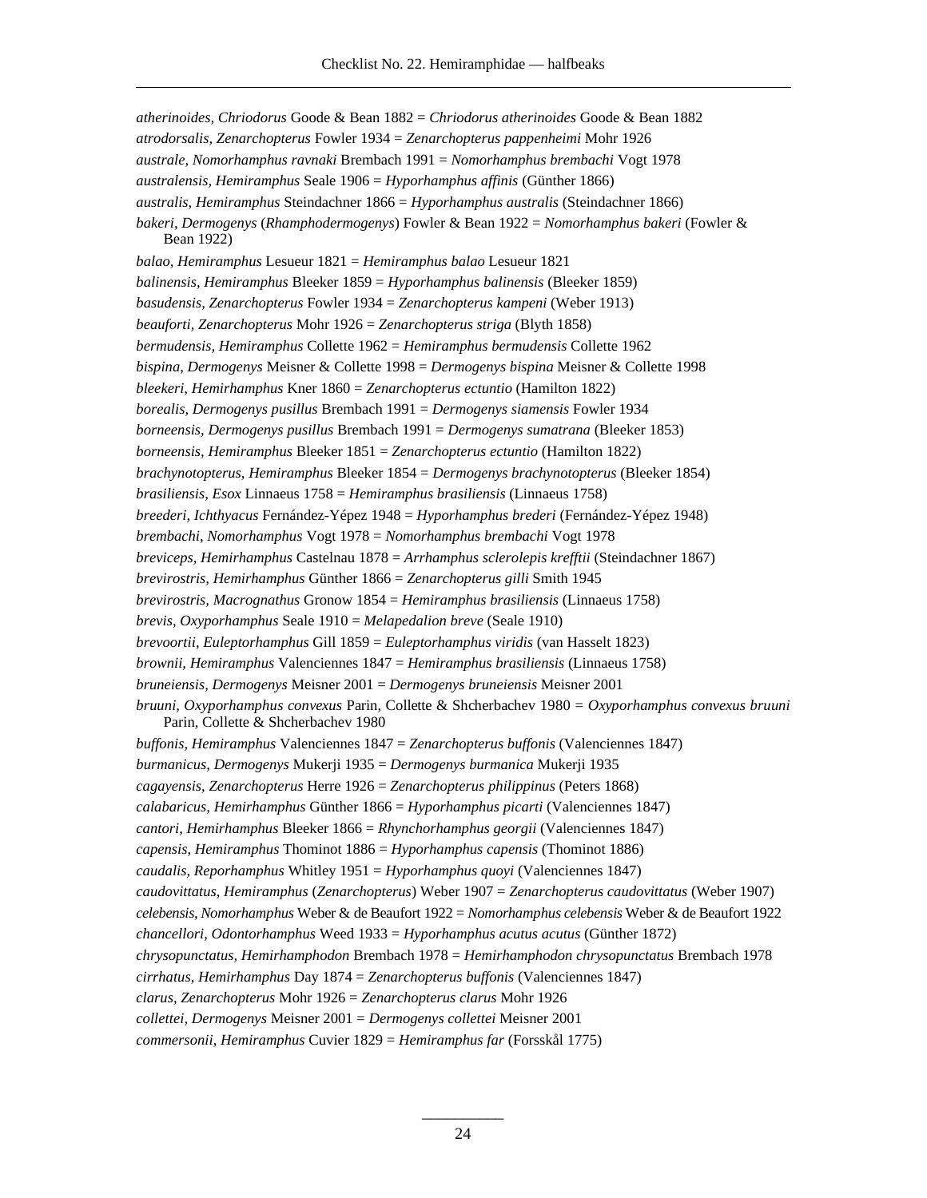*atherinoides, Chriodorus* Goode & Bean 1882 = *Chriodorus atherinoides* Goode & Bean 1882

*atrodorsalis, Zenarchopterus* Fowler 1934 = *Zenarchopterus pappenheimi* Mohr 1926

*australe, Nomorhamphus ravnaki* Brembach 1991 = *Nomorhamphus brembachi* Vogt 1978

*australensis, Hemiramphus* Seale 1906 = *Hyporhamphus affinis* (Günther 1866)

*australis, Hemiramphus* Steindachner 1866 = *Hyporhamphus australis* (Steindachner 1866)

*bakeri, Dermogenys* (*Rhamphodermogenys*) Fowler & Bean 1922 = *Nomorhamphus bakeri* (Fowler & Bean 1922)

*balao, Hemiramphus* Lesueur 1821 = *Hemiramphus balao* Lesueur 1821

*balinensis, Hemiramphus* Bleeker 1859 = *Hyporhamphus balinensis* (Bleeker 1859)

*basudensis, Zenarchopterus* Fowler 1934 = *Zenarchopterus kampeni* (Weber 1913)

*beauforti, Zenarchopterus* Mohr 1926 = *Zenarchopterus striga* (Blyth 1858)

*bermudensis, Hemiramphus* Collette 1962 = *Hemiramphus bermudensis* Collette 1962

*bispina, Dermogenys* Meisner & Collette 1998 = *Dermogenys bispina* Meisner & Collette 1998

*bleekeri, Hemirhamphus* Kner 1860 = *Zenarchopterus ectuntio* (Hamilton 1822)

*borealis, Dermogenys pusillus* Brembach 1991 = *Dermogenys siamensis* Fowler 1934

*borneensis, Dermogenys pusillus* Brembach 1991 = *Dermogenys sumatrana* (Bleeker 1853)

*borneensis, Hemiramphus* Bleeker 1851 = *Zenarchopterus ectuntio* (Hamilton 1822)

*brachynotopterus, Hemiramphus* Bleeker 1854 = *Dermogenys brachynotopterus* (Bleeker 1854)

*brasiliensis, Esox* Linnaeus 1758 = *Hemiramphus brasiliensis* (Linnaeus 1758)

*breederi, Ichthyacus* Fernández-Yépez 1948 = *Hyporhamphus brederi* (Fernández-Yépez 1948)

*brembachi, Nomorhamphus* Vogt 1978 = *Nomorhamphus brembachi* Vogt 1978

*breviceps, Hemirhamphus* Castelnau 1878 = *Arrhamphus sclerolepis krefftii* (Steindachner 1867)

*brevirostris, Hemirhamphus* Günther 1866 = *Zenarchopterus gilli* Smith 1945

*brevirostris, Macrognathus* Gronow 1854 = *Hemiramphus brasiliensis* (Linnaeus 1758)

*brevis, Oxyporhamphus* Seale 1910 = *Melapedalion breve* (Seale 1910)

*brevoortii, Euleptorhamphus* Gill 1859 = *Euleptorhamphus viridis* (van Hasselt 1823)

*brownii, Hemiramphus* Valenciennes 1847 = *Hemiramphus brasiliensis* (Linnaeus 1758)

*bruneiensis, Dermogenys* Meisner 2001 = *Dermogenys bruneiensis* Meisner 2001

*bruuni, Oxyporhamphus convexus* Parin, Collette & Shcherbachev 1980 = *Oxyporhamphus convexus bruuni* Parin, Collette & Shcherbachev 1980

*buffonis, Hemiramphus* Valenciennes 1847 = *Zenarchopterus buffonis* (Valenciennes 1847)

*burmanicus, Dermogenys* Mukerji 1935 = *Dermogenys burmanica* Mukerji 1935

*cagayensis, Zenarchopterus* Herre 1926 = *Zenarchopterus philippinus* (Peters 1868)

*calabaricus, Hemirhamphus* Günther 1866 = *Hyporhamphus picarti* (Valenciennes 1847)

*cantori, Hemirhamphus* Bleeker 1866 = *Rhynchorhamphus georgii* (Valenciennes 1847)

*capensis, Hemiramphus* Thominot 1886 = *Hyporhamphus capensis* (Thominot 1886)

*caudalis, Reporhamphus* Whitley 1951 = *Hyporhamphus quoyi* (Valenciennes 1847)

*caudovittatus, Hemiramphus* (*Zenarchopterus*) Weber 1907 = *Zenarchopterus caudovittatus* (Weber 1907)

*celebensis, Nomorhamphus* Weber & de Beaufort 1922 = *Nomorhamphus celebensis* Weber & de Beaufort 1922

*chancellori, Odontorhamphus* Weed 1933 = *Hyporhamphus acutus acutus* (Günther 1872)

*chrysopunctatus, Hemirhamphodon* Brembach 1978 = *Hemirhamphodon chrysopunctatus* Brembach 1978

*cirrhatus, Hemirhamphus* Day 1874 = *Zenarchopterus buffonis* (Valenciennes 1847)

*clarus, Zenarchopterus* Mohr 1926 = *Zenarchopterus clarus* Mohr 1926

*collettei, Dermogenys* Meisner 2001 = *Dermogenys collettei* Meisner 2001

*commersonii, Hemiramphus* Cuvier 1829 = *Hemiramphus far* (Forsskål 1775)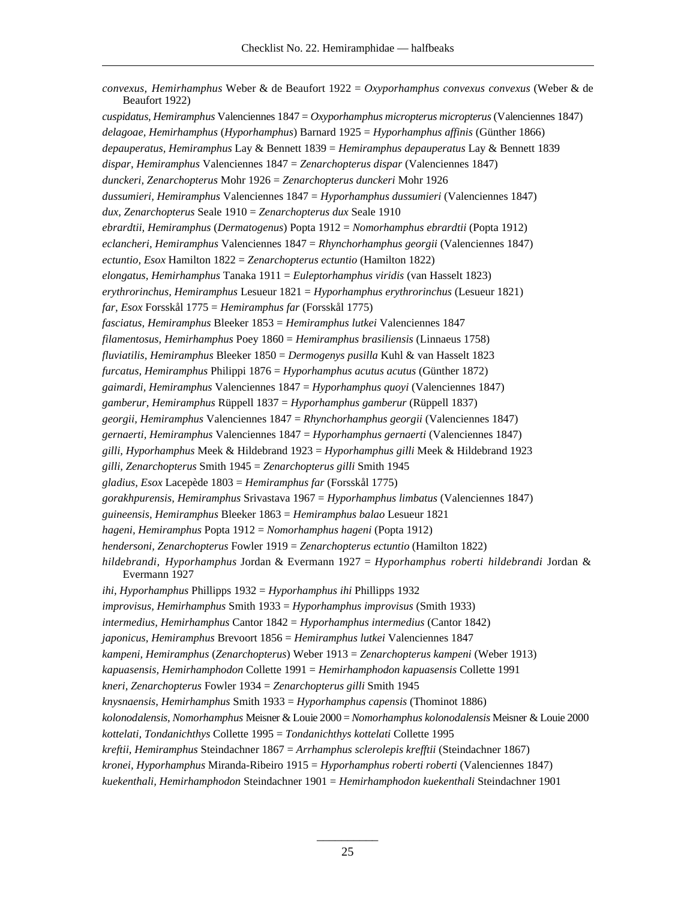*convexus, Hemirhamphus* Weber & de Beaufort 1922 = *Oxyporhamphus convexus convexus* (Weber & de Beaufort 1922)

*cuspidatus, Hemiramphus* Valenciennes 1847 = *Oxyporhamphus micropterus micropterus* (Valenciennes 1847)

*delagoae, Hemirhamphus* (*Hyporhamphus*) Barnard 1925 = *Hyporhamphus affinis* (Günther 1866)

*depauperatus, Hemiramphus* Lay & Bennett 1839 = *Hemiramphus depauperatus* Lay & Bennett 1839

*dispar, Hemiramphus* Valenciennes 1847 = *Zenarchopterus dispar* (Valenciennes 1847)

*dunckeri, Zenarchopterus* Mohr 1926 = *Zenarchopterus dunckeri* Mohr 1926

*dussumieri, Hemiramphus* Valenciennes 1847 = *Hyporhamphus dussumieri* (Valenciennes 1847)

*dux, Zenarchopterus* Seale 1910 = *Zenarchopterus dux* Seale 1910

*ebrardtii, Hemiramphus* (*Dermatogenus*) Popta 1912 = *Nomorhamphus ebrardtii* (Popta 1912)

*eclancheri, Hemiramphus* Valenciennes 1847 = *Rhynchorhamphus georgii* (Valenciennes 1847)

*ectuntio, Esox* Hamilton 1822 = *Zenarchopterus ectuntio* (Hamilton 1822)

*elongatus, Hemirhamphus* Tanaka 1911 = *Euleptorhamphus viridis* (van Hasselt 1823)

*erythrorinchus, Hemiramphus* Lesueur 1821 = *Hyporhamphus erythrorinchus* (Lesueur 1821)

*far, Esox* Forsskål 1775 = *Hemiramphus far* (Forsskål 1775)

*fasciatus, Hemiramphus* Bleeker 1853 = *Hemiramphus lutkei* Valenciennes 1847

*filamentosus, Hemirhamphus* Poey 1860 = *Hemiramphus brasiliensis* (Linnaeus 1758)

*fluviatilis, Hemiramphus* Bleeker 1850 = *Dermogenys pusilla* Kuhl & van Hasselt 1823

*furcatus, Hemiramphus* Philippi 1876 = *Hyporhamphus acutus acutus* (Günther 1872)

*gaimardi, Hemiramphus* Valenciennes 1847 = *Hyporhamphus quoyi* (Valenciennes 1847)

*gamberur, Hemiramphus* Rüppell 1837 = *Hyporhamphus gamberur* (Rüppell 1837)

*georgii, Hemiramphus* Valenciennes 1847 = *Rhynchorhamphus georgii* (Valenciennes 1847)

*gernaerti, Hemiramphus* Valenciennes 1847 = *Hyporhamphus gernaerti* (Valenciennes 1847)

*gilli, Hyporhamphus* Meek & Hildebrand 1923 = *Hyporhamphus gilli* Meek & Hildebrand 1923

*gilli, Zenarchopterus* Smith 1945 = *Zenarchopterus gilli* Smith 1945

*gladius, Esox* Lacepède 1803 = *Hemiramphus far* (Forsskål 1775)

*gorakhpurensis, Hemiramphus* Srivastava 1967 = *Hyporhamphus limbatus* (Valenciennes 1847)

*guineensis, Hemiramphus* Bleeker 1863 = *Hemiramphus balao* Lesueur 1821

*hageni, Hemiramphus* Popta 1912 = *Nomorhamphus hageni* (Popta 1912)

*hendersoni, Zenarchopterus* Fowler 1919 = *Zenarchopterus ectuntio* (Hamilton 1822)

*hildebrandi, Hyporhamphus* Jordan & Evermann 1927 = *Hyporhamphus roberti hildebrandi* Jordan & Evermann 1927

*ihi, Hyporhamphus* Phillipps 1932 = *Hyporhamphus ihi* Phillipps 1932

*improvisus, Hemirhamphus* Smith 1933 = *Hyporhamphus improvisus* (Smith 1933)

*intermedius, Hemirhamphus* Cantor 1842 = *Hyporhamphus intermedius* (Cantor 1842)

*japonicus, Hemiramphus* Brevoort 1856 = *Hemiramphus lutkei* Valenciennes 1847

*kampeni, Hemiramphus* (*Zenarchopterus*) Weber 1913 = *Zenarchopterus kampeni* (Weber 1913)

*kapuasensis, Hemirhamphodon* Collette 1991 = *Hemirhamphodon kapuasensis* Collette 1991

*kneri, Zenarchopterus* Fowler 1934 = *Zenarchopterus gilli* Smith 1945

*knysnaensis, Hemirhamphus* Smith 1933 = *Hyporhamphus capensis* (Thominot 1886)

*kolonodalensis, Nomorhamphus* Meisner & Louie 2000 = *Nomorhamphus kolonodalensis* Meisner & Louie 2000

*kottelati, Tondanichthys* Collette 1995 = *Tondanichthys kottelati* Collette 1995

*kreftii, Hemiramphus* Steindachner 1867 = *Arrhamphus sclerolepis krefftii* (Steindachner 1867)

*kronei, Hyporhamphus* Miranda-Ribeiro 1915 = *Hyporhamphus roberti roberti* (Valenciennes 1847)

*kuekenthali, Hemirhamphodon* Steindachner 1901 = *Hemirhamphodon kuekenthali* Steindachner 1901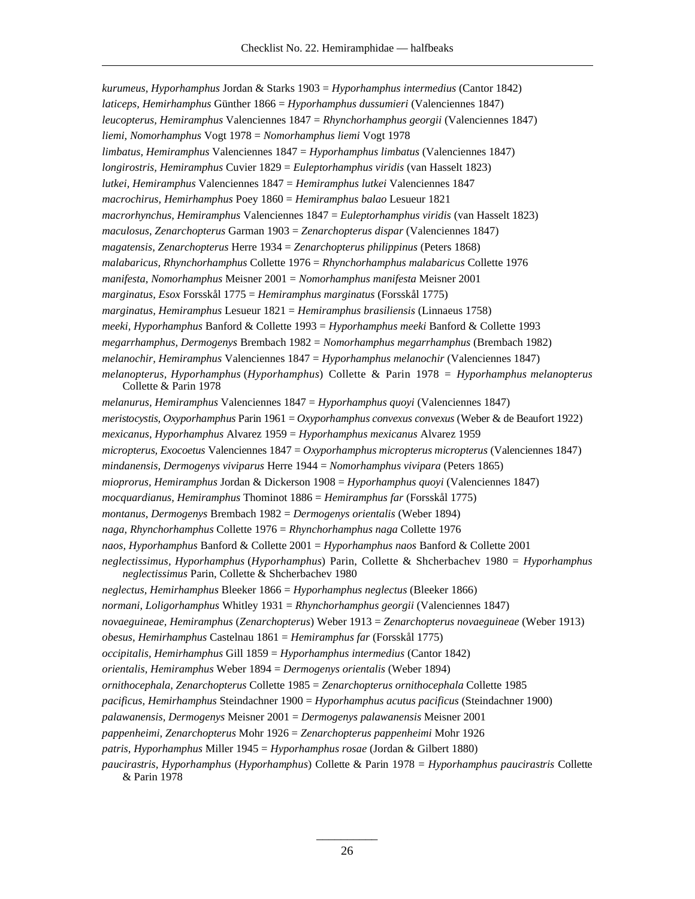*kurumeus, Hyporhamphus* Jordan & Starks 1903 = *Hyporhamphus intermedius* (Cantor 1842)

*laticeps, Hemirhamphus* Günther 1866 = *Hyporhamphus dussumieri* (Valenciennes 1847)

*leucopterus, Hemiramphus* Valenciennes 1847 = *Rhynchorhamphus georgii* (Valenciennes 1847)

*liemi, Nomorhamphus* Vogt 1978 = *Nomorhamphus liemi* Vogt 1978

*limbatus, Hemiramphus* Valenciennes 1847 = *Hyporhamphus limbatus* (Valenciennes 1847)

*longirostris, Hemiramphus* Cuvier 1829 = *Euleptorhamphus viridis* (van Hasselt 1823)

*lutkei, Hemiramphus* Valenciennes 1847 = *Hemiramphus lutkei* Valenciennes 1847

*macrochirus, Hemirhamphus* Poey 1860 = *Hemiramphus balao* Lesueur 1821

*macrorhynchus, Hemiramphus* Valenciennes 1847 = *Euleptorhamphus viridis* (van Hasselt 1823)

*maculosus, Zenarchopterus* Garman 1903 = *Zenarchopterus dispar* (Valenciennes 1847)

*magatensis, Zenarchopterus* Herre 1934 = *Zenarchopterus philippinus* (Peters 1868)

*malabaricus, Rhynchorhamphus* Collette 1976 = *Rhynchorhamphus malabaricus* Collette 1976

*manifesta, Nomorhamphus* Meisner 2001 = *Nomorhamphus manifesta* Meisner 2001

*marginatus, Esox* Forsskål 1775 = *Hemiramphus marginatus* (Forsskål 1775)

*marginatus, Hemiramphus* Lesueur 1821 = *Hemiramphus brasiliensis* (Linnaeus 1758)

*meeki, Hyporhamphus* Banford & Collette 1993 = *Hyporhamphus meeki* Banford & Collette 1993

*megarrhamphus, Dermogenys* Brembach 1982 = *Nomorhamphus megarrhamphus* (Brembach 1982)

*melanochir, Hemiramphus* Valenciennes 1847 = *Hyporhamphus melanochir* (Valenciennes 1847)

*melanopterus, Hyporhamphus* (*Hyporhamphus*) Collette & Parin 1978 = *Hyporhamphus melanopterus* Collette & Parin 1978

*melanurus, Hemiramphus* Valenciennes 1847 = *Hyporhamphus quoyi* (Valenciennes 1847)

*meristocystis, Oxyporhamphus* Parin 1961 = *Oxyporhamphus convexus convexus* (Weber & de Beaufort 1922)

*mexicanus, Hyporhamphus* Alvarez 1959 = *Hyporhamphus mexicanus* Alvarez 1959

*micropterus, Exocoetus* Valenciennes 1847 = *Oxyporhamphus micropterus micropterus* (Valenciennes 1847)

*mindanensis, Dermogenys viviparus* Herre 1944 = *Nomorhamphus vivipara* (Peters 1865)

*mioprorus, Hemiramphus* Jordan & Dickerson 1908 = *Hyporhamphus quoyi* (Valenciennes 1847)

*mocquardianus, Hemiramphus* Thominot 1886 = *Hemiramphus far* (Forsskål 1775)

*montanus, Dermogenys* Brembach 1982 = *Dermogenys orientalis* (Weber 1894)

*naga, Rhynchorhamphus* Collette 1976 = *Rhynchorhamphus naga* Collette 1976

*naos, Hyporhamphus* Banford & Collette 2001 = *Hyporhamphus naos* Banford & Collette 2001

*neglectissimus, Hyporhamphus* (*Hyporhamphus*) Parin, Collette & Shcherbachev 1980 = *Hyporhamphus neglectissimus* Parin, Collette & Shcherbachev 1980

*neglectus, Hemirhamphus* Bleeker 1866 = *Hyporhamphus neglectus* (Bleeker 1866)

*normani, Loligorhamphus* Whitley 1931 = *Rhynchorhamphus georgii* (Valenciennes 1847)

*novaeguineae, Hemiramphus* (*Zenarchopterus*) Weber 1913 = *Zenarchopterus novaeguineae* (Weber 1913)

*obesus, Hemirhamphus* Castelnau 1861 = *Hemiramphus far* (Forsskål 1775)

*occipitalis, Hemirhamphus* Gill 1859 = *Hyporhamphus intermedius* (Cantor 1842)

*orientalis, Hemiramphus* Weber 1894 = *Dermogenys orientalis* (Weber 1894)

*ornithocephala, Zenarchopterus* Collette 1985 = *Zenarchopterus ornithocephala* Collette 1985

*pacificus, Hemirhamphus* Steindachner 1900 = *Hyporhamphus acutus pacificus* (Steindachner 1900)

*palawanensis, Dermogenys* Meisner 2001 = *Dermogenys palawanensis* Meisner 2001

*pappenheimi, Zenarchopterus* Mohr 1926 = *Zenarchopterus pappenheimi* Mohr 1926

*patris, Hyporhamphus* Miller 1945 = *Hyporhamphus rosae* (Jordan & Gilbert 1880)

*paucirastris, Hyporhamphus* (*Hyporhamphus*) Collette & Parin 1978 = *Hyporhamphus paucirastris* Collette & Parin 1978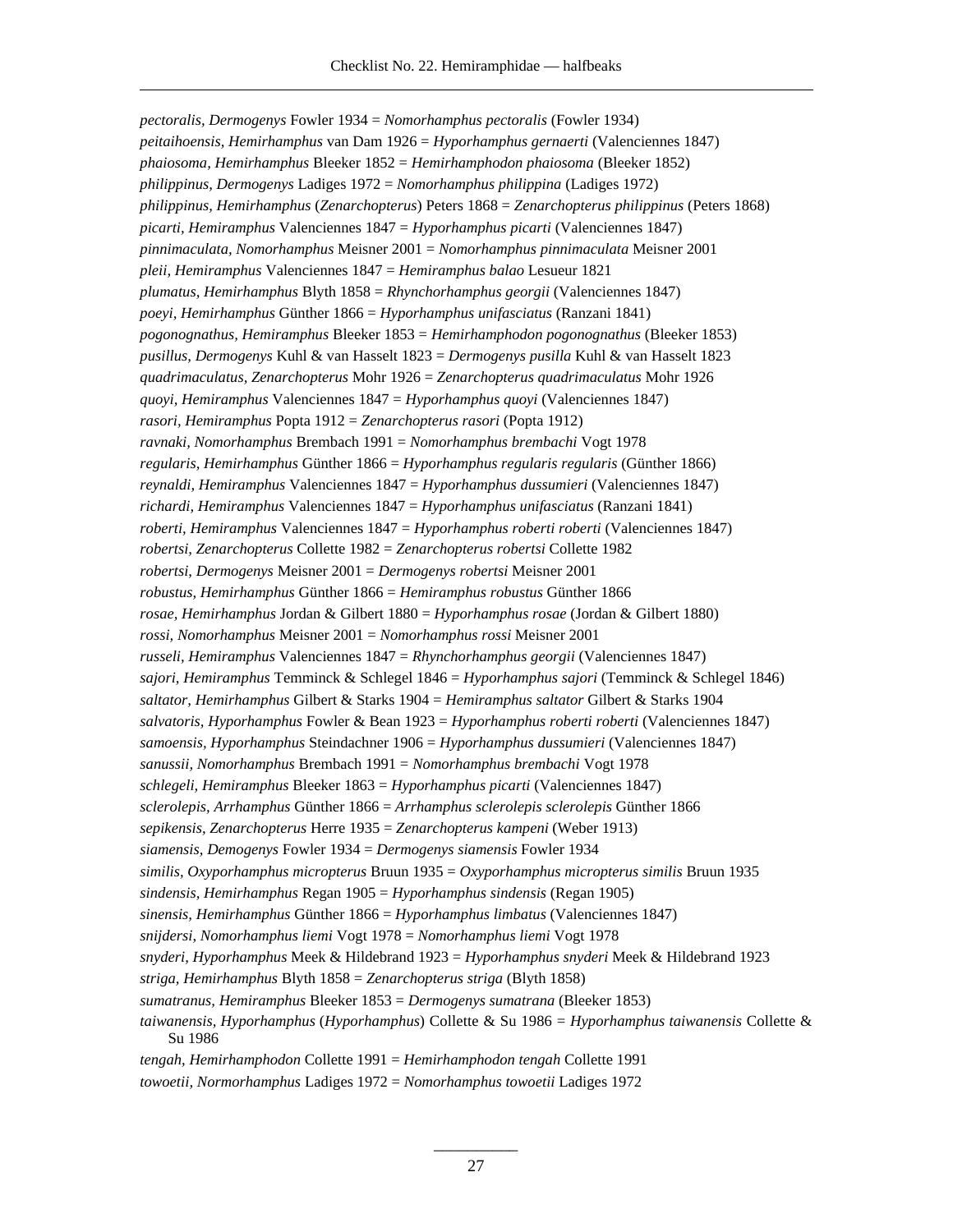*pectoralis, Dermogenys* Fowler 1934 = *Nomorhamphus pectoralis* (Fowler 1934)
*peitaihoensis, Hemirhamphus* van Dam 1926 = *Hyporhamphus gernaerti* (Valenciennes 1847)
*phaiosoma, Hemirhamphus* Bleeker 1852 = *Hemirhamphodon phaiosoma* (Bleeker 1852)
*philippinus, Dermogenys* Ladiges 1972 = *Nomorhamphus philippina* (Ladiges 1972)
*philippinus, Hemirhamphus* (*Zenarchopterus*) Peters 1868 = *Zenarchopterus philippinus* (Peters 1868)
*picarti, Hemiramphus* Valenciennes 1847 = *Hyporhamphus picarti* (Valenciennes 1847)
*pinnimaculata, Nomorhamphus* Meisner 2001 = *Nomorhamphus pinnimaculata* Meisner 2001
*pleii, Hemiramphus* Valenciennes 1847 = *Hemiramphus balao* Lesueur 1821
*plumatus, Hemirhamphus* Blyth 1858 = *Rhynchorhamphus georgii* (Valenciennes 1847)
*poeyi, Hemirhamphus* Günther 1866 = *Hyporhamphus unifasciatus* (Ranzani 1841)
*pogonognathus, Hemiramphus* Bleeker 1853 = *Hemirhamphodon pogonognathus* (Bleeker 1853)
*pusillus, Dermogenys* Kuhl & van Hasselt 1823 = *Dermogenys pusilla* Kuhl & van Hasselt 1823
*quadrimaculatus, Zenarchopterus* Mohr 1926 = *Zenarchopterus quadrimaculatus* Mohr 1926
*quoyi, Hemiramphus* Valenciennes 1847 = *Hyporhamphus quoyi* (Valenciennes 1847)
*rasori, Hemiramphus* Popta 1912 = *Zenarchopterus rasori* (Popta 1912)
*ravnaki, Nomorhamphus* Brembach 1991 = *Nomorhamphus brembachi* Vogt 1978
*regularis, Hemirhamphus* Günther 1866 = *Hyporhamphus regularis regularis* (Günther 1866)
*reynaldi, Hemiramphus* Valenciennes 1847 = *Hyporhamphus dussumieri* (Valenciennes 1847)
*richardi, Hemiramphus* Valenciennes 1847 = *Hyporhamphus unifasciatus* (Ranzani 1841)
*roberti, Hemiramphus* Valenciennes 1847 = *Hyporhamphus roberti roberti* (Valenciennes 1847)
*robertsi, Zenarchopterus* Collette 1982 = *Zenarchopterus robertsi* Collette 1982
*robertsi, Dermogenys* Meisner 2001 = *Dermogenys robertsi* Meisner 2001
*robustus, Hemirhamphus* Günther 1866 = *Hemiramphus robustus* Günther 1866
*rosae, Hemirhamphus* Jordan & Gilbert 1880 = *Hyporhamphus rosae* (Jordan & Gilbert 1880)
*rossi, Nomorhamphus* Meisner 2001 = *Nomorhamphus rossi* Meisner 2001
*russeli, Hemiramphus* Valenciennes 1847 = *Rhynchorhamphus georgii* (Valenciennes 1847)
*sajori, Hemiramphus* Temminck & Schlegel 1846 = *Hyporhamphus sajori* (Temminck & Schlegel 1846)
*saltator, Hemirhamphus* Gilbert & Starks 1904 = *Hemiramphus saltator* Gilbert & Starks 1904
*salvatoris, Hyporhamphus* Fowler & Bean 1923 = *Hyporhamphus roberti roberti* (Valenciennes 1847)
*samoensis, Hyporhamphus* Steindachner 1906 = *Hyporhamphus dussumieri* (Valenciennes 1847)
*sanussii, Nomorhamphus* Brembach 1991 = *Nomorhamphus brembachi* Vogt 1978
*schlegeli, Hemiramphus* Bleeker 1863 = *Hyporhamphus picarti* (Valenciennes 1847)
*sclerolepis, Arrhamphus* Günther 1866 = *Arrhamphus sclerolepis sclerolepis* Günther 1866
*sepikensis, Zenarchopterus* Herre 1935 = *Zenarchopterus kampeni* (Weber 1913)
*siamensis, Demogenys* Fowler 1934 = *Dermogenys siamensis* Fowler 1934
*similis, Oxyporhamphus micropterus* Bruun 1935 = *Oxyporhamphus micropterus similis* Bruun 1935
*sindensis, Hemirhamphus* Regan 1905 = *Hyporhamphus sindensis* (Regan 1905)
*sinensis, Hemirhamphus* Günther 1866 = *Hyporhamphus limbatus* (Valenciennes 1847)
*snijdersi, Nomorhamphus liemi* Vogt 1978 = *Nomorhamphus liemi* Vogt 1978
*snyderi, Hyporhamphus* Meek & Hildebrand 1923 = *Hyporhamphus snyderi* Meek & Hildebrand 1923
*striga, Hemirhamphus* Blyth 1858 = *Zenarchopterus striga* (Blyth 1858)
*sumatranus, Hemiramphus* Bleeker 1853 = *Dermogenys sumatrana* (Bleeker 1853)
*taiwanensis, Hyporhamphus* (*Hyporhamphus*) Collette & Su 1986 = *Hyporhamphus taiwanensis* Collette & Su 1986
*tengah, Hemirhamphodon* Collette 1991 = *Hemirhamphodon tengah* Collette 1991
*towoetii, Normorhamphus* Ladiges 1972 = *Nomorhamphus towoetii* Ladiges 1972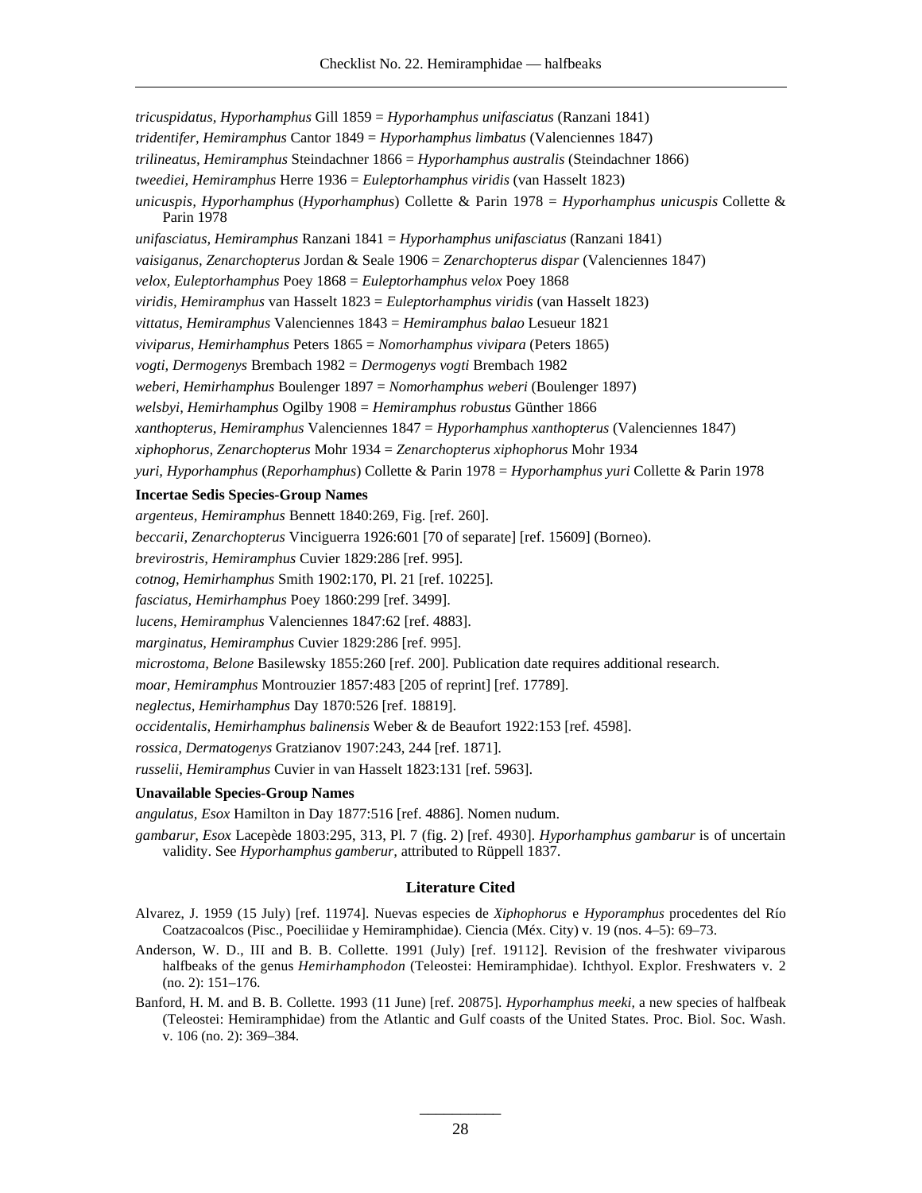*tricuspidatus, Hyporhamphus* Gill 1859 = *Hyporhamphus unifasciatus* (Ranzani 1841)

*tridentifer, Hemiramphus* Cantor 1849 = *Hyporhamphus limbatus* (Valenciennes 1847)

*trilineatus, Hemiramphus* Steindachner 1866 = *Hyporhamphus australis* (Steindachner 1866)

*tweediei, Hemiramphus* Herre 1936 = *Euleptorhamphus viridis* (van Hasselt 1823)

*unicuspis, Hyporhamphus* (*Hyporhamphus*) Collette & Parin 1978 = *Hyporhamphus unicuspis* Collette & Parin 1978

*unifasciatus, Hemiramphus* Ranzani 1841 = *Hyporhamphus unifasciatus* (Ranzani 1841)

*vaisiganus, Zenarchopterus* Jordan & Seale 1906 = *Zenarchopterus dispar* (Valenciennes 1847)

*velox, Euleptorhamphus* Poey 1868 = *Euleptorhamphus velox* Poey 1868

*viridis, Hemiramphus* van Hasselt 1823 = *Euleptorhamphus viridis* (van Hasselt 1823)

*vittatus, Hemiramphus* Valenciennes 1843 = *Hemiramphus balao* Lesueur 1821

*viviparus, Hemirhamphus* Peters 1865 = *Nomorhamphus vivipara* (Peters 1865)

*vogti, Dermogenys* Brembach 1982 = *Dermogenys vogti* Brembach 1982

*weberi, Hemirhamphus* Boulenger 1897 = *Nomorhamphus weberi* (Boulenger 1897)

*welsbyi, Hemirhamphus* Ogilby 1908 = *Hemiramphus robustus* Günther 1866

*xanthopterus, Hemiramphus* Valenciennes 1847 = *Hyporhamphus xanthopterus* (Valenciennes 1847)

*xiphophorus, Zenarchopterus* Mohr 1934 = *Zenarchopterus xiphophorus* Mohr 1934

*yuri, Hyporhamphus* (*Reporhamphus*) Collette & Parin 1978 = *Hyporhamphus yuri* Collette & Parin 1978

**Incertae Sedis Species-Group Names**

*argenteus, Hemiramphus* Bennett 1840:269, Fig. [ref. 260].

*beccarii, Zenarchopterus* Vinciguerra 1926:601 [70 of separate] [ref. 15609] (Borneo).

*brevirostris, Hemiramphus* Cuvier 1829:286 [ref. 995].

*cotnog, Hemirhamphus* Smith 1902:170, Pl. 21 [ref. 10225].

*fasciatus, Hemirhamphus* Poey 1860:299 [ref. 3499].

*lucens, Hemiramphus* Valenciennes 1847:62 [ref. 4883].

*marginatus, Hemiramphus* Cuvier 1829:286 [ref. 995].

*microstoma, Belone* Basilewsky 1855:260 [ref. 200]. Publication date requires additional research.

*moar, Hemiramphus* Montrouzier 1857:483 [205 of reprint] [ref. 17789].

*neglectus, Hemirhamphus* Day 1870:526 [ref. 18819].

*occidentalis, Hemirhamphus balinensis* Weber & de Beaufort 1922:153 [ref. 4598].

*rossica, Dermatogenys* Gratzianov 1907:243, 244 [ref. 1871].

*russelii, Hemiramphus* Cuvier in van Hasselt 1823:131 [ref. 5963].

**Unavailable Species-Group Names**

*angulatus, Esox* Hamilton in Day 1877:516 [ref. 4886]. Nomen nudum.

*gambarur, Esox* Lacepède 1803:295, 313, Pl. 7 (fig. 2) [ref. 4930]. *Hyporhamphus gambarur* is of uncertain validity. See *Hyporhamphus gamberur*, attributed to Rüppell 1837.

## Literature Cited

Alvarez, J. 1959 (15 July) [ref. 11974]. Nuevas especies de *Xiphophorus* e *Hyporamphus* procedentes del Río Coatzacoalcos (Pisc., Poeciliidae y Hemiramphidae). Ciencia (Méx. City) v. 19 (nos. 4–5): 69–73.

Anderson, W. D., III and B. B. Collette. 1991 (July) [ref. 19112]. Revision of the freshwater viviparous halfbeaks of the genus *Hemirhamphodon* (Teleostei: Hemiramphidae). Ichthyol. Explor. Freshwaters v. 2 (no. 2): 151–176.

Banford, H. M. and B. B. Collette. 1993 (11 June) [ref. 20875]. *Hyporhamphus meeki*, a new species of halfbeak (Teleostei: Hemiramphidae) from the Atlantic and Gulf coasts of the United States. Proc. Biol. Soc. Wash. v. 106 (no. 2): 369–384.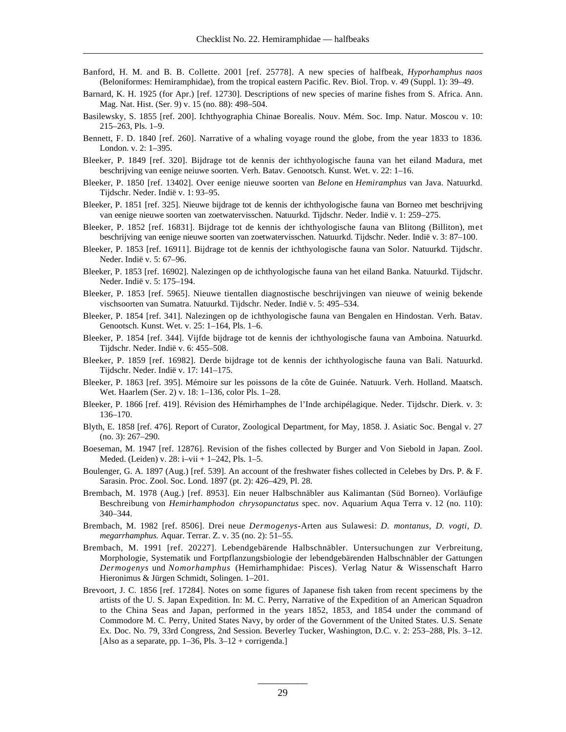Banford, H. M. and B. B. Collette. 2001 [ref. 25778]. A new species of halfbeak, *Hyporhamphus naos* (Beloniformes: Hemiramphidae), from the tropical eastern Pacific. Rev. Biol. Trop. v. 49 (Suppl. 1): 39–49.

Barnard, K. H. 1925 (for Apr.) [ref. 12730]. Descriptions of new species of marine fishes from S. Africa. Ann. Mag. Nat. Hist. (Ser. 9) v. 15 (no. 88): 498–504.

Basilewsky, S. 1855 [ref. 200]. Ichthyographia Chinae Borealis. Nouv. Mém. Soc. Imp. Natur. Moscou v. 10: 215–263, Pls. 1–9.

Bennett, F. D. 1840 [ref. 260]. Narrative of a whaling voyage round the globe, from the year 1833 to 1836. London. v. 2: 1–395.

Bleeker, P. 1849 [ref. 320]. Bijdrage tot de kennis der ichthyologische fauna van het eiland Madura, met beschrijving van eenige neiuwe soorten. Verh. Batav. Genootsch. Kunst. Wet. v. 22: 1–16.

Bleeker, P. 1850 [ref. 13402]. Over eenige nieuwe soorten van *Belone* en *Hemiramphus* van Java. Natuurkd. Tijdschr. Neder. Indië v. 1: 93–95.

Bleeker, P. 1851 [ref. 325]. Nieuwe bijdrage tot de kennis der ichthyologische fauna van Borneo met beschrijving van eenige nieuwe soorten van zoetwatervisschen. Natuurkd. Tijdschr. Neder. Indië v. 1: 259–275.

Bleeker, P. 1852 [ref. 16831]. Bijdrage tot de kennis der ichthyologische fauna van Blitong (Billiton), met beschrijving van eenige nieuwe soorten van zoetwatervisschen. Natuurkd. Tijdschr. Neder. Indië v. 3: 87–100.

Bleeker, P. 1853 [ref. 16911]. Bijdrage tot de kennis der ichthyologische fauna van Solor. Natuurkd. Tijdschr. Neder. Indië v. 5: 67–96.

Bleeker, P. 1853 [ref. 16902]. Nalezingen op de ichthyologische fauna van het eiland Banka. Natuurkd. Tijdschr. Neder. Indië v. 5: 175–194.

Bleeker, P. 1853 [ref. 5965]. Nieuwe tientallen diagnostische beschrijvingen van nieuwe of weinig bekende vischsoorten van Sumatra. Natuurkd. Tijdschr. Neder. Indië v. 5: 495–534.

Bleeker, P. 1854 [ref. 341]. Nalezingen op de ichthyologische fauna van Bengalen en Hindostan. Verh. Batav. Genootsch. Kunst. Wet. v. 25: 1–164, Pls. 1–6.

Bleeker, P. 1854 [ref. 344]. Vijfde bijdrage tot de kennis der ichthyologische fauna van Amboina. Natuurkd. Tijdschr. Neder. Indië v. 6: 455–508.

Bleeker, P. 1859 [ref. 16982]. Derde bijdrage tot de kennis der ichthyologische fauna van Bali. Natuurkd. Tijdschr. Neder. Indië v. 17: 141–175.

Bleeker, P. 1863 [ref. 395]. Mémoire sur les poissons de la côte de Guinée. Natuurk. Verh. Holland. Maatsch. Wet. Haarlem (Ser. 2) v. 18: 1–136, color Pls. 1–28.

Bleeker, P. 1866 [ref. 419]. Révision des Hémirhamphes de l'Inde archipélagique. Neder. Tijdschr. Dierk. v. 3: 136–170.

Blyth, E. 1858 [ref. 476]. Report of Curator, Zoological Department, for May, 1858. J. Asiatic Soc. Bengal v. 27 (no. 3): 267–290.

Boeseman, M. 1947 [ref. 12876]. Revision of the fishes collected by Burger and Von Siebold in Japan. Zool. Meded. (Leiden) v. 28: i–vii + 1–242, Pls. 1–5.

Boulenger, G. A. 1897 (Aug.) [ref. 539]. An account of the freshwater fishes collected in Celebes by Drs. P. & F. Sarasin. Proc. Zool. Soc. Lond. 1897 (pt. 2): 426–429, Pl. 28.

Brembach, M. 1978 (Aug.) [ref. 8953]. Ein neuer Halbschnäbler aus Kalimantan (Süd Borneo). Vorläufige Beschreibung von *Hemirhamphodon chrysopunctatus* spec. nov. Aquarium Aqua Terra v. 12 (no. 110): 340–344.

Brembach, M. 1982 [ref. 8506]. Drei neue *Dermogenys*-Arten aus Sulawesi: *D. montanus, D. vogti, D. megarrhamphus.* Aquar. Terrar. Z. v. 35 (no. 2): 51–55.

Brembach, M. 1991 [ref. 20227]. Lebendgebärende Halbschnäbler. Untersuchungen zur Verbreitung, Morphologie, Systematik und Fortpflanzungsbiologie der lebendgebärenden Halbschnäbler der Gattungen *Dermogenys* und *Nomorhamphus* (Hemirhamphidae: Pisces). Verlag Natur & Wissenschaft Harro Hieronimus & Jürgen Schmidt, Solingen. 1–201.

Brevoort, J. C. 1856 [ref. 17284]. Notes on some figures of Japanese fish taken from recent specimens by the artists of the U. S. Japan Expedition. In: M. C. Perry, Narrative of the Expedition of an American Squadron to the China Seas and Japan, performed in the years 1852, 1853, and 1854 under the command of Commodore M. C. Perry, United States Navy, by order of the Government of the United States. U.S. Senate Ex. Doc. No. 79, 33rd Congress, 2nd Session. Beverley Tucker, Washington, D.C. v. 2: 253–288, Pls. 3–12. [Also as a separate, pp. 1–36, Pls. 3–12 + corrigenda.]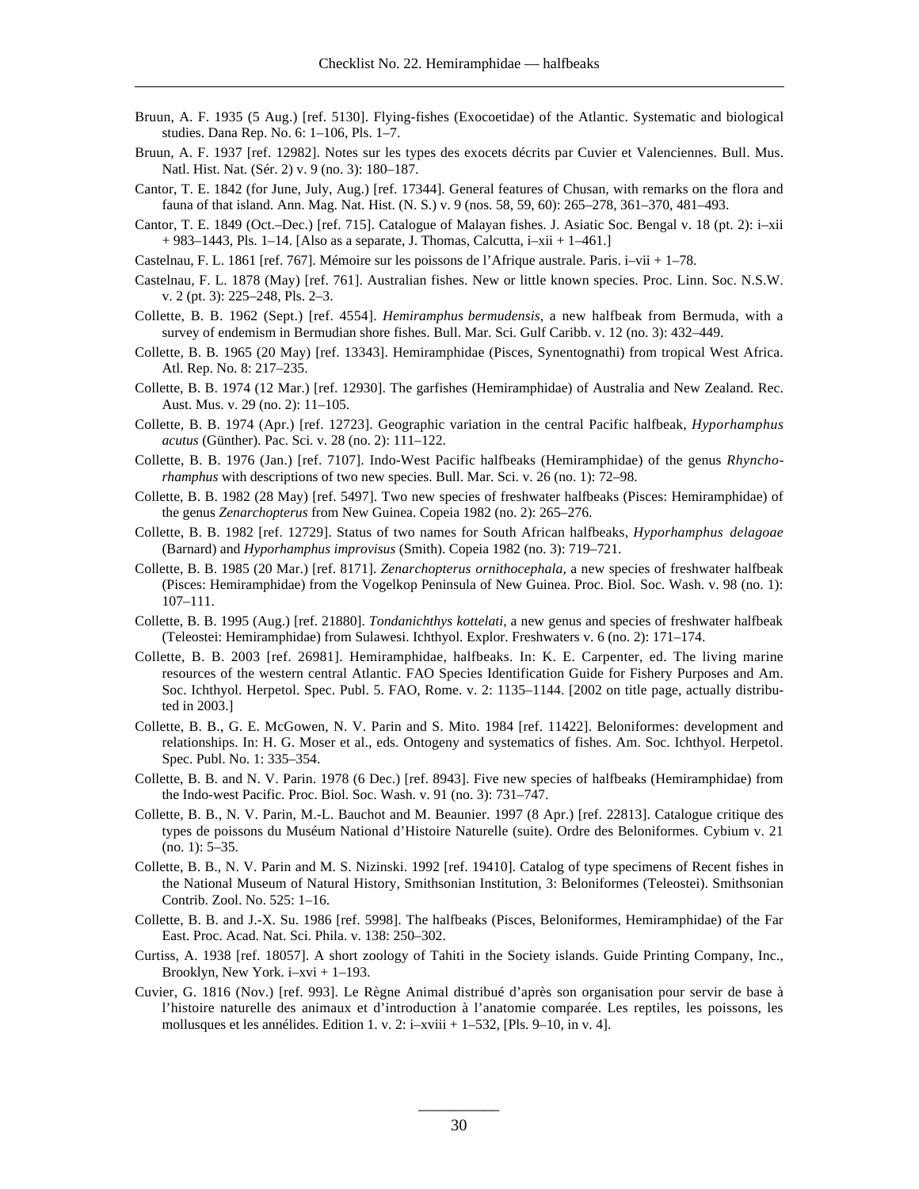Bruun, A. F. 1935 (5 Aug.) [ref. 5130]. Flying-fishes (Exocoetidae) of the Atlantic. Systematic and biological studies. Dana Rep. No. 6: 1–106, Pls. 1–7.

Bruun, A. F. 1937 [ref. 12982]. Notes sur les types des exocets décrits par Cuvier et Valenciennes. Bull. Mus. Natl. Hist. Nat. (Sér. 2) v. 9 (no. 3): 180–187.

Cantor, T. E. 1842 (for June, July, Aug.) [ref. 17344]. General features of Chusan, with remarks on the flora and fauna of that island. Ann. Mag. Nat. Hist. (N. S.) v. 9 (nos. 58, 59, 60): 265–278, 361–370, 481–493.

Cantor, T. E. 1849 (Oct.–Dec.) [ref. 715]. Catalogue of Malayan fishes. J. Asiatic Soc. Bengal v. 18 (pt. 2): i–xii + 983–1443, Pls. 1–14. [Also as a separate, J. Thomas, Calcutta, i–xii + 1–461.]

Castelnau, F. L. 1861 [ref. 767]. Mémoire sur les poissons de l'Afrique australe. Paris. i–vii + 1–78.

Castelnau, F. L. 1878 (May) [ref. 761]. Australian fishes. New or little known species. Proc. Linn. Soc. N.S.W. v. 2 (pt. 3): 225–248, Pls. 2–3.

Collette, B. B. 1962 (Sept.) [ref. 4554]. *Hemiramphus bermudensis,* a new halfbeak from Bermuda, with a survey of endemism in Bermudian shore fishes. Bull. Mar. Sci. Gulf Caribb. v. 12 (no. 3): 432–449.

Collette, B. B. 1965 (20 May) [ref. 13343]. Hemiramphidae (Pisces, Synentognathi) from tropical West Africa. Atl. Rep. No. 8: 217–235.

Collette, B. B. 1974 (12 Mar.) [ref. 12930]. The garfishes (Hemiramphidae) of Australia and New Zealand. Rec. Aust. Mus. v. 29 (no. 2): 11–105.

Collette, B. B. 1974 (Apr.) [ref. 12723]. Geographic variation in the central Pacific halfbeak, *Hyporhamphus acutus* (Günther). Pac. Sci. v. 28 (no. 2): 111–122.

Collette, B. B. 1976 (Jan.) [ref. 7107]. Indo-West Pacific halfbeaks (Hemiramphidae) of the genus *Rhynchorhamphus* with descriptions of two new species. Bull. Mar. Sci. v. 26 (no. 1): 72–98.

Collette, B. B. 1982 (28 May) [ref. 5497]. Two new species of freshwater halfbeaks (Pisces: Hemiramphidae) of the genus *Zenarchopterus* from New Guinea. Copeia 1982 (no. 2): 265–276.

Collette, B. B. 1982 [ref. 12729]. Status of two names for South African halfbeaks, *Hyporhamphus delagoae* (Barnard) and *Hyporhamphus improvisus* (Smith). Copeia 1982 (no. 3): 719–721.

Collette, B. B. 1985 (20 Mar.) [ref. 8171]. *Zenarchopterus ornithocephala,* a new species of freshwater halfbeak (Pisces: Hemiramphidae) from the Vogelkop Peninsula of New Guinea. Proc. Biol. Soc. Wash. v. 98 (no. 1): 107–111.

Collette, B. B. 1995 (Aug.) [ref. 21880]. *Tondanichthys kottelati,* a new genus and species of freshwater halfbeak (Teleostei: Hemiramphidae) from Sulawesi. Ichthyol. Explor. Freshwaters v. 6 (no. 2): 171–174.

Collette, B. B. 2003 [ref. 26981]. Hemiramphidae, halfbeaks. In: K. E. Carpenter, ed. The living marine resources of the western central Atlantic. FAO Species Identification Guide for Fishery Purposes and Am. Soc. Ichthyol. Herpetol. Spec. Publ. 5. FAO, Rome. v. 2: 1135–1144. [2002 on title page, actually distributed in 2003.]

Collette, B. B., G. E. McGowen, N. V. Parin and S. Mito. 1984 [ref. 11422]. Beloniformes: development and relationships. In: H. G. Moser et al., eds. Ontogeny and systematics of fishes. Am. Soc. Ichthyol. Herpetol. Spec. Publ. No. 1: 335–354.

Collette, B. B. and N. V. Parin. 1978 (6 Dec.) [ref. 8943]. Five new species of halfbeaks (Hemiramphidae) from the Indo-west Pacific. Proc. Biol. Soc. Wash. v. 91 (no. 3): 731–747.

Collette, B. B., N. V. Parin, M.-L. Bauchot and M. Beaunier. 1997 (8 Apr.) [ref. 22813]. Catalogue critique des types de poissons du Muséum National d'Histoire Naturelle (suite). Ordre des Beloniformes. Cybium v. 21 (no. 1): 5–35.

Collette, B. B., N. V. Parin and M. S. Nizinski. 1992 [ref. 19410]. Catalog of type specimens of Recent fishes in the National Museum of Natural History, Smithsonian Institution, 3: Beloniformes (Teleostei). Smithsonian Contrib. Zool. No. 525: 1–16.

Collette, B. B. and J.-X. Su. 1986 [ref. 5998]. The halfbeaks (Pisces, Beloniformes, Hemiramphidae) of the Far East. Proc. Acad. Nat. Sci. Phila. v. 138: 250–302.

Curtiss, A. 1938 [ref. 18057]. A short zoology of Tahiti in the Society islands. Guide Printing Company, Inc., Brooklyn, New York. i–xvi + 1–193.

Cuvier, G. 1816 (Nov.) [ref. 993]. Le Règne Animal distribué d'après son organisation pour servir de base à l'histoire naturelle des animaux et d'introduction à l'anatomie comparée. Les reptiles, les poissons, les mollusques et les annélides. Edition 1. v. 2: i–xviii + 1–532, [Pls. 9–10, in v. 4].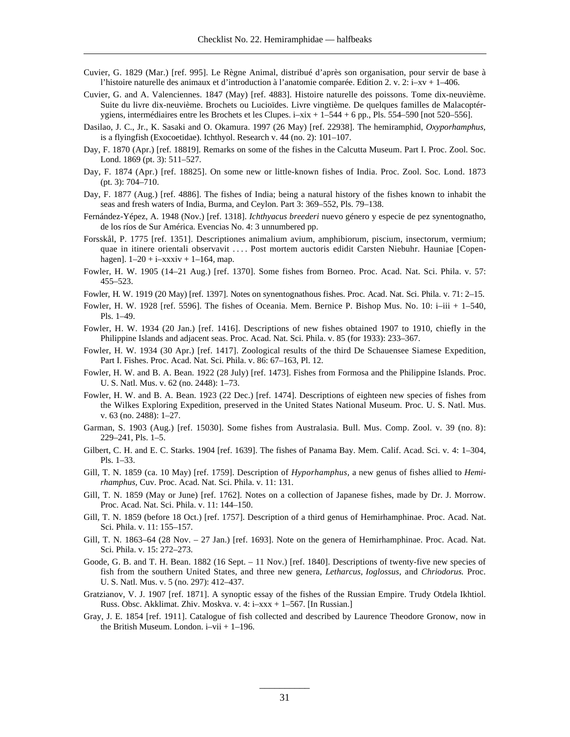Cuvier, G. 1829 (Mar.) [ref. 995]. Le Règne Animal, distribué d'après son organisation, pour servir de base à l'histoire naturelle des animaux et d'introduction à l'anatomie comparée. Edition 2. v. 2: i–xv + 1–406.

Cuvier, G. and A. Valenciennes. 1847 (May) [ref. 4883]. Histoire naturelle des poissons. Tome dix-neuvième. Suite du livre dix-neuvième. Brochets ou Lucioïdes. Livre vingtième. De quelques familles de Malacoptérygiens, intermédiaires entre les Brochets et les Clupes. i–xix + 1–544 + 6 pp., Pls. 554–590 [not 520–556].

Dasilao, J. C., Jr., K. Sasaki and O. Okamura. 1997 (26 May) [ref. 22938]. The hemiramphid, *Oxyporhamphus*, is a flyingfish (Exocoetidae). Ichthyol. Research v. 44 (no. 2): 101–107.

Day, F. 1870 (Apr.) [ref. 18819]. Remarks on some of the fishes in the Calcutta Museum. Part I. Proc. Zool. Soc. Lond. 1869 (pt. 3): 511–527.

Day, F. 1874 (Apr.) [ref. 18825]. On some new or little-known fishes of India. Proc. Zool. Soc. Lond. 1873 (pt. 3): 704–710.

Day, F. 1877 (Aug.) [ref. 4886]. The fishes of India; being a natural history of the fishes known to inhabit the seas and fresh waters of India, Burma, and Ceylon. Part 3: 369–552, Pls. 79–138.

Fernández-Yépez, A. 1948 (Nov.) [ref. 1318]. *Ichthyacus breederi* nuevo género y especie de pez synentognatho, de los ríos de Sur América. Evencias No. 4: 3 unnumbered pp.

Forsskål, P. 1775 [ref. 1351]. Descriptiones animalium avium, amphibiorum, piscium, insectorum, vermium; quae in itinere orientali observavit . . . . Post mortem auctoris edidit Carsten Niebuhr. Hauniae [Copenhagen]. 1–20 + i–xxxiv + 1–164, map.

Fowler, H. W. 1905 (14–21 Aug.) [ref. 1370]. Some fishes from Borneo. Proc. Acad. Nat. Sci. Phila. v. 57: 455–523.

Fowler, H. W. 1919 (20 May) [ref. 1397]. Notes on synentognathous fishes. Proc. Acad. Nat. Sci. Phila. v. 71: 2–15.

Fowler, H. W. 1928 [ref. 5596]. The fishes of Oceania. Mem. Bernice P. Bishop Mus. No. 10: i–iii + 1–540, Pls. 1–49.

Fowler, H. W. 1934 (20 Jan.) [ref. 1416]. Descriptions of new fishes obtained 1907 to 1910, chiefly in the Philippine Islands and adjacent seas. Proc. Acad. Nat. Sci. Phila. v. 85 (for 1933): 233–367.

Fowler, H. W. 1934 (30 Apr.) [ref. 1417]. Zoological results of the third De Schauensee Siamese Expedition, Part I. Fishes. Proc. Acad. Nat. Sci. Phila. v. 86: 67–163, Pl. 12.

Fowler, H. W. and B. A. Bean. 1922 (28 July) [ref. 1473]. Fishes from Formosa and the Philippine Islands. Proc. U. S. Natl. Mus. v. 62 (no. 2448): 1–73.

Fowler, H. W. and B. A. Bean. 1923 (22 Dec.) [ref. 1474]. Descriptions of eighteen new species of fishes from the Wilkes Exploring Expedition, preserved in the United States National Museum. Proc. U. S. Natl. Mus. v. 63 (no. 2488): 1–27.

Garman, S. 1903 (Aug.) [ref. 15030]. Some fishes from Australasia. Bull. Mus. Comp. Zool. v. 39 (no. 8): 229–241, Pls. 1–5.

Gilbert, C. H. and E. C. Starks. 1904 [ref. 1639]. The fishes of Panama Bay. Mem. Calif. Acad. Sci. v. 4: 1–304, Pls. 1–33.

Gill, T. N. 1859 (ca. 10 May) [ref. 1759]. Description of *Hyporhamphus,* a new genus of fishes allied to *Hemirhamphus,* Cuv. Proc. Acad. Nat. Sci. Phila. v. 11: 131.

Gill, T. N. 1859 (May or June) [ref. 1762]. Notes on a collection of Japanese fishes, made by Dr. J. Morrow. Proc. Acad. Nat. Sci. Phila. v. 11: 144–150.

Gill, T. N. 1859 (before 18 Oct.) [ref. 1757]. Description of a third genus of Hemirhamphinae. Proc. Acad. Nat. Sci. Phila. v. 11: 155–157.

Gill, T. N. 1863–64 (28 Nov. – 27 Jan.) [ref. 1693]. Note on the genera of Hemirhamphinae. Proc. Acad. Nat. Sci. Phila. v. 15: 272–273.

Goode, G. B. and T. H. Bean. 1882 (16 Sept. – 11 Nov.) [ref. 1840]. Descriptions of twenty-five new species of fish from the southern United States, and three new genera, *Letharcus, Ioglossus,* and *Chriodorus.* Proc. U. S. Natl. Mus. v. 5 (no. 297): 412–437.

Gratzianov, V. J. 1907 [ref. 1871]. A synoptic essay of the fishes of the Russian Empire. Trudy Otdela Ikhtiol. Russ. Obsc. Akklimat. Zhiv. Moskva. v. 4: i–xxx + 1–567. [In Russian.]

Gray, J. E. 1854 [ref. 1911]. Catalogue of fish collected and described by Laurence Theodore Gronow, now in the British Museum. London. i–vii + 1–196.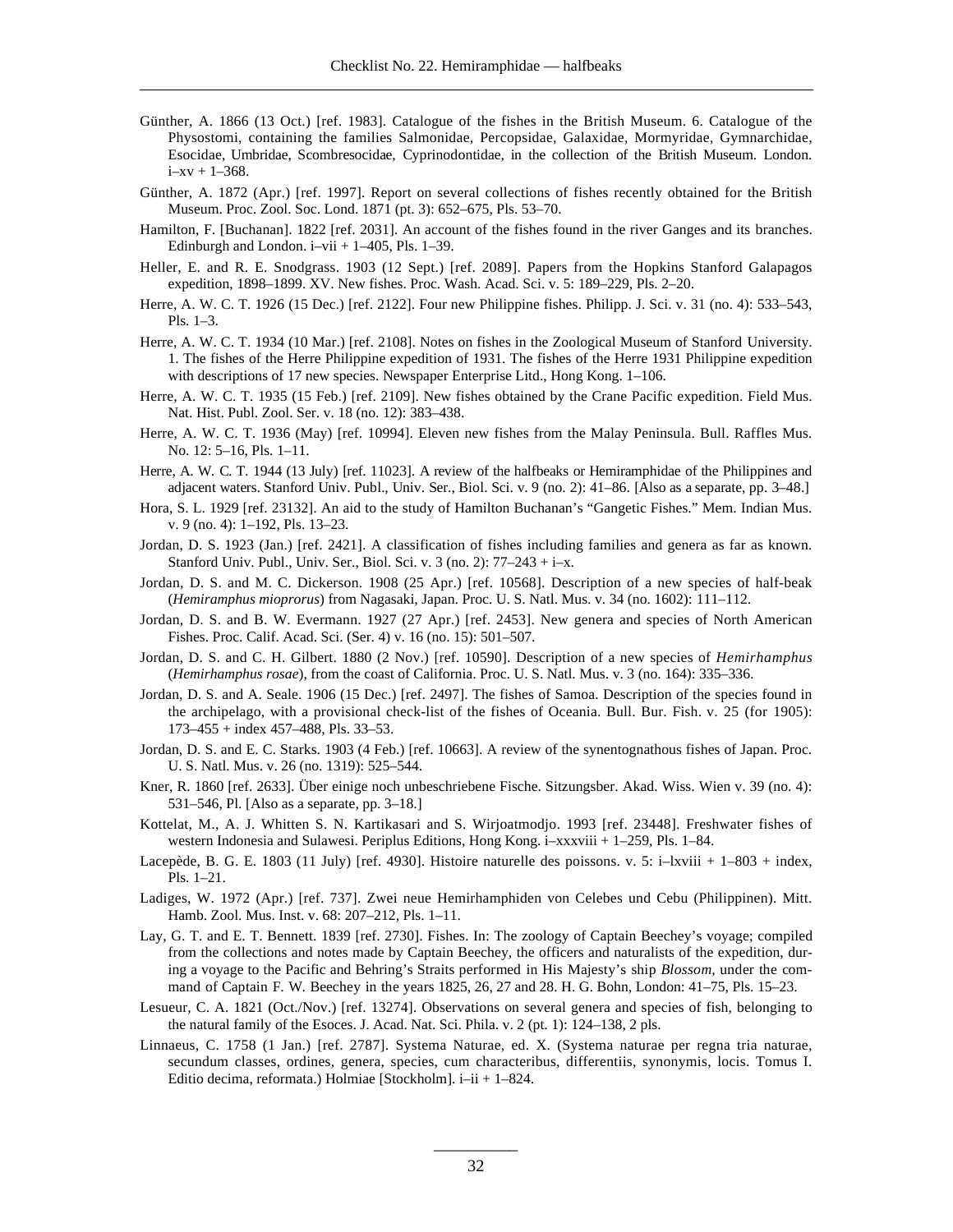Günther, A. 1866 (13 Oct.) [ref. 1983]. Catalogue of the fishes in the British Museum. 6. Catalogue of the Physostomi, containing the families Salmonidae, Percopsidae, Galaxidae, Mormyridae, Gymnarchidae, Esocidae, Umbridae, Scombresocidae, Cyprinodontidae, in the collection of the British Museum. London. i–xv + 1–368.

Günther, A. 1872 (Apr.) [ref. 1997]. Report on several collections of fishes recently obtained for the British Museum. Proc. Zool. Soc. Lond. 1871 (pt. 3): 652–675, Pls. 53–70.

Hamilton, F. [Buchanan]. 1822 [ref. 2031]. An account of the fishes found in the river Ganges and its branches. Edinburgh and London. i–vii + 1–405, Pls. 1–39.

Heller, E. and R. E. Snodgrass. 1903 (12 Sept.) [ref. 2089]. Papers from the Hopkins Stanford Galapagos expedition, 1898–1899. XV. New fishes. Proc. Wash. Acad. Sci. v. 5: 189–229, Pls. 2–20.

Herre, A. W. C. T. 1926 (15 Dec.) [ref. 2122]. Four new Philippine fishes. Philipp. J. Sci. v. 31 (no. 4): 533–543, Pls. 1–3.

Herre, A. W. C. T. 1934 (10 Mar.) [ref. 2108]. Notes on fishes in the Zoological Museum of Stanford University. 1. The fishes of the Herre Philippine expedition of 1931. The fishes of the Herre 1931 Philippine expedition with descriptions of 17 new species. Newspaper Enterprise Litd., Hong Kong. 1–106.

Herre, A. W. C. T. 1935 (15 Feb.) [ref. 2109]. New fishes obtained by the Crane Pacific expedition. Field Mus. Nat. Hist. Publ. Zool. Ser. v. 18 (no. 12): 383–438.

Herre, A. W. C. T. 1936 (May) [ref. 10994]. Eleven new fishes from the Malay Peninsula. Bull. Raffles Mus. No. 12: 5–16, Pls. 1–11.

Herre, A. W. C. T. 1944 (13 July) [ref. 11023]. A review of the halfbeaks or Hemiramphidae of the Philippines and adjacent waters. Stanford Univ. Publ., Univ. Ser., Biol. Sci. v. 9 (no. 2): 41–86. [Also as a separate, pp. 3–48.]

Hora, S. L. 1929 [ref. 23132]. An aid to the study of Hamilton Buchanan's "Gangetic Fishes." Mem. Indian Mus. v. 9 (no. 4): 1–192, Pls. 13–23.

Jordan, D. S. 1923 (Jan.) [ref. 2421]. A classification of fishes including families and genera as far as known. Stanford Univ. Publ., Univ. Ser., Biol. Sci. v. 3 (no. 2): 77–243 + i–x.

Jordan, D. S. and M. C. Dickerson. 1908 (25 Apr.) [ref. 10568]. Description of a new species of half-beak (*Hemiramphus mioprorus*) from Nagasaki, Japan. Proc. U. S. Natl. Mus. v. 34 (no. 1602): 111–112.

Jordan, D. S. and B. W. Evermann. 1927 (27 Apr.) [ref. 2453]. New genera and species of North American Fishes. Proc. Calif. Acad. Sci. (Ser. 4) v. 16 (no. 15): 501–507.

Jordan, D. S. and C. H. Gilbert. 1880 (2 Nov.) [ref. 10590]. Description of a new species of *Hemirhamphus* (*Hemirhamphus rosae*), from the coast of California. Proc. U. S. Natl. Mus. v. 3 (no. 164): 335–336.

Jordan, D. S. and A. Seale. 1906 (15 Dec.) [ref. 2497]. The fishes of Samoa. Description of the species found in the archipelago, with a provisional check-list of the fishes of Oceania. Bull. Bur. Fish. v. 25 (for 1905): 173–455 + index 457–488, Pls. 33–53.

Jordan, D. S. and E. C. Starks. 1903 (4 Feb.) [ref. 10663]. A review of the synentognathous fishes of Japan. Proc. U. S. Natl. Mus. v. 26 (no. 1319): 525–544.

Kner, R. 1860 [ref. 2633]. Über einige noch unbeschriebene Fische. Sitzungsber. Akad. Wiss. Wien v. 39 (no. 4): 531–546, Pl. [Also as a separate, pp. 3–18.]

Kottelat, M., A. J. Whitten S. N. Kartikasari and S. Wirjoatmodjo. 1993 [ref. 23448]. Freshwater fishes of western Indonesia and Sulawesi. Periplus Editions, Hong Kong. i–xxxviii + 1–259, Pls. 1–84.

Lacepède, B. G. E. 1803 (11 July) [ref. 4930]. Histoire naturelle des poissons. v. 5: i–lxviii + 1–803 + index, Pls. 1–21.

Ladiges, W. 1972 (Apr.) [ref. 737]. Zwei neue Hemirhamphiden von Celebes und Cebu (Philippinen). Mitt. Hamb. Zool. Mus. Inst. v. 68: 207–212, Pls. 1–11.

Lay, G. T. and E. T. Bennett. 1839 [ref. 2730]. Fishes. In: The zoology of Captain Beechey's voyage; compiled from the collections and notes made by Captain Beechey, the officers and naturalists of the expedition, during a voyage to the Pacific and Behring's Straits performed in His Majesty's ship *Blossom*, under the command of Captain F. W. Beechey in the years 1825, 26, 27 and 28. H. G. Bohn, London: 41–75, Pls. 15–23.

Lesueur, C. A. 1821 (Oct./Nov.) [ref. 13274]. Observations on several genera and species of fish, belonging to the natural family of the Esoces. J. Acad. Nat. Sci. Phila. v. 2 (pt. 1): 124–138, 2 pls.

Linnaeus, C. 1758 (1 Jan.) [ref. 2787]. Systema Naturae, ed. X. (Systema naturae per regna tria naturae, secundum classes, ordines, genera, species, cum characteribus, differentiis, synonymis, locis. Tomus I. Editio decima, reformata.) Holmiae [Stockholm]. i–ii + 1–824.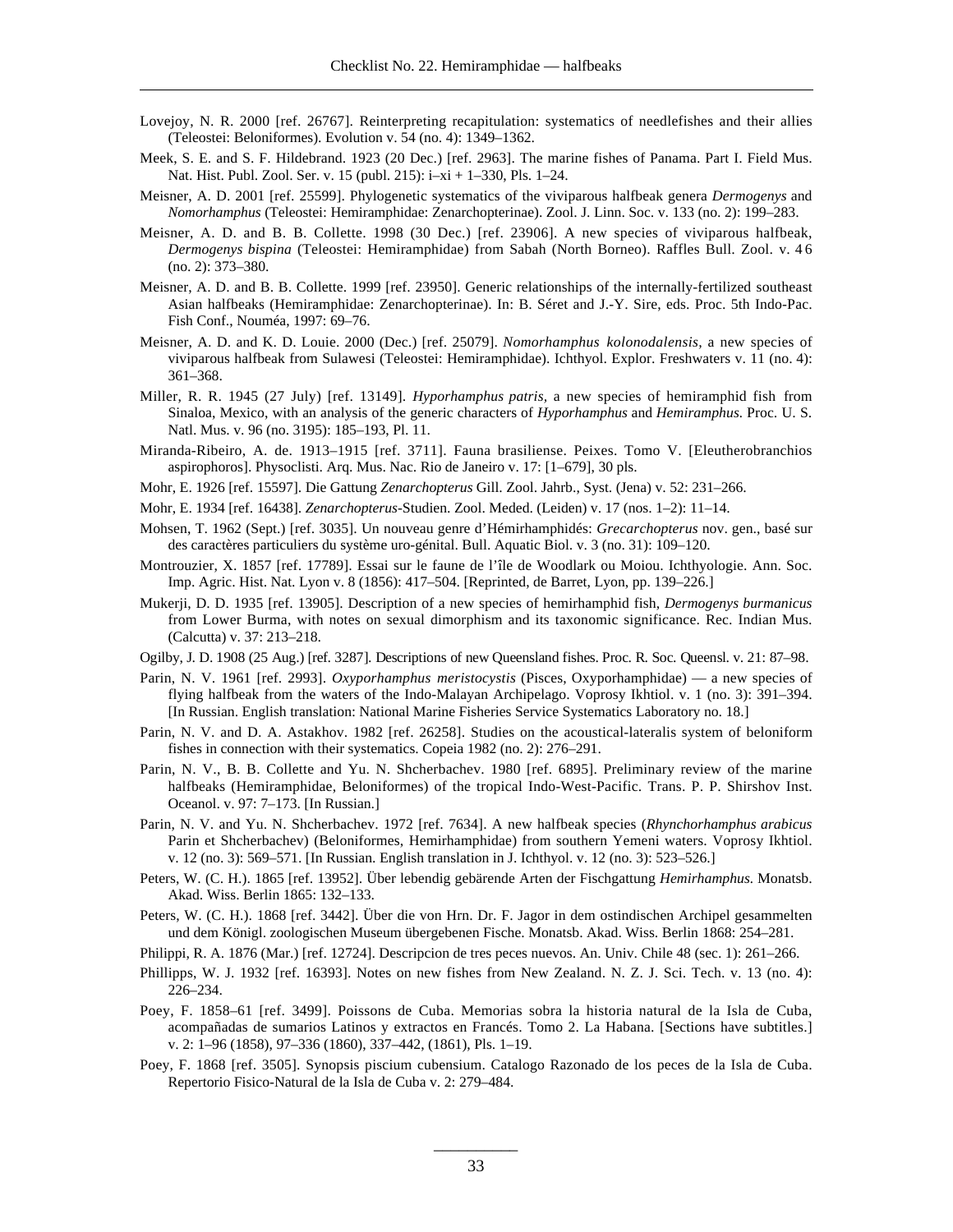Lovejoy, N. R. 2000 [ref. 26767]. Reinterpreting recapitulation: systematics of needlefishes and their allies (Teleostei: Beloniformes). Evolution v. 54 (no. 4): 1349–1362.

Meek, S. E. and S. F. Hildebrand. 1923 (20 Dec.) [ref. 2963]. The marine fishes of Panama. Part I. Field Mus. Nat. Hist. Publ. Zool. Ser. v. 15 (publ. 215): i–xi + 1–330, Pls. 1–24.

Meisner, A. D. 2001 [ref. 25599]. Phylogenetic systematics of the viviparous halfbeak genera *Dermogenys* and *Nomorhamphus* (Teleostei: Hemiramphidae: Zenarchopterinae). Zool. J. Linn. Soc. v. 133 (no. 2): 199–283.

Meisner, A. D. and B. B. Collette. 1998 (30 Dec.) [ref. 23906]. A new species of viviparous halfbeak, *Dermogenys bispina* (Teleostei: Hemiramphidae) from Sabah (North Borneo). Raffles Bull. Zool. v. 46 (no. 2): 373–380.

Meisner, A. D. and B. B. Collette. 1999 [ref. 23950]. Generic relationships of the internally-fertilized southeast Asian halfbeaks (Hemiramphidae: Zenarchopterinae). In: B. Séret and J.-Y. Sire, eds. Proc. 5th Indo-Pac. Fish Conf., Nouméa, 1997: 69–76.

Meisner, A. D. and K. D. Louie. 2000 (Dec.) [ref. 25079]. *Nomorhamphus kolonodalensis*, a new species of viviparous halfbeak from Sulawesi (Teleostei: Hemiramphidae). Ichthyol. Explor. Freshwaters v. 11 (no. 4): 361–368.

Miller, R. R. 1945 (27 July) [ref. 13149]. *Hyporhamphus patris*, a new species of hemiramphid fish from Sinaloa, Mexico, with an analysis of the generic characters of *Hyporhamphus* and *Hemiramphus*. Proc. U. S. Natl. Mus. v. 96 (no. 3195): 185–193, Pl. 11.

Miranda-Ribeiro, A. de. 1913–1915 [ref. 3711]. Fauna brasiliense. Peixes. Tomo V. [Eleutherobranchios aspirophoros]. Physoclisti. Arq. Mus. Nac. Rio de Janeiro v. 17: [1–679], 30 pls.

Mohr, E. 1926 [ref. 15597]. Die Gattung *Zenarchopterus* Gill. Zool. Jahrb., Syst. (Jena) v. 52: 231–266.

Mohr, E. 1934 [ref. 16438]. *Zenarchopterus*-Studien. Zool. Meded. (Leiden) v. 17 (nos. 1–2): 11–14.

Mohsen, T. 1962 (Sept.) [ref. 3035]. Un nouveau genre d'Hémirhamphidés: *Grecarchopterus* nov. gen., basé sur des caractères particuliers du système uro-génital. Bull. Aquatic Biol. v. 3 (no. 31): 109–120.

Montrouzier, X. 1857 [ref. 17789]. Essai sur le faune de l'île de Woodlark ou Moiou. Ichthyologie. Ann. Soc. Imp. Agric. Hist. Nat. Lyon v. 8 (1856): 417–504. [Reprinted, de Barret, Lyon, pp. 139–226.]

Mukerji, D. D. 1935 [ref. 13905]. Description of a new species of hemirhamphid fish, *Dermogenys burmanicus* from Lower Burma, with notes on sexual dimorphism and its taxonomic significance. Rec. Indian Mus. (Calcutta) v. 37: 213–218.

Ogilby, J. D. 1908 (25 Aug.) [ref. 3287]. Descriptions of new Queensland fishes. Proc. R. Soc. Queensl. v. 21: 87–98.

Parin, N. V. 1961 [ref. 2993]. *Oxyporhamphus meristocystis* (Pisces, Oxyporhamphidae) — a new species of flying halfbeak from the waters of the Indo-Malayan Archipelago. Voprosy Ikhtiol. v. 1 (no. 3): 391–394. [In Russian. English translation: National Marine Fisheries Service Systematics Laboratory no. 18.]

Parin, N. V. and D. A. Astakhov. 1982 [ref. 26258]. Studies on the acoustical-lateralis system of beloniform fishes in connection with their systematics. Copeia 1982 (no. 2): 276–291.

Parin, N. V., B. B. Collette and Yu. N. Shcherbachev. 1980 [ref. 6895]. Preliminary review of the marine halfbeaks (Hemiramphidae, Beloniformes) of the tropical Indo-West-Pacific. Trans. P. P. Shirshov Inst. Oceanol. v. 97: 7–173. [In Russian.]

Parin, N. V. and Yu. N. Shcherbachev. 1972 [ref. 7634]. A new halfbeak species (*Rhynchorhamphus arabicus* Parin et Shcherbachev) (Beloniformes, Hemirhamphidae) from southern Yemeni waters. Voprosy Ikhtiol. v. 12 (no. 3): 569–571. [In Russian. English translation in J. Ichthyol. v. 12 (no. 3): 523–526.]

Peters, W. (C. H.). 1865 [ref. 13952]. Über lebendig gebärende Arten der Fischgattung *Hemirhamphus*. Monatsb. Akad. Wiss. Berlin 1865: 132–133.

Peters, W. (C. H.). 1868 [ref. 3442]. Über die von Hrn. Dr. F. Jagor in dem ostindischen Archipel gesammelten und dem Königl. zoologischen Museum übergebenen Fische. Monatsb. Akad. Wiss. Berlin 1868: 254–281.

Philippi, R. A. 1876 (Mar.) [ref. 12724]. Descripcion de tres peces nuevos. An. Univ. Chile 48 (sec. 1): 261–266.

Phillipps, W. J. 1932 [ref. 16393]. Notes on new fishes from New Zealand. N. Z. J. Sci. Tech. v. 13 (no. 4): 226–234.

Poey, F. 1858–61 [ref. 3499]. Poissons de Cuba. Memorias sobra la historia natural de la Isla de Cuba, acompañadas de sumarios Latinos y extractos en Francés. Tomo 2. La Habana. [Sections have subtitles.] v. 2: 1–96 (1858), 97–336 (1860), 337–442, (1861), Pls. 1–19.

Poey, F. 1868 [ref. 3505]. Synopsis piscium cubensium. Catalogo Razonado de los peces de la Isla de Cuba. Repertorio Fisico-Natural de la Isla de Cuba v. 2: 279–484.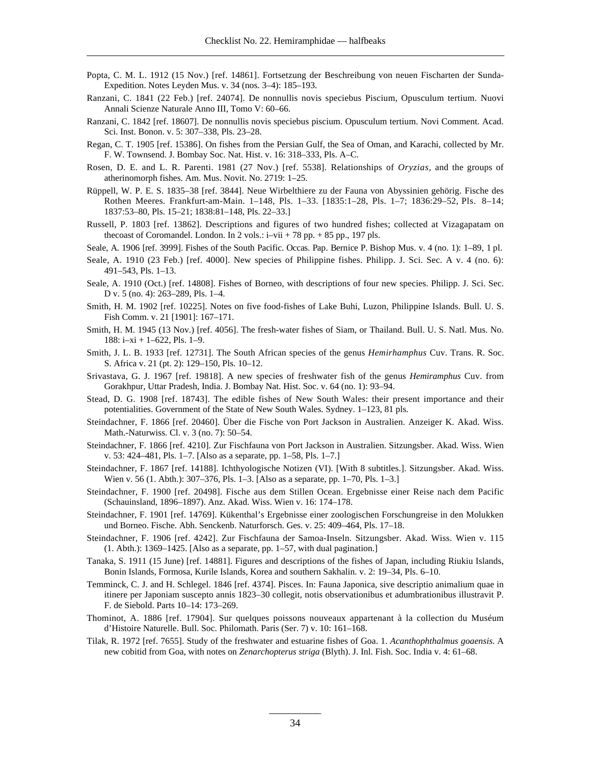Popta, C. M. L. 1912 (15 Nov.) [ref. 14861]. Fortsetzung der Beschreibung von neuen Fischarten der Sunda-Expedition. Notes Leyden Mus. v. 34 (nos. 3–4): 185–193.

Ranzani, C. 1841 (22 Feb.) [ref. 24074]. De nonnullis novis speciebus Piscium, Opusculum tertium. Nuovi Annali Scienze Naturale Anno III, Tomo V: 60–66.

Ranzani, C. 1842 [ref. 18607]. De nonnullis novis speciebus piscium. Opusculum tertium. Novi Comment. Acad. Sci. Inst. Bonon. v. 5: 307–338, Pls. 23–28.

Regan, C. T. 1905 [ref. 15386]. On fishes from the Persian Gulf, the Sea of Oman, and Karachi, collected by Mr. F. W. Townsend. J. Bombay Soc. Nat. Hist. v. 16: 318–333, Pls. A–C.

Rosen, D. E. and L. R. Parenti. 1981 (27 Nov.) [ref. 5538]. Relationships of *Oryzias*, and the groups of atherinomorph fishes. Am. Mus. Novit. No. 2719: 1–25.

Rüppell, W. P. E. S. 1835–38 [ref. 3844]. Neue Wirbelthiere zu der Fauna von Abyssinien gehörig. Fische des Rothen Meeres. Frankfurt-am-Main. 1–148, Pls. 1–33. [1835:1–28, Pls. 1–7; 1836:29–52, Pls. 8–14; 1837:53–80, Pls. 15–21; 1838:81–148, Pls. 22–33.]

Russell, P. 1803 [ref. 13862]. Descriptions and figures of two hundred fishes; collected at Vizagapatam on thecoast of Coromandel. London. In 2 vols.: i–vii + 78 pp. + 85 pp., 197 pls.

Seale, A. 1906 [ref. 3999]. Fishes of the South Pacific. Occas. Pap. Bernice P. Bishop Mus. v. 4 (no. 1): 1–89, 1 pl.

Seale, A. 1910 (23 Feb.) [ref. 4000]. New species of Philippine fishes. Philipp. J. Sci. Sec. A v. 4 (no. 6): 491–543, Pls. 1–13.

Seale, A. 1910 (Oct.) [ref. 14808]. Fishes of Borneo, with descriptions of four new species. Philipp. J. Sci. Sec. D v. 5 (no. 4): 263–289, Pls. 1–4.

Smith, H. M. 1902 [ref. 10225]. Notes on five food-fishes of Lake Buhi, Luzon, Philippine Islands. Bull. U. S. Fish Comm. v. 21 [1901]: 167–171.

Smith, H. M. 1945 (13 Nov.) [ref. 4056]. The fresh-water fishes of Siam, or Thailand. Bull. U. S. Natl. Mus. No. 188: i–xi + 1–622, Pls. 1–9.

Smith, J. L. B. 1933 [ref. 12731]. The South African species of the genus *Hemirhamphus* Cuv. Trans. R. Soc. S. Africa v. 21 (pt. 2): 129–150, Pls. 10–12.

Srivastava, G. J. 1967 [ref. 19818]. A new species of freshwater fish of the genus *Hemiramphus* Cuv. from Gorakhpur, Uttar Pradesh, India. J. Bombay Nat. Hist. Soc. v. 64 (no. 1): 93–94.

Stead, D. G. 1908 [ref. 18743]. The edible fishes of New South Wales: their present importance and their potentialities. Government of the State of New South Wales. Sydney. 1–123, 81 pls.

Steindachner, F. 1866 [ref. 20460]. Über die Fische von Port Jackson in Australien. Anzeiger K. Akad. Wiss. Math.-Naturwiss. Cl. v. 3 (no. 7): 50–54.

Steindachner, F. 1866 [ref. 4210]. Zur Fischfauna von Port Jackson in Australien. Sitzungsber. Akad. Wiss. Wien v. 53: 424–481, Pls. 1–7. [Also as a separate, pp. 1–58, Pls. 1–7.]

Steindachner, F. 1867 [ref. 14188]. Ichthyologische Notizen (VI). [With 8 subtitles.]. Sitzungsber. Akad. Wiss. Wien v. 56 (1. Abth.): 307–376, Pls. 1–3. [Also as a separate, pp. 1–70, Pls. 1–3.]

Steindachner, F. 1900 [ref. 20498]. Fische aus dem Stillen Ocean. Ergebnisse einer Reise nach dem Pacific (Schauinsland, 1896–1897). Anz. Akad. Wiss. Wien v. 16: 174–178.

Steindachner, F. 1901 [ref. 14769]. Kükenthal's Ergebnisse einer zoologischen Forschungreise in den Molukken und Borneo. Fische. Abh. Senckenb. Naturforsch. Ges. v. 25: 409–464, Pls. 17–18.

Steindachner, F. 1906 [ref. 4242]. Zur Fischfauna der Samoa-Inseln. Sitzungsber. Akad. Wiss. Wien v. 115 (1. Abth.): 1369–1425. [Also as a separate, pp. 1–57, with dual pagination.]

Tanaka, S. 1911 (15 June) [ref. 14881]. Figures and descriptions of the fishes of Japan, including Riukiu Islands, Bonin Islands, Formosa, Kurile Islands, Korea and southern Sakhalin. v. 2: 19–34, Pls. 6–10.

Temminck, C. J. and H. Schlegel. 1846 [ref. 4374]. Pisces. In: Fauna Japonica, sive descriptio animalium quae in itinere per Japoniam suscepto annis 1823–30 collegit, notis observationibus et adumbrationibus illustravit P. F. de Siebold. Parts 10–14: 173–269.

Thominot, A. 1886 [ref. 17904]. Sur quelques poissons nouveaux appartenant à la collection du Muséum d'Histoire Naturelle. Bull. Soc. Philomath. Paris (Ser. 7) v. 10: 161–168.

Tilak, R. 1972 [ref. 7655]. Study of the freshwater and estuarine fishes of Goa. 1. *Acanthophthalmus goaensis.* A new cobitid from Goa, with notes on *Zenarchopterus striga* (Blyth). J. Inl. Fish. Soc. India v. 4: 61–68.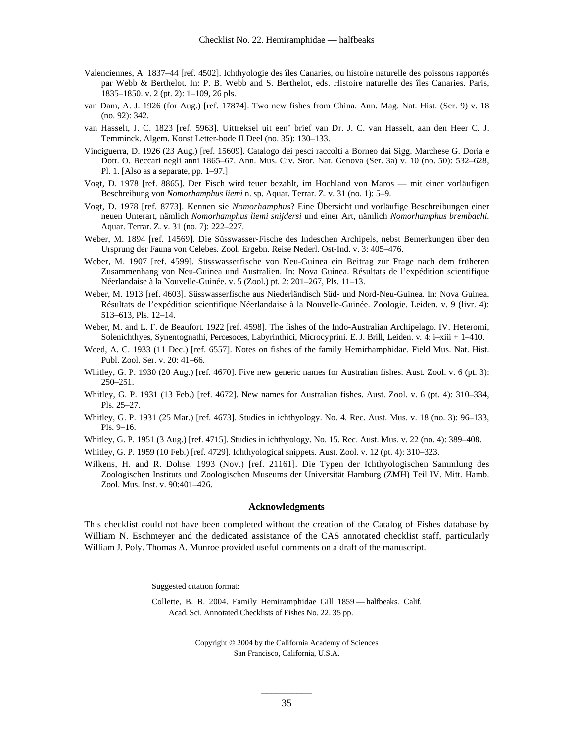Valenciennes, A. 1837–44 [ref. 4502]. Ichthyologie des îles Canaries, ou histoire naturelle des poissons rapportés par Webb & Berthelot. In: P. B. Webb and S. Berthelot, eds. Histoire naturelle des îles Canaries. Paris, 1835–1850. v. 2 (pt. 2): 1–109, 26 pls.

van Dam, A. J. 1926 (for Aug.) [ref. 17874]. Two new fishes from China. Ann. Mag. Nat. Hist. (Ser. 9) v. 18 (no. 92): 342.

van Hasselt, J. C. 1823 [ref. 5963]. Uittreksel uit een' brief van Dr. J. C. van Hasselt, aan den Heer C. J. Temminck. Algem. Konst Letter-bode II Deel (no. 35): 130–133.

Vinciguerra, D. 1926 (23 Aug.) [ref. 15609]. Catalogo dei pesci raccolti a Borneo dai Sigg. Marchese G. Doria e Dott. O. Beccari negli anni 1865–67. Ann. Mus. Civ. Stor. Nat. Genova (Ser. 3a) v. 10 (no. 50): 532–628, Pl. 1. [Also as a separate, pp. 1–97.]

Vogt, D. 1978 [ref. 8865]. Der Fisch wird teuer bezahlt, im Hochland von Maros — mit einer vorläufigen Beschreibung von *Nomorhamphus liemi* n. sp. Aquar. Terrar. Z. v. 31 (no. 1): 5–9.

Vogt, D. 1978 [ref. 8773]. Kennen sie *Nomorhamphus*? Eine Übersicht und vorläufige Beschreibungen einer neuen Unterart, nämlich *Nomorhamphus liemi snijdersi* und einer Art, nämlich *Nomorhamphus brembachi.* Aquar. Terrar. Z. v. 31 (no. 7): 222–227.

Weber, M. 1894 [ref. 14569]. Die Süsswasser-Fische des Indeschen Archipels, nebst Bemerkungen über den Ursprung der Fauna von Celebes. Zool. Ergebn. Reise Nederl. Ost-Ind. v. 3: 405–476.

Weber, M. 1907 [ref. 4599]. Süsswasserfische von Neu-Guinea ein Beitrag zur Frage nach dem früheren Zusammenhang von Neu-Guinea und Australien. In: Nova Guinea. Résultats de l'expédition scientifique Néerlandaise à la Nouvelle-Guinée. v. 5 (Zool.) pt. 2: 201–267, Pls. 11–13.

Weber, M. 1913 [ref. 4603]. Süsswasserfische aus Niederländisch Süd- und Nord-Neu-Guinea. In: Nova Guinea. Résultats de l'expédition scientifique Néerlandaise à la Nouvelle-Guinée. Zoologie. Leiden. v. 9 (livr. 4): 513–613, Pls. 12–14.

Weber, M. and L. F. de Beaufort. 1922 [ref. 4598]. The fishes of the Indo-Australian Archipelago. IV. Heteromi, Solenichthyes, Synentognathi, Percesoces, Labyrinthici, Microcyprini. E. J. Brill, Leiden. v. 4: i–xiii + 1–410.

Weed, A. C. 1933 (11 Dec.) [ref. 6557]. Notes on fishes of the family Hemirhamphidae. Field Mus. Nat. Hist. Publ. Zool. Ser. v. 20: 41–66.

Whitley, G. P. 1930 (20 Aug.) [ref. 4670]. Five new generic names for Australian fishes. Aust. Zool. v. 6 (pt. 3): 250–251.

Whitley, G. P. 1931 (13 Feb.) [ref. 4672]. New names for Australian fishes. Aust. Zool. v. 6 (pt. 4): 310–334, Pls. 25–27.

Whitley, G. P. 1931 (25 Mar.) [ref. 4673]. Studies in ichthyology. No. 4. Rec. Aust. Mus. v. 18 (no. 3): 96–133, Pls. 9–16.

Whitley, G. P. 1951 (3 Aug.) [ref. 4715]. Studies in ichthyology. No. 15. Rec. Aust. Mus. v. 22 (no. 4): 389–408.

Whitley, G. P. 1959 (10 Feb.) [ref. 4729]. Ichthyological snippets. Aust. Zool. v. 12 (pt. 4): 310–323.

Wilkens, H. and R. Dohse. 1993 (Nov.) [ref. 21161]. Die Typen der Ichthyologischen Sammlung des Zoologischen Instituts und Zoologischen Museums der Universität Hamburg (ZMH) Teil IV. Mitt. Hamb. Zool. Mus. Inst. v. 90:401–426.

## Acknowledgments

This checklist could not have been completed without the creation of the Catalog of Fishes database by William N. Eschmeyer and the dedicated assistance of the CAS annotated checklist staff, particularly William J. Poly. Thomas A. Munroe provided useful comments on a draft of the manuscript.

Suggested citation format:

Collette, B. B. 2004. Family Hemiramphidae Gill 1859 — halfbeaks. Calif. Acad. Sci. Annotated Checklists of Fishes No. 22. 35 pp.

Copyright © 2004 by the California Academy of Sciences
San Francisco, California, U.S.A.